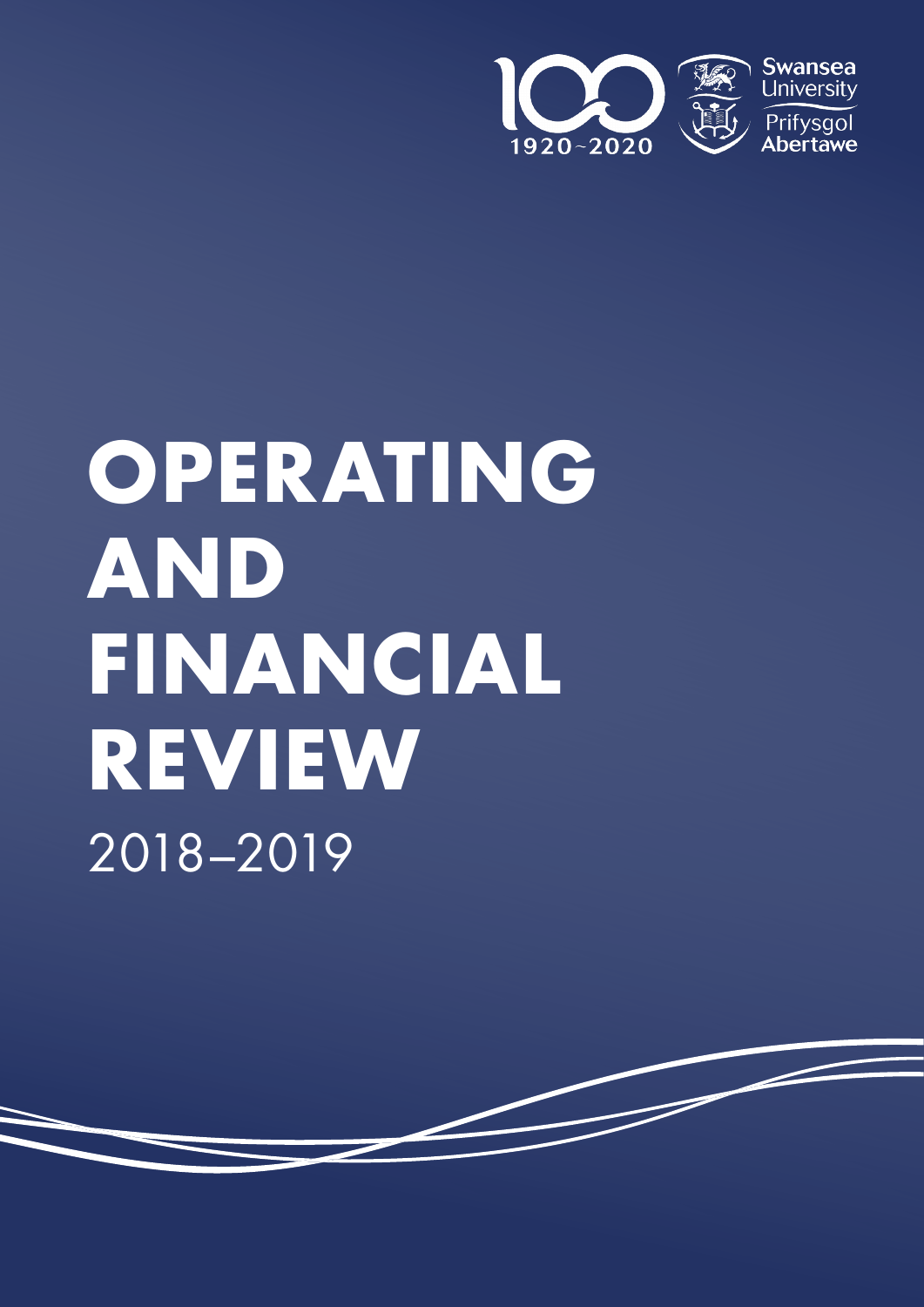1920~2020

Swansea University
Prifysgol Abertawe

# OPERATING AND FINANCIAL REVIEW

2018–2019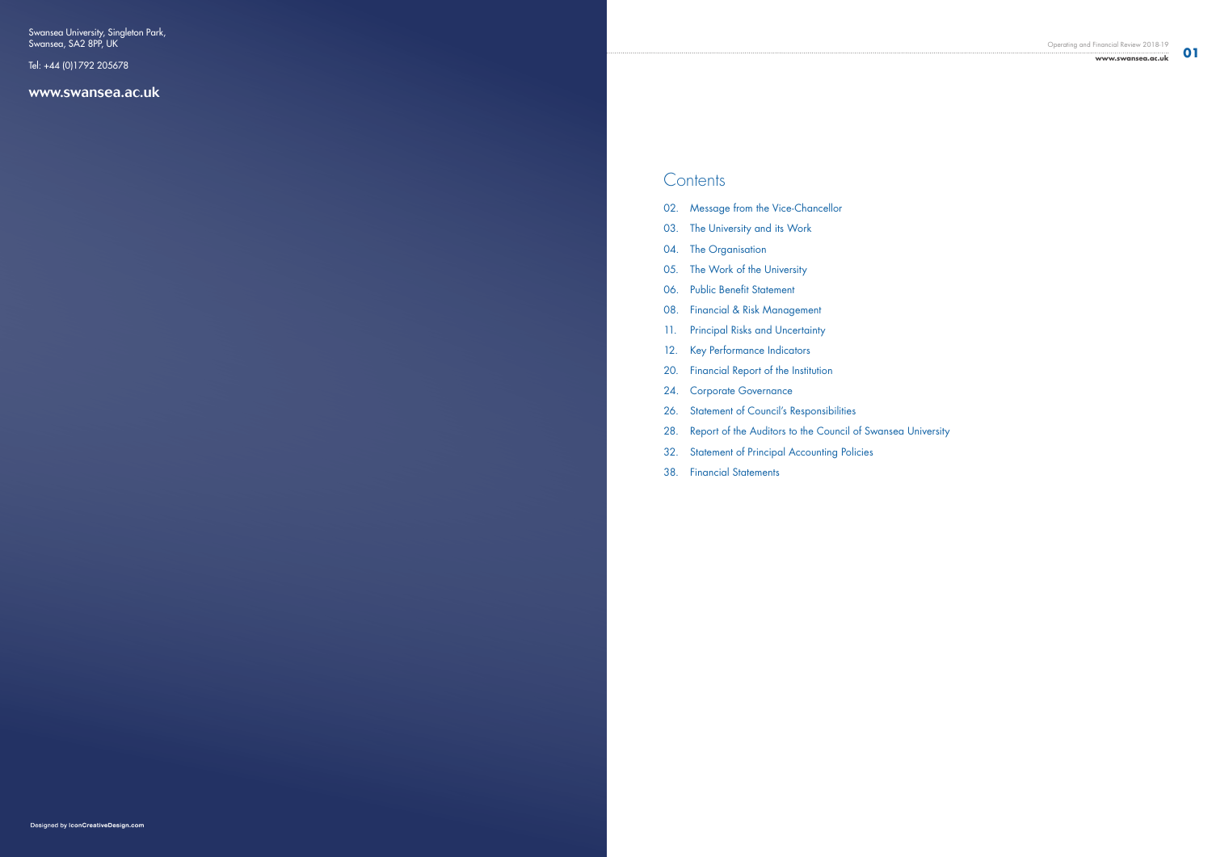Swansea University, Singleton Park,
Swansea, SA2 8PP, UK

Tel: +44 (0)1792 205678

www.swansea.ac.uk

Designed by IconCreativeDesign.com

# Contents

02. Message from the Vice-Chancellor
03. The University and its Work
04. The Organisation
05. The Work of the University
06. Public Benefit Statement
08. Financial & Risk Management
11. Principal Risks and Uncertainty
12. Key Performance Indicators
20. Financial Report of the Institution
24. Corporate Governance
26. Statement of Council's Responsibilities
28. Report of the Auditors to the Council of Swansea University
32. Statement of Principal Accounting Policies
38. Financial Statements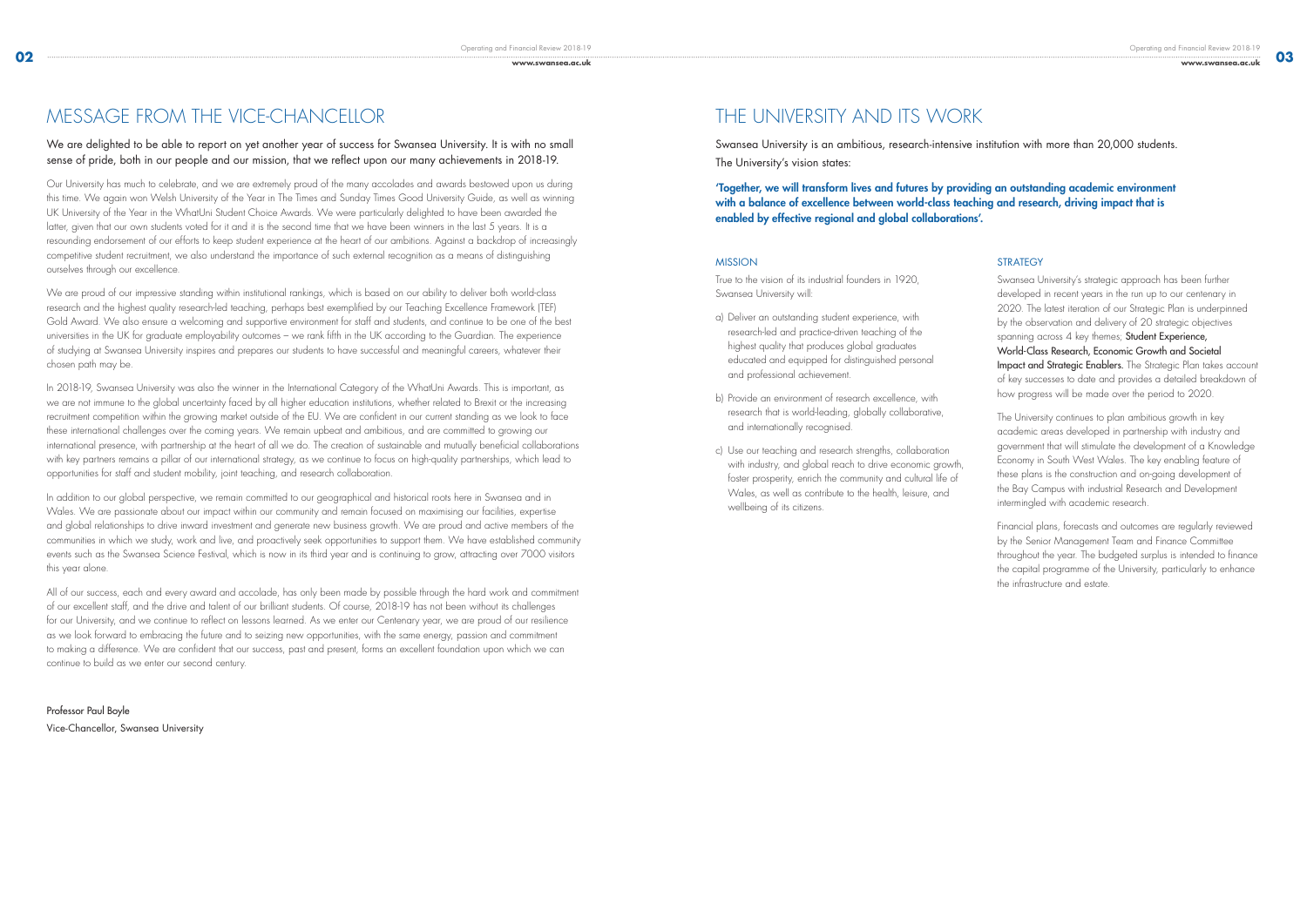# MESSAGE FROM THE VICE-CHANCELLOR

**We are delighted to be able to report on yet another year of success for Swansea University. It is with no small sense of pride, both in our people and our mission, that we reflect upon our many achievements in 2018-19.**

Our University has much to celebrate, and we are extremely proud of the many accolades and awards bestowed upon us during this time. We again won Welsh University of the Year in The Times and Sunday Times Good University Guide, as well as winning UK University of the Year in the WhatUni Student Choice Awards. We were particularly delighted to have been awarded the latter, given that our own students voted for it and it is the second time that we have been winners in the last 5 years. It is a resounding endorsement of our efforts to keep student experience at the heart of our ambitions. Against a backdrop of increasingly competitive student recruitment, we also understand the importance of such external recognition as a means of distinguishing ourselves through our excellence.

We are proud of our impressive standing within institutional rankings, which is based on our ability to deliver both world-class research and the highest quality research-led teaching, perhaps best exemplified by our Teaching Excellence Framework (TEF) Gold Award. We also ensure a welcoming and supportive environment for staff and students, and continue to be one of the best universities in the UK for graduate employability outcomes – we rank fifth in the UK according to the Guardian. The experience of studying at Swansea University inspires and prepares our students to have successful and meaningful careers, whatever their chosen path may be.

In 2018-19, Swansea University was also the winner in the International Category of the WhatUni Awards. This is important, as we are not immune to the global uncertainty faced by all higher education institutions, whether related to Brexit or the increasing recruitment competition within the growing market outside of the EU. We are confident in our current standing as we look to face these international challenges over the coming years. We remain upbeat and ambitious, and are committed to growing our international presence, with partnership at the heart of all we do. The creation of sustainable and mutually beneficial collaborations with key partners remains a pillar of our international strategy, as we continue to focus on high-quality partnerships, which lead to opportunities for staff and student mobility, joint teaching, and research collaboration.

In addition to our global perspective, we remain committed to our geographical and historical roots here in Swansea and in Wales. We are passionate about our impact within our community and remain focused on maximising our facilities, expertise and global relationships to drive inward investment and generate new business growth. We are proud and active members of the communities in which we study, work and live, and proactively seek opportunities to support them. We have established community events such as the Swansea Science Festival, which is now in its third year and is continuing to grow, attracting over 7000 visitors this year alone.

All of our success, each and every award and accolade, has only been made by possible through the hard work and commitment of our excellent staff, and the drive and talent of our brilliant students. Of course, 2018-19 has not been without its challenges for our University, and we continue to reflect on lessons learned. As we enter our Centenary year, we are proud of our resilience as we look forward to embracing the future and to seizing new opportunities, with the same energy, passion and commitment to making a difference. We are confident that our success, past and present, forms an excellent foundation upon which we can continue to build as we enter our second century.

Professor Paul Boyle
Vice-Chancellor, Swansea University

# THE UNIVERSITY AND ITS WORK

Swansea University is an ambitious, research-intensive institution with more than 20,000 students. The University's vision states:

**'Together, we will transform lives and futures by providing an outstanding academic environment with a balance of excellence between world-class teaching and research, driving impact that is enabled by effective regional and global collaborations'.**

## MISSION

True to the vision of its industrial founders in 1920, Swansea University will:

a) Deliver an outstanding student experience, with research-led and practice-driven teaching of the highest quality that produces global graduates educated and equipped for distinguished personal and professional achievement.

b) Provide an environment of research excellence, with research that is world-leading, globally collaborative, and internationally recognised.

c) Use our teaching and research strengths, collaboration with industry, and global reach to drive economic growth, foster prosperity, enrich the community and cultural life of Wales, as well as contribute to the health, leisure, and wellbeing of its citizens.

## STRATEGY

Swansea University's strategic approach has been further developed in recent years in the run up to our centenary in 2020. The latest iteration of our Strategic Plan is underpinned by the observation and delivery of 20 strategic objectives spanning across 4 key themes; **Student Experience, World-Class Research, Economic Growth and Societal Impact and Strategic Enablers.** The Strategic Plan takes account of key successes to date and provides a detailed breakdown of how progress will be made over the period to 2020.

The University continues to plan ambitious growth in key academic areas developed in partnership with industry and government that will stimulate the development of a Knowledge Economy in South West Wales. The key enabling feature of these plans is the construction and on-going development of the Bay Campus with industrial Research and Development intermingled with academic research.

Financial plans, forecasts and outcomes are regularly reviewed by the Senior Management Team and Finance Committee throughout the year. The budgeted surplus is intended to finance the capital programme of the University, particularly to enhance the infrastructure and estate.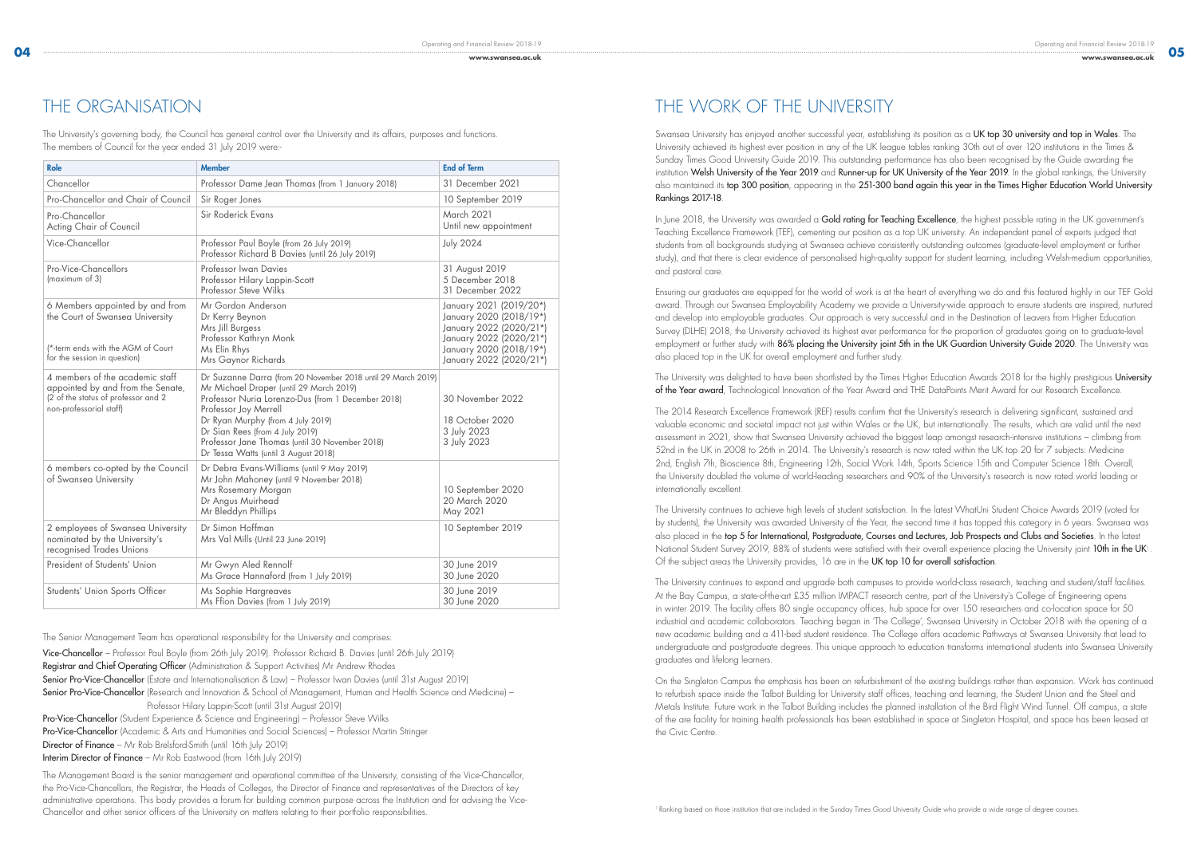# THE ORGANISATION

The University's governing body, the Council has general control over the University and its affairs, purposes and functions. The members of Council for the year ended 31 July 2019 were:-

| Role | Member | End of Term |
|---|---|---|
| Chancellor | Professor Dame Jean Thomas (from 1 January 2018) | 31 December 2021 |
| Pro-Chancellor and Chair of Council | Sir Roger Jones | 10 September 2019 |
| Pro-Chancellor<br>Acting Chair of Council | Sir Roderick Evans | March 2021<br>Until new appointment |
| Vice-Chancellor | Professor Paul Boyle (from 26 July 2019)<br>Professor Richard B Davies (until 26 July 2019) | July 2024 |
| Pro-Vice-Chancellors (maximum of 3) | Professor Iwan Davies<br>Professor Hilary Lappin-Scott<br>Professor Steve Wilks | 31 August 2019<br>5 December 2018<br>31 December 2022 |
| 6 Members appointed by and from the Court of Swansea University<br><br>(*-term ends with the AGM of Court for the session in question) | Mr Gordon Anderson<br>Dr Kerry Beynon<br>Mrs Jill Burgess<br>Professor Kathryn Monk<br>Ms Elin Rhys<br>Mrs Gaynor Richards | January 2021 (2019/20*)<br>January 2020 (2018/19*)<br>January 2022 (2020/21*)<br>January 2022 (2020/21*)<br>January 2020 (2018/19*)<br>January 2022 (2020/21*) |
| 4 members of the academic staff appointed by and from the Senate, (2 of the status of professor and 2 non-professorial staff) | Dr Suzanne Darra (from 20 November 2018 until 29 March 2019)<br>Mr Michael Draper (until 29 March 2019)<br>Professor Nuria Lorenzo-Dus (from 1 December 2018)<br>Professor Joy Merrell<br>Dr Ryan Murphy (from 4 July 2019)<br>Dr Sian Rees (from 4 July 2019)<br>Professor Jane Thomas (until 30 November 2018)<br>Dr Tessa Watts (until 3 August 2018) | 30 November 2022<br><br>18 October 2020<br>3 July 2023<br>3 July 2023 |
| 6 members co-opted by the Council of Swansea University | Dr Debra Evans-Williams (until 9 May 2019)<br>Mr John Mahoney (until 9 November 2018)<br>Mrs Rosemary Morgan<br>Dr Angus Muirhead<br>Mr Bleddyn Phillips | 10 September 2020<br>20 March 2020<br>May 2021 |
| 2 employees of Swansea University nominated by the University's recognised Trades Unions | Dr Simon Hoffman<br>Mrs Val Mills (Until 23 June 2019) | 10 September 2019 |
| President of Students' Union | Mr Gwyn Aled Rennolf<br>Ms Grace Hannaford (from 1 July 2019) | 30 June 2019<br>30 June 2020 |
| Students' Union Sports Officer | Ms Sophie Hargreaves<br>Ms Ffion Davies (from 1 July 2019) | 30 June 2019<br>30 June 2020 |

The Senior Management Team has operational responsibility for the University and comprises:

**Vice-Chancellor** – Professor Paul Boyle (from 26th July 2019). Professor Richard B. Davies (until 26th July 2019)
**Registrar and Chief Operating Officer** (Administration & Support Activities) Mr Andrew Rhodes
**Senior Pro-Vice-Chancellor** (Estate and Internationalisation & Law) – Professor Iwan Davies (until 31st August 2019)
**Senior Pro-Vice-Chancellor** (Research and Innovation & School of Management, Human and Health Science and Medicine) – Professor Hilary Lappin-Scott (until 31st August 2019)
**Pro-Vice-Chancellor** (Student Experience & Science and Engineering) – Professor Steve Wilks
**Pro-Vice-Chancellor** (Academic & Arts and Humanities and Social Sciences) – Professor Martin Stringer
**Director of Finance** – Mr Rob Brelsford-Smith (until 16th July 2019)
**Interim Director of Finance** – Mr Rob Eastwood (from 16th July 2019)

The Management Board is the senior management and operational committee of the University, consisting of the Vice-Chancellor, the Pro-Vice-Chancellors, the Registrar, the Heads of Colleges, the Director of Finance and representatives of the Directors of key administrative operations. This body provides a forum for building common purpose across the Institution and for advising the Vice-Chancellor and other senior officers of the University on matters relating to their portfolio responsibilities.

# THE WORK OF THE UNIVERSITY

Swansea University has enjoyed another successful year, establishing its position as a **UK top 30 university and top in Wales**. The University achieved its highest ever position in any of the UK league tables ranking 30th out of over 120 institutions in the Times & Sunday Times Good University Guide 2019. This outstanding performance has also been recognised by the Guide awarding the institution **Welsh University of the Year 2019** and **Runner-up for UK University of the Year 2019**. In the global rankings, the University also maintained its **top 300 position**, appearing in the **251-300 band again this year in the Times Higher Education World University Rankings 2017-18**.

In June 2018, the University was awarded a **Gold rating for Teaching Excellence**, the highest possible rating in the UK government's Teaching Excellence Framework (TEF), cementing our position as a top UK university. An independent panel of experts judged that students from all backgrounds studying at Swansea achieve consistently outstanding outcomes (graduate-level employment or further study), and that there is clear evidence of personalised high-quality support for student learning, including Welsh-medium opportunities, and pastoral care.

Ensuring our graduates are equipped for the world of work is at the heart of everything we do and this featured highly in our TEF Gold award. Through our Swansea Employability Academy we provide a University-wide approach to ensure students are inspired, nurtured and develop into employable graduates. Our approach is very successful and in the Destination of Leavers from Higher Education Survey (DLHE) 2018, the University achieved its highest ever performance for the proportion of graduates going on to graduate-level employment or further study with **86% placing the University joint 5th in the UK Guardian University Guide 2020**. The University was also placed top in the UK for overall employment and further study.

The University was delighted to have been shortlisted by the Times Higher Education Awards 2018 for the highly prestigious **University of the Year award**, Technological Innovation of the Year Award and THE DataPoints Merit Award for our Research Excellence.

The 2014 Research Excellence Framework (REF) results confirm that the University's research is delivering significant, sustained and valuable economic and societal impact not just within Wales or the UK, but internationally. The results, which are valid until the next assessment in 2021, show that Swansea University achieved the biggest leap amongst research-intensive institutions – climbing from 52nd in the UK in 2008 to 26th in 2014. The University's research is now rated within the UK top 20 for 7 subjects: Medicine 2nd, English 7th, Bioscience 8th, Engineering 12th, Social Work 14th, Sports Science 15th and Computer Science 18th. Overall, the University doubled the volume of world-leading researchers and 90% of the University's research is now rated world leading or internationally excellent.

The University continues to achieve high levels of student satisfaction. In the latest WhatUni Student Choice Awards 2019 (voted for by students), the University was awarded University of the Year, the second time it has topped this category in 6 years. Swansea was also placed in the **top 5 for International, Postgraduate, Courses and Lectures, Job Prospects and Clubs and Societies**. In the latest National Student Survey 2019, 88% of students were satisfied with their overall experience placing the University joint **10th in the UK**[1]. Of the subject areas the University provides, 16 are in the **UK top 10 for overall satisfaction**.

The University continues to expand and upgrade both campuses to provide world-class research, teaching and student/staff facilities. At the Bay Campus, a state-of-the-art £35 million IMPACT research centre, part of the University's College of Engineering opens in winter 2019. The facility offers 80 single occupancy offices, hub space for over 150 researchers and co-location space for 50 industrial and academic collaborators. Teaching began in 'The College', Swansea University in October 2018 with the opening of a new academic building and a 411-bed student residence. The College offers academic Pathways at Swansea University that lead to undergraduate and postgraduate degrees. This unique approach to education transforms international students into Swansea University graduates and lifelong learners.

On the Singleton Campus the emphasis has been on refurbishment of the existing buildings rather than expansion. Work has continued to refurbish space inside the Talbot Building for University staff offices, teaching and learning, the Student Union and the Steel and Metals Institute. Future work in the Talbot Building includes the planned installation of the Bird Flight Wind Tunnel. Off campus, a state of the art facility for training health professionals has been established in space at Singleton Hospital, and space has been leased at the Civic Centre.

[1] Ranking based on those institution that are included in the Sunday Times Good University Guide who provide a wide range of degree courses.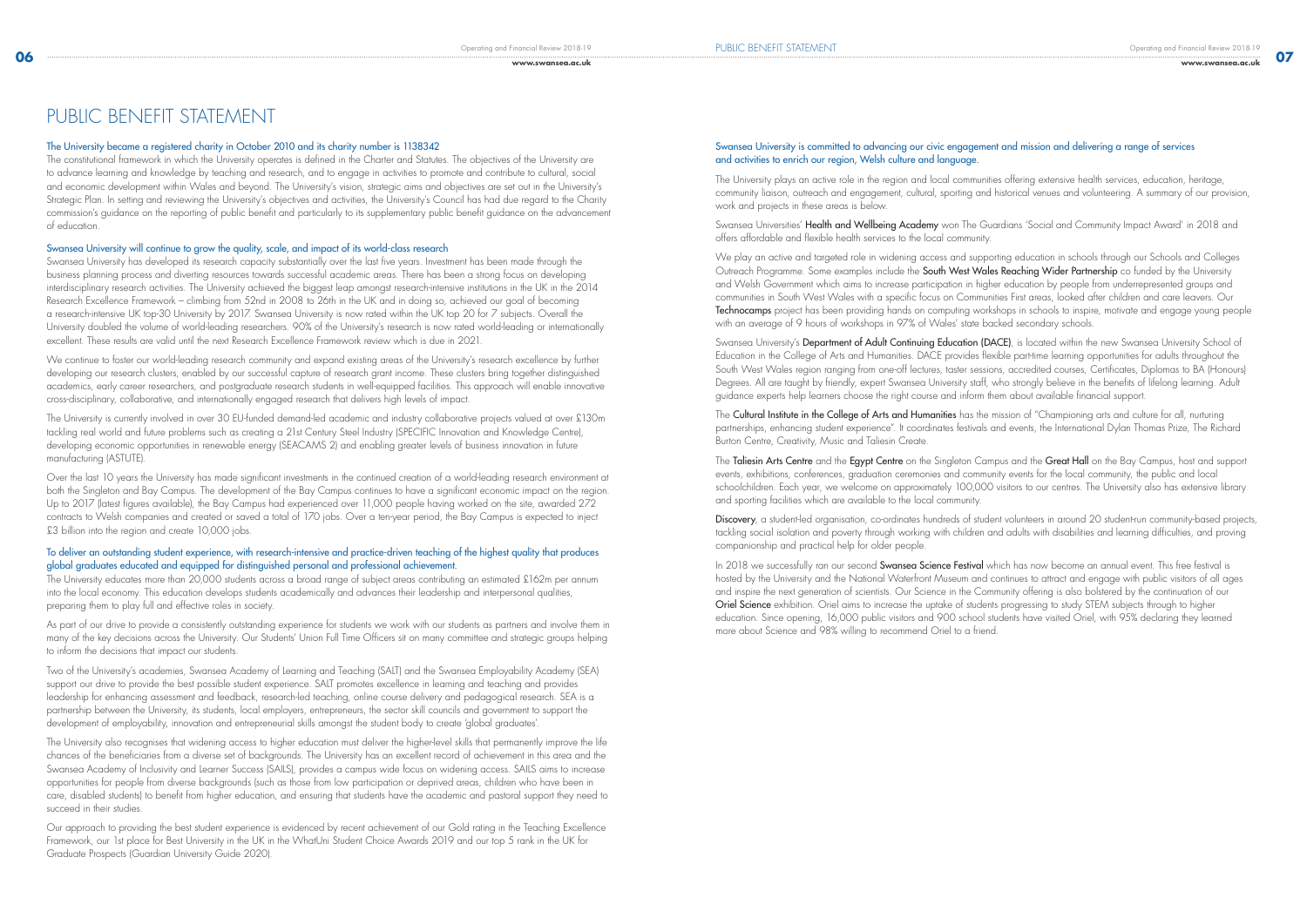# PUBLIC BENEFIT STATEMENT

## The University became a registered charity in October 2010 and its charity number is 1138342

The constitutional framework in which the University operates is defined in the Charter and Statutes. The objectives of the University are to advance learning and knowledge by teaching and research, and to engage in activities to promote and contribute to cultural, social and economic development within Wales and beyond. The University's vision, strategic aims and objectives are set out in the University's Strategic Plan. In setting and reviewing the University's objectives and activities, the University's Council has had due regard to the Charity commission's guidance on the reporting of public benefit and particularly to its supplementary public benefit guidance on the advancement of education.

## Swansea University will continue to grow the quality, scale, and impact of its world-class research

Swansea University has developed its research capacity substantially over the last five years. Investment has been made through the business planning process and diverting resources towards successful academic areas. There has been a strong focus on developing interdisciplinary research activities. The University achieved the biggest leap amongst research-intensive institutions in the UK in the 2014 Research Excellence Framework – climbing from 52nd in 2008 to 26th in the UK and in doing so, achieved our goal of becoming a research-intensive UK top-30 University by 2017. Swansea University is now rated within the UK top 20 for 7 subjects. Overall the University doubled the volume of world-leading researchers. 90% of the University's research is now rated world-leading or internationally excellent. These results are valid until the next Research Excellence Framework review which is due in 2021.

We continue to foster our world-leading research community and expand existing areas of the University's research excellence by further developing our research clusters, enabled by our successful capture of research grant income. These clusters bring together distinguished academics, early career researchers, and postgraduate research students in well-equipped facilities. This approach will enable innovative cross-disciplinary, collaborative, and internationally engaged research that delivers high levels of impact.

The University is currently involved in over 30 EU-funded demand-led academic and industry collaborative projects valued at over £130m tackling real world and future problems such as creating a 21st Century Steel Industry (SPECIFIC Innovation and Knowledge Centre), developing economic opportunities in renewable energy (SEACAMS 2) and enabling greater levels of business innovation in future manufacturing (ASTUTE).

Over the last 10 years the University has made significant investments in the continued creation of a world-leading research environment at both the Singleton and Bay Campus. The development of the Bay Campus continues to have a significant economic impact on the region. Up to 2017 (latest figures available), the Bay Campus had experienced over 11,000 people having worked on the site, awarded 272 contracts to Welsh companies and created or saved a total of 170 jobs. Over a ten-year period, the Bay Campus is expected to inject £3 billion into the region and create 10,000 jobs.

## To deliver an outstanding student experience, with research-intensive and practice-driven teaching of the highest quality that produces global graduates educated and equipped for distinguished personal and professional achievement.

The University educates more than 20,000 students across a broad range of subject areas contributing an estimated £162m per annum into the local economy. This education develops students academically and advances their leadership and interpersonal qualities, preparing them to play full and effective roles in society.

As part of our drive to provide a consistently outstanding experience for students we work with our students as partners and involve them in many of the key decisions across the University. Our Students' Union Full Time Officers sit on many committee and strategic groups helping to inform the decisions that impact our students.

Two of the University's academies, Swansea Academy of Learning and Teaching (SALT) and the Swansea Employability Academy (SEA) support our drive to provide the best possible student experience. SALT promotes excellence in learning and teaching and provides leadership for enhancing assessment and feedback, research-led teaching, online course delivery and pedagogical research. SEA is a partnership between the University, its students, local employers, entrepreneurs, the sector skill councils and government to support the development of employability, innovation and entrepreneurial skills amongst the student body to create 'global graduates'.

The University also recognises that widening access to higher education must deliver the higher-level skills that permanently improve the life chances of the beneficiaries from a diverse set of backgrounds. The University has an excellent record of achievement in this area and the Swansea Academy of Inclusivity and Learner Success (SAILS), provides a campus wide focus on widening access. SAILS aims to increase opportunities for people from diverse backgrounds (such as those from low participation or deprived areas, children who have been in care, disabled students) to benefit from higher education, and ensuring that students have the academic and pastoral support they need to succeed in their studies.

Our approach to providing the best student experience is evidenced by recent achievement of our Gold rating in the Teaching Excellence Framework, our 1st place for Best University in the UK in the WhatUni Student Choice Awards 2019 and our top 5 rank in the UK for Graduate Prospects (Guardian University Guide 2020).

## Swansea University is committed to advancing our civic engagement and mission and delivering a range of services and activities to enrich our region, Welsh culture and language.

The University plays an active role in the region and local communities offering extensive health services, education, heritage, community liaison, outreach and engagement, cultural, sporting and historical venues and volunteering. A summary of our provision, work and projects in these areas is below.

Swansea Universities' **Health and Wellbeing Academy** won The Guardians 'Social and Community Impact Award' in 2018 and offers affordable and flexible health services to the local community.

We play an active and targeted role in widening access and supporting education in schools through our Schools and Colleges Outreach Programme. Some examples include the **South West Wales Reaching Wider Partnership** co funded by the University and Welsh Government which aims to increase participation in higher education by people from underrepresented groups and communities in South West Wales with a specific focus on Communities First areas, looked after children and care leavers. Our **Technocamps** project has been providing hands on computing workshops in schools to inspire, motivate and engage young people with an average of 9 hours of workshops in 97% of Wales' state backed secondary schools.

Swansea University's **Department of Adult Continuing Education (DACE)**, is located within the new Swansea University School of Education in the College of Arts and Humanities. DACE provides flexible part-time learning opportunities for adults throughout the South West Wales region ranging from one-off lectures, taster sessions, accredited courses, Certificates, Diplomas to BA (Honours) Degrees. All are taught by friendly, expert Swansea University staff, who strongly believe in the benefits of lifelong learning. Adult guidance experts help learners choose the right course and inform them about available financial support.

The **Cultural Institute in the College of Arts and Humanities** has the mission of "Championing arts and culture for all, nurturing partnerships, enhancing student experience". It coordinates festivals and events, the International Dylan Thomas Prize, The Richard Burton Centre, Creativity, Music and Taliesin Create.

The **Taliesin Arts Centre** and the **Egypt Centre** on the Singleton Campus and the **Great Hall** on the Bay Campus, host and support events, exhibitions, conferences, graduation ceremonies and community events for the local community, the public and local schoolchildren. Each year, we welcome on approximately 100,000 visitors to our centres. The University also has extensive library and sporting facilities which are available to the local community.

**Discovery**, a student-led organisation, co-ordinates hundreds of student volunteers in around 20 student-run community-based projects, tackling social isolation and poverty through working with children and adults with disabilities and learning difficulties, and proving companionship and practical help for older people.

In 2018 we successfully ran our second **Swansea Science Festival** which has now become an annual event. This free festival is hosted by the University and the National Waterfront Museum and continues to attract and engage with public visitors of all ages and inspire the next generation of scientists. Our Science in the Community offering is also bolstered by the continuation of our **Oriel Science** exhibition. Oriel aims to increase the uptake of students progressing to study STEM subjects through to higher education. Since opening, 16,000 public visitors and 900 school students have visited Oriel, with 95% declaring they learned more about Science and 98% willing to recommend Oriel to a friend.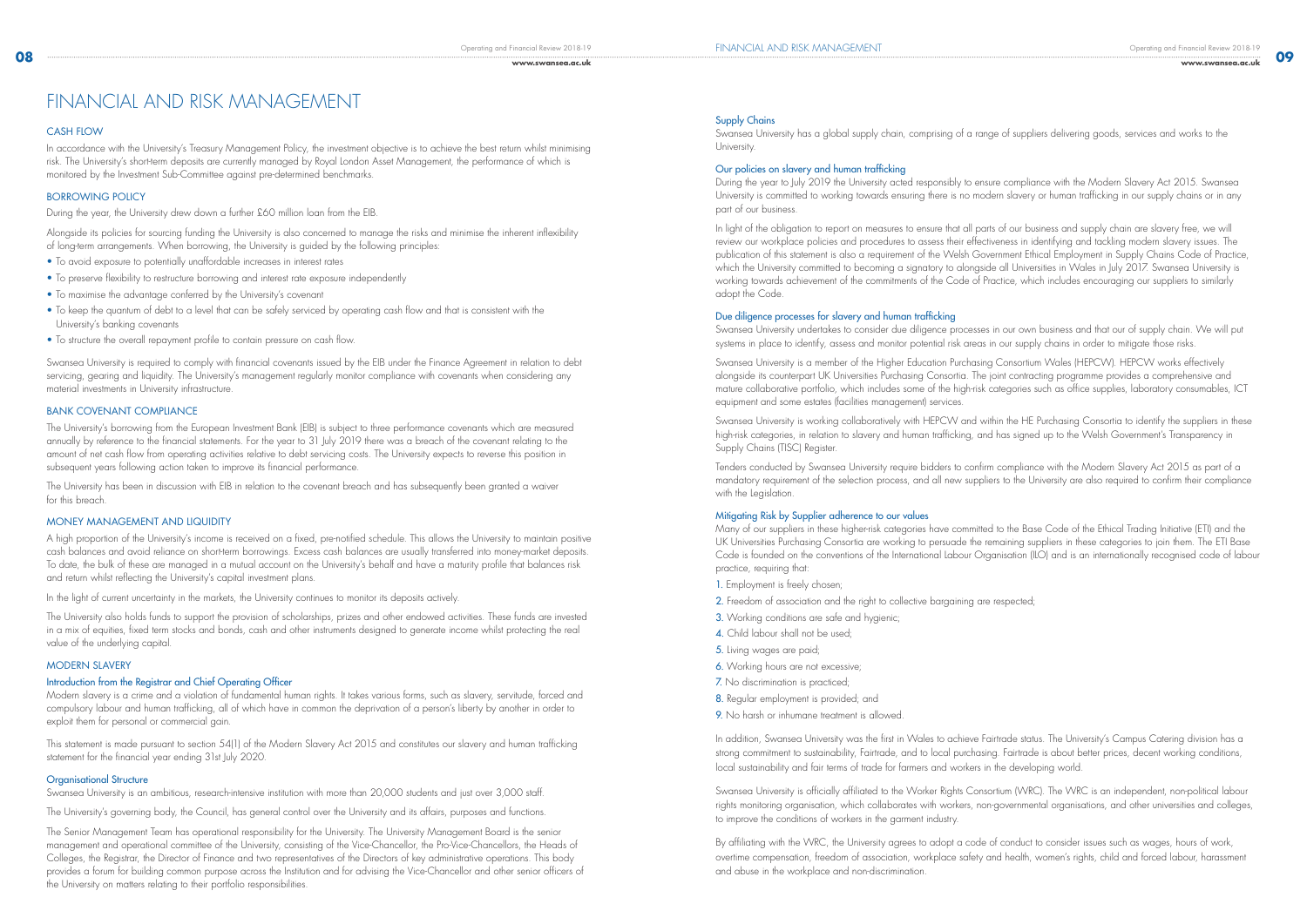# FINANCIAL AND RISK MANAGEMENT

## CASH FLOW

In accordance with the University's Treasury Management Policy, the investment objective is to achieve the best return whilst minimising risk. The University's short-term deposits are currently managed by Royal London Asset Management, the performance of which is monitored by the Investment Sub-Committee against pre-determined benchmarks.

## BORROWING POLICY

During the year, the University drew down a further £60 million loan from the EIB.

Alongside its policies for sourcing funding the University is also concerned to manage the risks and minimise the inherent inflexibility of long-term arrangements. When borrowing, the University is guided by the following principles:

- To avoid exposure to potentially unaffordable increases in interest rates
- To preserve flexibility to restructure borrowing and interest rate exposure independently
- To maximise the advantage conferred by the University's covenant
- To keep the quantum of debt to a level that can be safely serviced by operating cash flow and that is consistent with the University's banking covenants
- To structure the overall repayment profile to contain pressure on cash flow.

Swansea University is required to comply with financial covenants issued by the EIB under the Finance Agreement in relation to debt servicing, gearing and liquidity. The University's management regularly monitor compliance with covenants when considering any material investments in University infrastructure.

## BANK COVENANT COMPLIANCE

The University's borrowing from the European Investment Bank (EIB) is subject to three performance covenants which are measured annually by reference to the financial statements. For the year to 31 July 2019 there was a breach of the covenant relating to the amount of net cash flow from operating activities relative to debt servicing costs. The University expects to reverse this position in subsequent years following action taken to improve its financial performance.

The University has been in discussion with EIB in relation to the covenant breach and has subsequently been granted a waiver for this breach.

## MONEY MANAGEMENT AND LIQUIDITY

A high proportion of the University's income is received on a fixed, pre-notified schedule. This allows the University to maintain positive cash balances and avoid reliance on short-term borrowings. Excess cash balances are usually transferred into money-market deposits. To date, the bulk of these are managed in a mutual account on the University's behalf and have a maturity profile that balances risk and return whilst reflecting the University's capital investment plans.

In the light of current uncertainty in the markets, the University continues to monitor its deposits actively.

The University also holds funds to support the provision of scholarships, prizes and other endowed activities. These funds are invested in a mix of equities, fixed term stocks and bonds, cash and other instruments designed to generate income whilst protecting the real value of the underlying capital.

## MODERN SLAVERY

### Introduction from the Registrar and Chief Operating Officer

Modern slavery is a crime and a violation of fundamental human rights. It takes various forms, such as slavery, servitude, forced and compulsory labour and human trafficking, all of which have in common the deprivation of a person's liberty by another in order to exploit them for personal or commercial gain.

This statement is made pursuant to section 54(1) of the Modern Slavery Act 2015 and constitutes our slavery and human trafficking statement for the financial year ending 31st July 2020.

### Organisational Structure

Swansea University is an ambitious, research-intensive institution with more than 20,000 students and just over 3,000 staff.

The University's governing body, the Council, has general control over the University and its affairs, purposes and functions.

The Senior Management Team has operational responsibility for the University. The University Management Board is the senior management and operational committee of the University, consisting of the Vice-Chancellor, the Pro-Vice-Chancellors, the Heads of Colleges, the Registrar, the Director of Finance and two representatives of the Directors of key administrative operations. This body provides a forum for building common purpose across the Institution and for advising the Vice-Chancellor and other senior officers of the University on matters relating to their portfolio responsibilities.

### Supply Chains

Swansea University has a global supply chain, comprising of a range of suppliers delivering goods, services and works to the University.

### Our policies on slavery and human trafficking

During the year to July 2019 the University acted responsibly to ensure compliance with the Modern Slavery Act 2015. Swansea University is committed to working towards ensuring there is no modern slavery or human trafficking in our supply chains or in any part of our business.

In light of the obligation to report on measures to ensure that all parts of our business and supply chain are slavery free, we will review our workplace policies and procedures to assess their effectiveness in identifying and tackling modern slavery issues. The publication of this statement is also a requirement of the Welsh Government Ethical Employment in Supply Chains Code of Practice, which the University committed to becoming a signatory to alongside all Universities in Wales in July 2017. Swansea University is working towards achievement of the commitments of the Code of Practice, which includes encouraging our suppliers to similarly adopt the Code.

### Due diligence processes for slavery and human trafficking

Swansea University undertakes to consider due diligence processes in our own business and that our of supply chain. We will put systems in place to identify, assess and monitor potential risk areas in our supply chains in order to mitigate those risks.

Swansea University is a member of the Higher Education Purchasing Consortium Wales (HEPCW). HEPCW works effectively alongside its counterpart UK Universities Purchasing Consortia. The joint contracting programme provides a comprehensive and mature collaborative portfolio, which includes some of the high-risk categories such as office supplies, laboratory consumables, ICT equipment and some estates (facilities management) services.

Swansea University is working collaboratively with HEPCW and within the HE Purchasing Consortia to identify the suppliers in these high-risk categories, in relation to slavery and human trafficking, and has signed up to the Welsh Government's Transparency in Supply Chains (TISC) Register.

Tenders conducted by Swansea University require bidders to confirm compliance with the Modern Slavery Act 2015 as part of a mandatory requirement of the selection process, and all new suppliers to the University are also required to confirm their compliance with the Legislation.

### Mitigating Risk by Supplier adherence to our values

Many of our suppliers in these higher-risk categories have committed to the Base Code of the Ethical Trading Initiative (ETI) and the UK Universities Purchasing Consortia are working to persuade the remaining suppliers in these categories to join them. The ETI Base Code is founded on the conventions of the International Labour Organisation (ILO) and is an internationally recognised code of labour practice, requiring that:

1. Employment is freely chosen;
2. Freedom of association and the right to collective bargaining are respected;
3. Working conditions are safe and hygienic;
4. Child labour shall not be used;
5. Living wages are paid;
6. Working hours are not excessive;
7. No discrimination is practiced;
8. Regular employment is provided; and
9. No harsh or inhumane treatment is allowed.

In addition, Swansea University was the first in Wales to achieve Fairtrade status. The University's Campus Catering division has a strong commitment to sustainability, Fairtrade, and to local purchasing. Fairtrade is about better prices, decent working conditions, local sustainability and fair terms of trade for farmers and workers in the developing world.

Swansea University is officially affiliated to the Worker Rights Consortium (WRC). The WRC is an independent, non-political labour rights monitoring organisation, which collaborates with workers, non-governmental organisations, and other universities and colleges, to improve the conditions of workers in the garment industry.

By affiliating with the WRC, the University agrees to adopt a code of conduct to consider issues such as wages, hours of work, overtime compensation, freedom of association, workplace safety and health, women's rights, child and forced labour, harassment and abuse in the workplace and non-discrimination.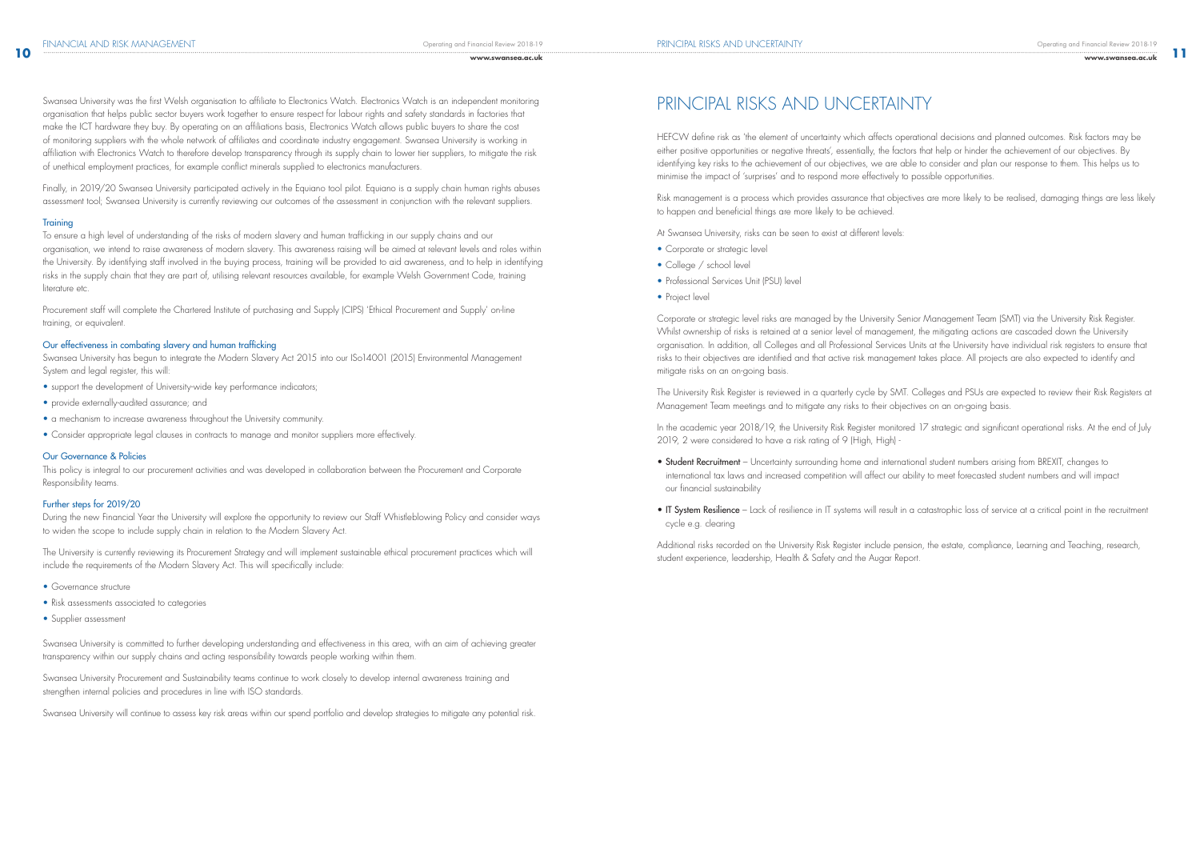Swansea University was the first Welsh organisation to affiliate to Electronics Watch. Electronics Watch is an independent monitoring organisation that helps public sector buyers work together to ensure respect for labour rights and safety standards in factories that make the ICT hardware they buy. By operating on an affiliations basis, Electronics Watch allows public buyers to share the cost of monitoring suppliers with the whole network of affiliates and coordinate industry engagement. Swansea University is working in affiliation with Electronics Watch to therefore develop transparency through its supply chain to lower tier suppliers, to mitigate the risk of unethical employment practices, for example conflict minerals supplied to electronics manufacturers.

Finally, in 2019/20 Swansea University participated actively in the Equiano tool pilot. Equiano is a supply chain human rights abuses assessment tool; Swansea University is currently reviewing our outcomes of the assessment in conjunction with the relevant suppliers.

### Training

To ensure a high level of understanding of the risks of modern slavery and human trafficking in our supply chains and our organisation, we intend to raise awareness of modern slavery. This awareness raising will be aimed at relevant levels and roles within the University. By identifying staff involved in the buying process, training will be provided to aid awareness, and to help in identifying risks in the supply chain that they are part of, utilising relevant resources available, for example Welsh Government Code, training literature etc.

Procurement staff will complete the Chartered Institute of purchasing and Supply (CIPS) 'Ethical Procurement and Supply' on-line training, or equivalent.

### Our effectiveness in combating slavery and human trafficking

Swansea University has begun to integrate the Modern Slavery Act 2015 into our ISo14001 (2015) Environmental Management System and legal register, this will:

- support the development of University-wide key performance indicators;
- provide externally-audited assurance; and
- a mechanism to increase awareness throughout the University community.
- Consider appropriate legal clauses in contracts to manage and monitor suppliers more effectively.

### Our Governance & Policies

This policy is integral to our procurement activities and was developed in collaboration between the Procurement and Corporate Responsibility teams.

### Further steps for 2019/20

During the new Financial Year the University will explore the opportunity to review our Staff Whistleblowing Policy and consider ways to widen the scope to include supply chain in relation to the Modern Slavery Act.

The University is currently reviewing its Procurement Strategy and will implement sustainable ethical procurement practices which will include the requirements of the Modern Slavery Act. This will specifically include:

- Governance structure
- Risk assessments associated to categories
- Supplier assessment

Swansea University is committed to further developing understanding and effectiveness in this area, with an aim of achieving greater transparency within our supply chains and acting responsibility towards people working within them.

Swansea University Procurement and Sustainability teams continue to work closely to develop internal awareness training and strengthen internal policies and procedures in line with ISO standards.

Swansea University will continue to assess key risk areas within our spend portfolio and develop strategies to mitigate any potential risk.

# PRINCIPAL RISKS AND UNCERTAINTY

HEFCW define risk as 'the element of uncertainty which affects operational decisions and planned outcomes. Risk factors may be either positive opportunities or negative threats', essentially, the factors that help or hinder the achievement of our objectives. By identifying key risks to the achievement of our objectives, we are able to consider and plan our response to them. This helps us to minimise the impact of 'surprises' and to respond more effectively to possible opportunities.

Risk management is a process which provides assurance that objectives are more likely to be realised, damaging things are less likely to happen and beneficial things are more likely to be achieved.

At Swansea University, risks can be seen to exist at different levels:

- Corporate or strategic level
- College / school level
- Professional Services Unit (PSU) level
- Project level

Corporate or strategic level risks are managed by the University Senior Management Team (SMT) via the University Risk Register. Whilst ownership of risks is retained at a senior level of management, the mitigating actions are cascaded down the University organisation. In addition, all Colleges and all Professional Services Units at the University have individual risk registers to ensure that risks to their objectives are identified and that active risk management takes place. All projects are also expected to identify and mitigate risks on an on-going basis.

The University Risk Register is reviewed in a quarterly cycle by SMT. Colleges and PSUs are expected to review their Risk Registers at Management Team meetings and to mitigate any risks to their objectives on an on-going basis.

In the academic year 2018/19, the University Risk Register monitored 17 strategic and significant operational risks. At the end of July 2019, 2 were considered to have a risk rating of 9 (High, High) -

- **Student Recruitment** – Uncertainty surrounding home and international student numbers arising from BREXIT, changes to international tax laws and increased competition will affect our ability to meet forecasted student numbers and will impact our financial sustainability
- **IT System Resilience** – Lack of resilience in IT systems will result in a catastrophic loss of service at a critical point in the recruitment cycle e.g. clearing

Additional risks recorded on the University Risk Register include pension, the estate, compliance, Learning and Teaching, research, student experience, leadership, Health & Safety and the Augar Report.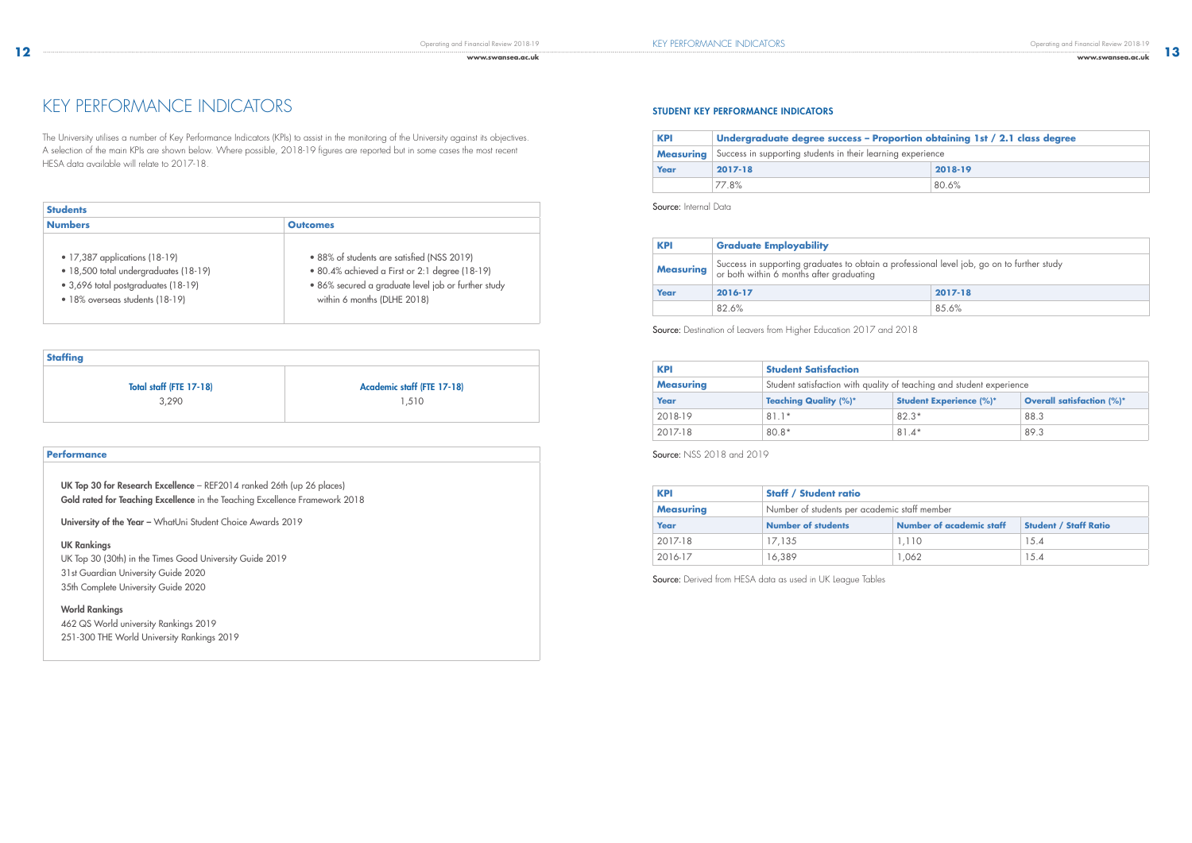# KEY PERFORMANCE INDICATORS

The University utilises a number of Key Performance Indicators (KPIs) to assist in the monitoring of the University against its objectives. A selection of the main KPIs are shown below. Where possible, 2018-19 figures are reported but in some cases the most recent HESA data available will relate to 2017-18.

| Students | |
|---|---|
| **Numbers** | **Outcomes** |
| • 17,387 applications (18-19)<br>• 18,500 total undergraduates (18-19)<br>• 3,696 total postgraduates (18-19)<br>• 18% overseas students (18-19) | • 88% of students are satisfied (NSS 2019)<br>• 80.4% achieved a First or 2:1 degree (18-19)<br>• 86% secured a graduate level job or further study within 6 months (DLHE 2018) |

| Staffing | |
|---|---|
| **Total staff (FTE 17-18)** | **Academic staff (FTE 17-18)** |
| 3,290 | 1,510 |

**Performance**

**UK Top 30 for Research Excellence** – REF2014 ranked 26th (up 26 places)
**Gold rated for Teaching Excellence** in the Teaching Excellence Framework 2018

**University of the Year –** WhatUni Student Choice Awards 2019

**UK Rankings**
UK Top 30 (30th) in the Times Good University Guide 2019
31st Guardian University Guide 2020
35th Complete University Guide 2020

**World Rankings**
462 QS World university Rankings 2019
251-300 THE World University Rankings 2019

## STUDENT KEY PERFORMANCE INDICATORS

| **KPI** | **Undergraduate degree success – Proportion obtaining 1st / 2.1 class degree** | |
|---|---|---|
| **Measuring** | Success in supporting students in their learning experience | |
| **Year** | **2017-18** | **2018-19** |
| | 77.8% | 80.6% |

**Source:** Internal Data

| **KPI** | **Graduate Employability** | |
|---|---|---|
| **Measuring** | Success in supporting graduates to obtain a professional level job, go on to further study or both within 6 months after graduating | |
| **Year** | **2016-17** | **2017-18** |
| | 82.6% | 85.6% |

**Source:** Destination of Leavers from Higher Education 2017 and 2018

| **KPI** | **Student Satisfaction** | | |
|---|---|---|---|
| **Measuring** | Student satisfaction with quality of teaching and student experience | | |
| **Year** | **Teaching Quality (%)*** | **Student Experience (%)*** | **Overall satisfaction (%)*** |
| 2018-19 | 81.1* | 82.3* | 88.3 |
| 2017-18 | 80.8* | 81.4* | 89.3 |

**Source:** NSS 2018 and 2019

| **KPI** | **Staff / Student ratio** | | |
|---|---|---|---|
| **Measuring** | Number of students per academic staff member | | |
| **Year** | **Number of students** | **Number of academic staff** | **Student / Staff Ratio** |
| 2017-18 | 17,135 | 1,110 | 15.4 |
| 2016-17 | 16,389 | 1,062 | 15.4 |

**Source:** Derived from HESA data as used in UK League Tables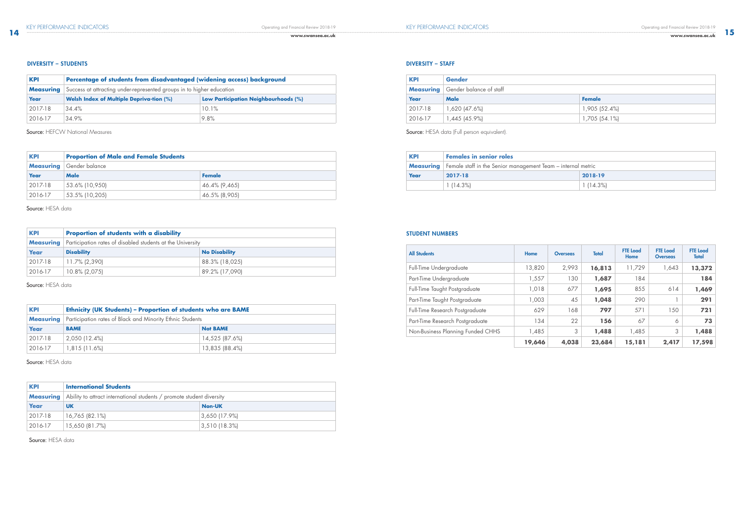## KEY PERFORMANCE INDICATORS

### DIVERSITY – STUDENTS

| KPI | Percentage of students from disadvantaged (widening access) background | |
|---|---|---|
| **Measuring** | Success at attracting under-represented groups in to higher education | |
| **Year** | **Welsh Index of Multiple Depriva-tion (%)** | **Low Participation Neighbourhoods (%)** |
| 2017-18 | 34.4% | 10.1% |
| 2016-17 | 34.9% | 9.8% |

Source: HEFCW National Measures

| KPI | Proportion of Male and Female Students | |
|---|---|---|
| **Measuring** | Gender balance | |
| **Year** | **Male** | **Female** |
| 2017-18 | 53.6% (10,950) | 46.4% (9,465) |
| 2016-17 | 53.5% (10,205) | 46.5% (8,905) |

Source: HESA data

| KPI | Proportion of students with a disability | |
|---|---|---|
| **Measuring** | Participation rates of disabled students at the University | |
| **Year** | **Disability** | **No Disability** |
| 2017-18 | 11.7% (2,390) | 88.3% (18,025) |
| 2016-17 | 10.8% (2,075) | 89.2% (17,090) |

Source: HESA data

| KPI | Ethnicity (UK Students) – Proportion of students who are BAME | |
|---|---|---|
| **Measuring** | Participation rates of Black and Minority Ethnic Students | |
| **Year** | **BAME** | **Not BAME** |
| 2017-18 | 2,050 (12.4%) | 14,525 (87.6%) |
| 2016-17 | 1,815 (11.6%) | 13,835 (88.4%) |

Source: HESA data

| KPI | International Students | |
|---|---|---|
| **Measuring** | Ability to attract international students / promote student diversity | |
| **Year** | **UK** | **Non-UK** |
| 2017-18 | 16,765 (82.1%) | 3,650 (17.9%) |
| 2016-17 | 15,650 (81.7%) | 3,510 (18.3%) |

Source: HESA data

### DIVERSITY – STAFF

| KPI | Gender | |
|---|---|---|
| **Measuring** | Gender balance of staff | |
| **Year** | **Male** | **Female** |
| 2017-18 | 1,620 (47.6%) | 1,905 (52.4%) |
| 2016-17 | 1,445 (45.9%) | 1,705 (54.1%) |

Source: HESA data (Full person equivalent).

| KPI | Females in senior roles | |
|---|---|---|
| **Measuring** | Female staff in the Senior management Team – internal metric | |
| **Year** | **2017-18** | **2018-19** |
| | 1 (14.3%) | 1 (14.3%) |

### STUDENT NUMBERS

| All Students | Home | Overseas | Total | FTE Load Home | FTE Load Overseas | FTE Load Total |
|---|---|---|---|---|---|---|
| Full-Time Undergraduate | 13,820 | 2,993 | **16,813** | 11,729 | 1,643 | **13,372** |
| Part-Time Undergraduate | 1,557 | 130 | **1,687** | 184 | | **184** |
| Full-Time Taught Postgraduate | 1,018 | 677 | **1,695** | 855 | 614 | **1,469** |
| Part-Time Taught Postgraduate | 1,003 | 45 | **1,048** | 290 | 1 | **291** |
| Full-Time Research Postgraduate | 629 | 168 | **797** | 571 | 150 | **721** |
| Part-Time Research Postgraduate | 134 | 22 | **156** | 67 | 6 | **73** |
| Non-Business Planning Funded CHHS | 1,485 | 3 | **1,488** | 1,485 | 3 | **1,488** |
| | **19,646** | **4,038** | **23,684** | **15,181** | **2,417** | **17,598** |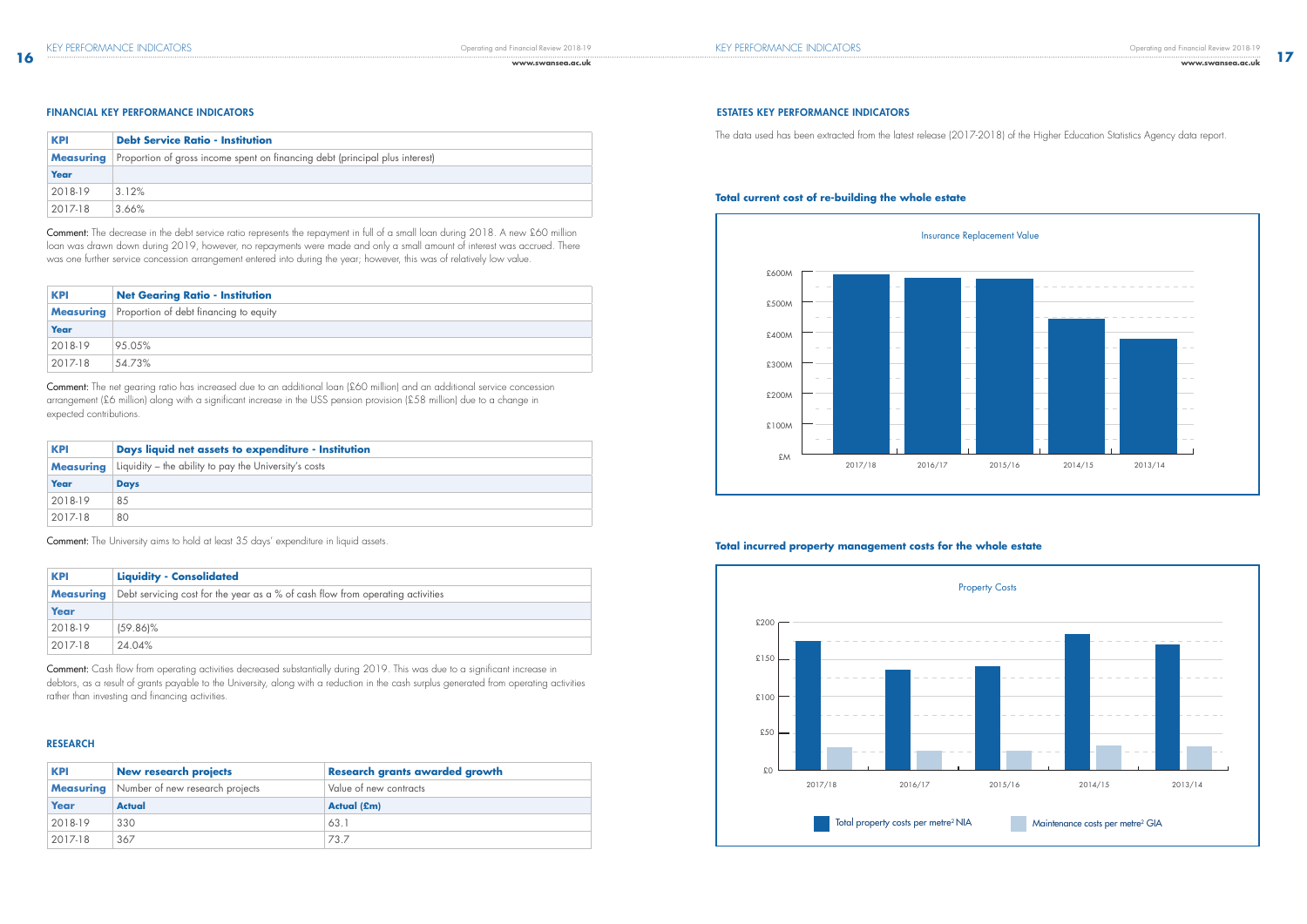## FINANCIAL KEY PERFORMANCE INDICATORS

| KPI | Debt Service Ratio - Institution |
|---|---|
| **Measuring** | Proportion of gross income spent on financing debt (principal plus interest) |
| **Year** | |
| 2018-19 | 3.12% |
| 2017-18 | 3.66% |

**Comment:** The decrease in the debt service ratio represents the repayment in full of a small loan during 2018. A new £60 million loan was drawn down during 2019, however, no repayments were made and only a small amount of interest was accrued. There was one further service concession arrangement entered into during the year; however, this was of relatively low value.

| KPI | Net Gearing Ratio - Institution |
|---|---|
| **Measuring** | Proportion of debt financing to equity |
| **Year** | |
| 2018-19 | 95.05% |
| 2017-18 | 54.73% |

**Comment:** The net gearing ratio has increased due to an additional loan (£60 million) and an additional service concession arrangement (£6 million) along with a significant increase in the USS pension provision (£58 million) due to a change in expected contributions.

| KPI | Days liquid net assets to expenditure - Institution |
|---|---|
| **Measuring** | Liquidity – the ability to pay the University's costs |
| **Year** | **Days** |
| 2018-19 | 85 |
| 2017-18 | 80 |

**Comment:** The University aims to hold at least 35 days' expenditure in liquid assets.

| KPI | Liquidity - Consolidated |
|---|---|
| **Measuring** | Debt servicing cost for the year as a % of cash flow from operating activities |
| **Year** | |
| 2018-19 | (59.86)% |
| 2017-18 | 24.04% |

**Comment:** Cash flow from operating activities decreased substantially during 2019. This was due to a significant increase in debtors, as a result of grants payable to the University, along with a reduction in the cash surplus generated from operating activities rather than investing and financing activities.

## RESEARCH

| KPI | New research projects | Research grants awarded growth |
|---|---|---|
| **Measuring** | Number of new research projects | Value of new contracts |
| **Year** | **Actual** | **Actual (£m)** |
| 2018-19 | 330 | 63.1 |
| 2017-18 | 367 | 73.7 |

## ESTATES KEY PERFORMANCE INDICATORS

The data used has been extracted from the latest release (2017-2018) of the Higher Education Statistics Agency data report.

### Total current cost of re-building the whole estate

Insurance Replacement Value

£600M, £500M, £400M, £300M, £200M, £100M, £M

2017/18, 2016/17, 2015/16, 2014/15, 2013/14

### Total incurred property management costs for the whole estate

Property Costs

£200, £150, £100, £50, £0

2017/18, 2016/17, 2015/16, 2014/15, 2013/14

Total property costs per metre² NIA — Maintenance costs per metre² GIA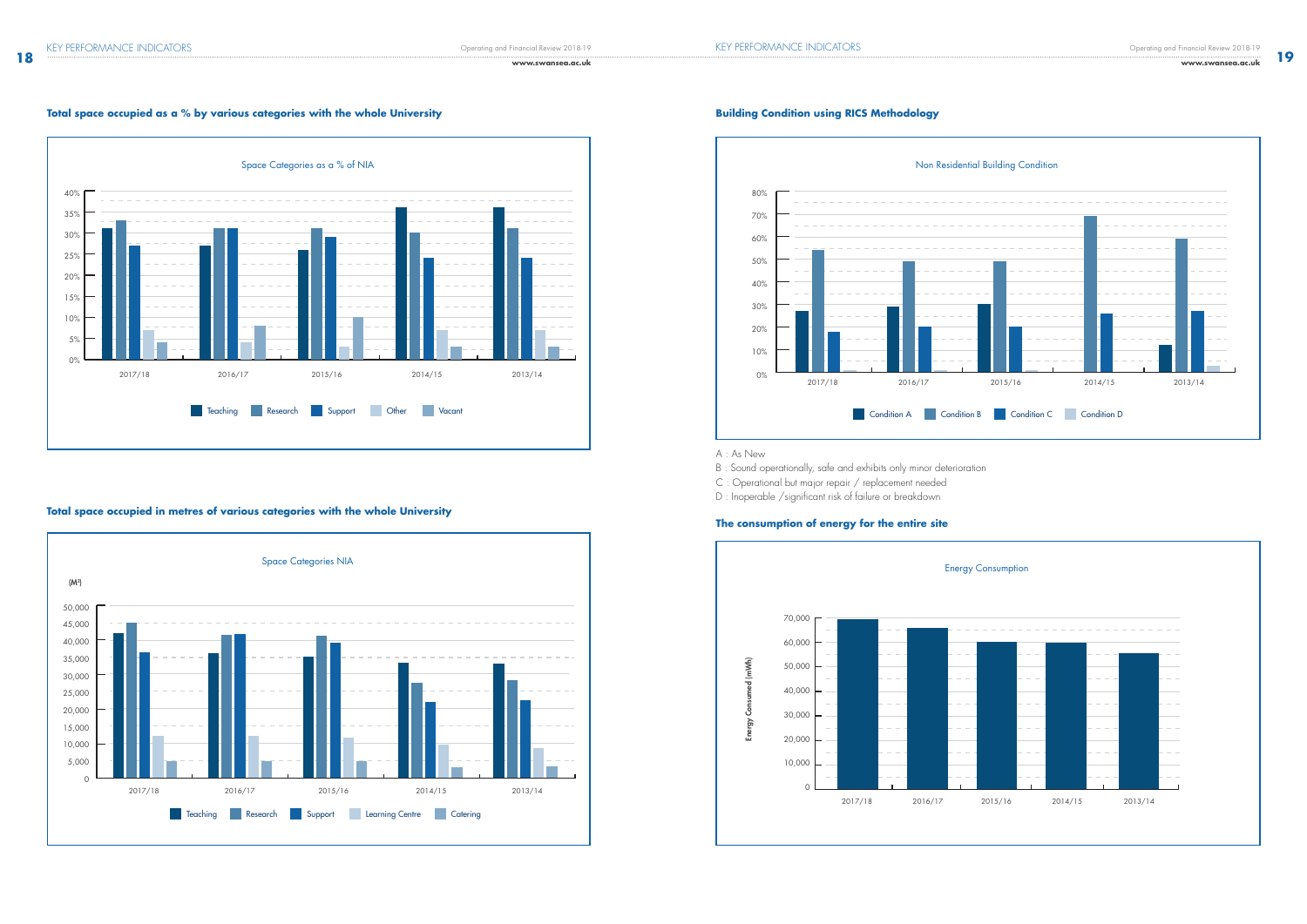### Total space occupied as a % by various categories with the whole University

Space Categories as a % of NIA

Teaching | Research | Support | Other | Vacant

### Total space occupied in metres of various categories with the whole University

Space Categories NIA

(M²)

Teaching | Research | Support | Learning Centre | Catering

### Building Condition using RICS Methodology

Non Residential Building Condition

Condition A | Condition B | Condition C | Condition D

A : As New

B : Sound operationally, safe and exhibits only minor deterioration

C : Operational but major repair / replacement needed

D : Inoperable /significant risk of failure or breakdown

### The consumption of energy for the entire site

Energy Consumption

Energy Consumed (mWh)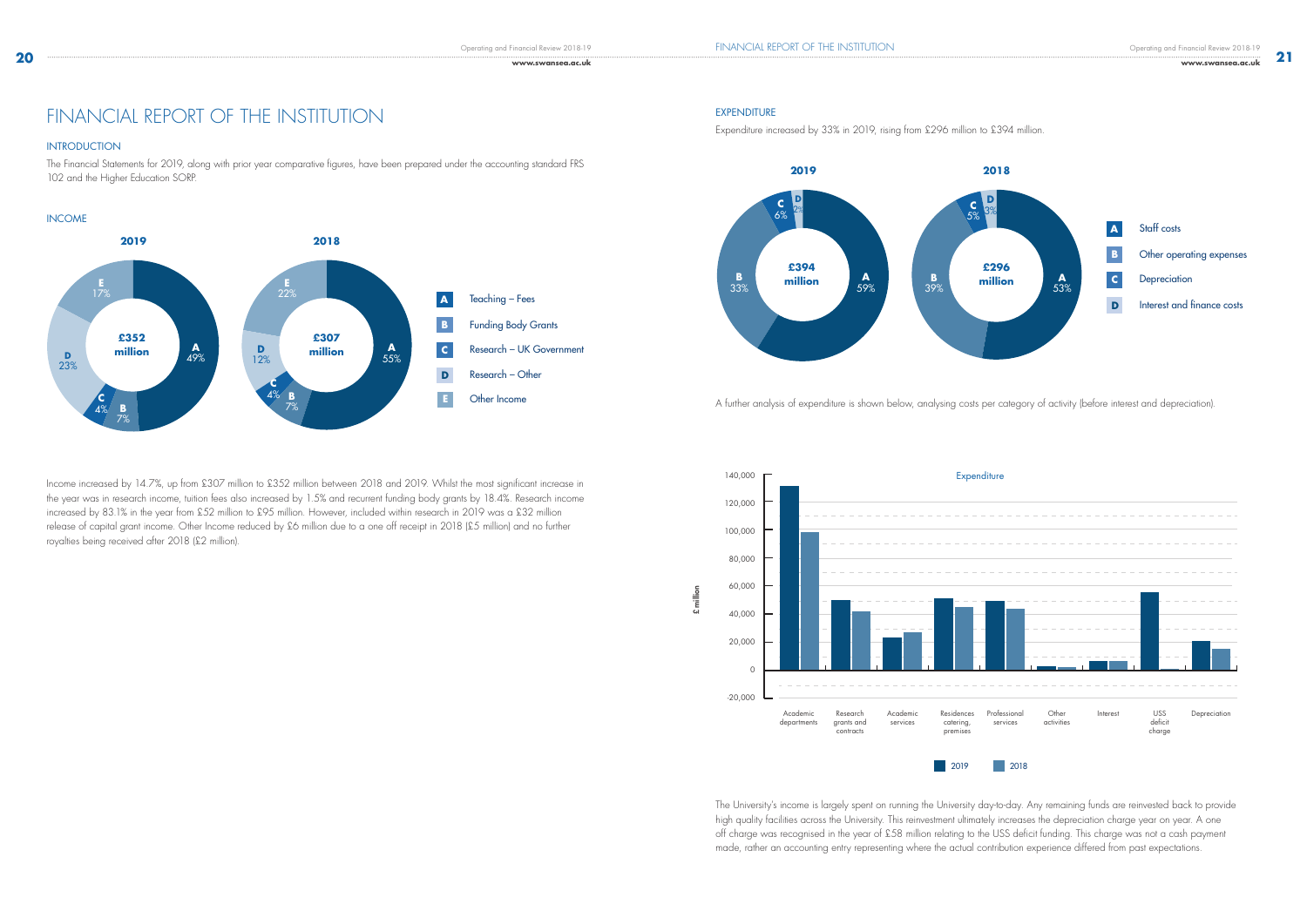# FINANCIAL REPORT OF THE INSTITUTION

## INTRODUCTION

The Financial Statements for 2019, along with prior year comparative figures, have been prepared under the accounting standard FRS 102 and the Higher Education SORP.

## INCOME

**2019** — £352 million

**2018** — £307 million

| | | 2019 | 2018 |
|---|---|---|---|
| A | Teaching – Fees | 49% | 55% |
| B | Funding Body Grants | 7% | 7% |
| C | Research – UK Government | 4% | 4% |
| D | Research – Other | 23% | 12% |
| E | Other Income | 17% | 22% |

Income increased by 14.7%, up from £307 million to £352 million between 2018 and 2019. Whilst the most significant increase in the year was in research income, tuition fees also increased by 1.5% and recurrent funding body grants by 18.4%. Research income increased by 83.1% in the year from £52 million to £95 million. However, included within research in 2019 was a £32 million release of capital grant income. Other Income reduced by £6 million due to a one off receipt in 2018 (£5 million) and no further royalties being received after 2018 (£2 million).

## EXPENDITURE

Expenditure increased by 33% in 2019, rising from £296 million to £394 million.

**2019** — £394 million

**2018** — £296 million

| | | 2019 | 2018 |
|---|---|---|---|
| A | Staff costs | 59% | 53% |
| B | Other operating expenses | 33% | 39% |
| C | Depreciation | 6% | 5% |
| D | Interest and finance costs | 2% | 3% |

A further analysis of expenditure is shown below, analysing costs per category of activity (before interest and depreciation).

**Expenditure** (£ million)

Categories: Academic departments; Research grants and contracts; Academic services; Residences catering, premises; Professional services; Other activities; Interest; USS deficit charge; Depreciation. Series: 2019, 2018.

The University's income is largely spent on running the University day-to-day. Any remaining funds are reinvested back to provide high quality facilities across the University. This reinvestment ultimately increases the depreciation charge year on year. A one off charge was recognised in the year of £58 million relating to the USS deficit funding. This charge was not a cash payment made, rather an accounting entry representing where the actual contribution experience differed from past expectations.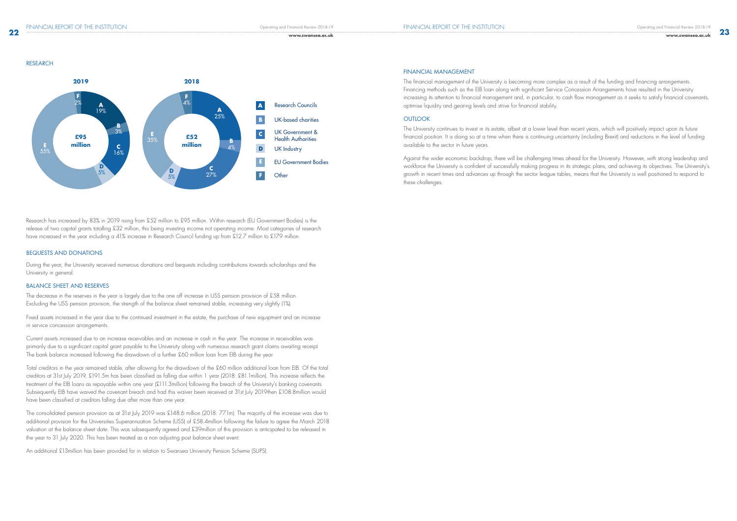## RESEARCH

**2019** — £95 million

**2018** — £52 million

| | Category | 2019 | 2018 |
|---|---|---|---|
| A | Research Councils | 19% | 25% |
| B | UK-based charities | 3% | 4% |
| C | UK Government & Health Authorities | 16% | 27% |
| D | UK Industry | 5% | 5% |
| E | EU Government Bodies | 55% | 35% |
| F | Other | 2% | 4% |

Research has increased by 83% in 2019 rising from £52 million to £95 million. Within research (EU Government Bodies) is the release of two capital grants totalling £32 million, this being investing income not operating income. Most categories of research have increased in the year including a 41% increase in Research Council funding up from £12.7 million to £17.9 million.

## BEQUESTS AND DONATIONS

During the year, the University received numerous donations and bequests including contributions towards scholarships and the University in general.

## BALANCE SHEET AND RESERVES

The decrease in the reserves in the year is largely due to the one off increase in USS pension provision of £58 million. Excluding the USS pension provision, the strength of the balance sheet remained stable, increasing very slightly (1%).

Fixed assets increased in the year due to the continued investment in the estate, the purchase of new equipment and an increase in service concession arrangements.

Current assets increased due to an increase receivables and an increase in cash in the year. The increase in receivables was primarily due to a significant capital grant payable to the University along with numerous research grant claims awaiting receipt. The bank balance increased following the drawdown of a further £60 million loan from EIB during the year

Total creditors in the year remained stable, after allowing for the drawdown of the £60 million additional loan from EIB. Of the total creditors at 31st July 2019, £191.5m has been classified as falling due within 1 year (2018: £81.1million). This increase reflects the treatment of the EIB loans as repayable within one year (£111.3million) following the breach of the University's banking covenants. Subsequently EIB have waived the covenant breach and had this waiver been received at 31st July 2019then £108.8million would have been classified at creditors falling due after more than one year.

The consolidated pension provision as at 31st July 2019 was £148.6 million (2018: 77.1m). The majority of the increase was due to additional provision for the Universities Superannuation Scheme (USS) of £58.4million following the failure to agree the March 2018 valuation at the balance sheet date. This was subsequently agreed and £39million of this provision is anticipated to be released in the year to 31 July 2020. This has been treated as a non adjusting post balance sheet event.

An additional £13million has been provided for in relation to Swansea University Pension Scheme (SUPS).

## FINANCIAL MANAGEMENT

The financial management of the University is becoming more complex as a result of the funding and financing arrangements. Financing methods such as the EIB loan along with significant Service Concession Arrangements have resulted in the University increasing its attention to financial management and, in particular, to cash flow management as it seeks to satisfy financial covenants, optimise liquidity and gearing levels and strive for financial stability.

## OUTLOOK

The University continues to invest in its estate, albeit at a lower level than recent years, which will positively impact upon its future financial position. It is doing so at a time when there is continuing uncertainty (including Brexit) and reductions in the level of funding available to the sector in future years.

Against the wider economic backdrop, there will be challenging times ahead for the University. However, with strong leadership and workforce the University is confident of successfully making progress in its strategic plans, and achieving its objectives. The University's growth in recent times and advances up through the sector league tables, means that the University is well positioned to respond to these challenges.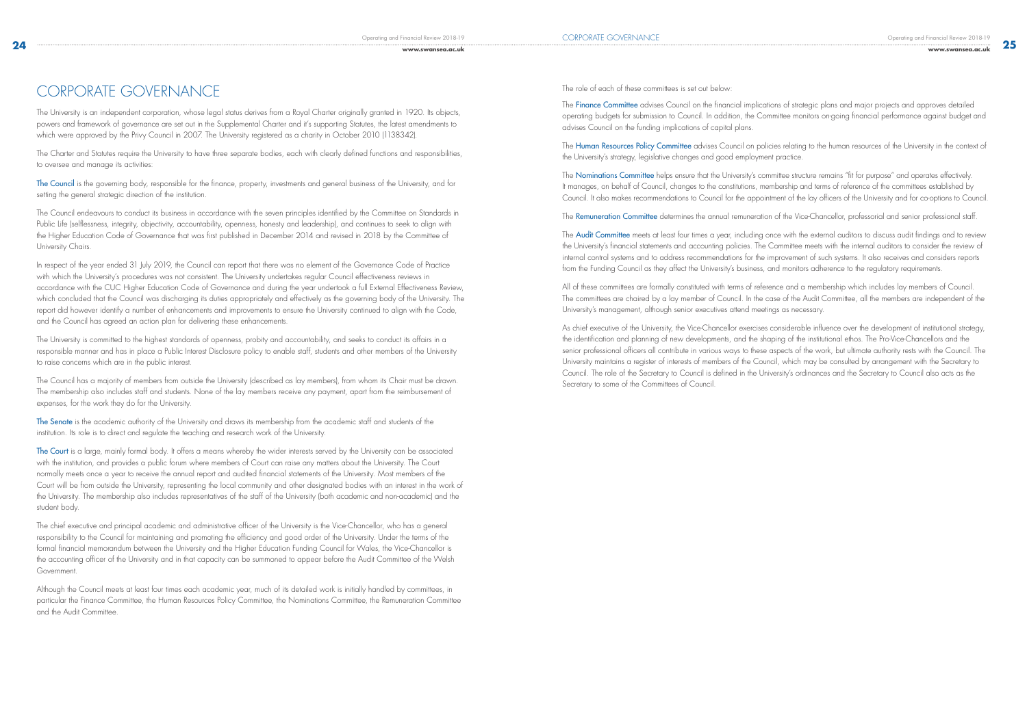# CORPORATE GOVERNANCE

The University is an independent corporation, whose legal status derives from a Royal Charter originally granted in 1920. Its objects, powers and framework of governance are set out in the Supplemental Charter and it's supporting Statutes, the latest amendments to which were approved by the Privy Council in 2007. The University registered as a charity in October 2010 (1138342).

The Charter and Statutes require the University to have three separate bodies, each with clearly defined functions and responsibilities, to oversee and manage its activities:

The Council is the governing body, responsible for the finance, property, investments and general business of the University, and for setting the general strategic direction of the institution.

The Council endeavours to conduct its business in accordance with the seven principles identified by the Committee on Standards in Public Life (selflessness, integrity, objectivity, accountability, openness, honesty and leadership), and continues to seek to align with the Higher Education Code of Governance that was first published in December 2014 and revised in 2018 by the Committee of University Chairs.

In respect of the year ended 31 July 2019, the Council can report that there was no element of the Governance Code of Practice with which the University's procedures was not consistent. The University undertakes regular Council effectiveness reviews in accordance with the CUC Higher Education Code of Governance and during the year undertook a full External Effectiveness Review, which concluded that the Council was discharging its duties appropriately and effectively as the governing body of the University. The report did however identify a number of enhancements and improvements to ensure the University continued to align with the Code, and the Council has agreed an action plan for delivering these enhancements.

The University is committed to the highest standards of openness, probity and accountability, and seeks to conduct its affairs in a responsible manner and has in place a Public Interest Disclosure policy to enable staff, students and other members of the University to raise concerns which are in the public interest.

The Council has a majority of members from outside the University (described as lay members), from whom its Chair must be drawn. The membership also includes staff and students. None of the lay members receive any payment, apart from the reimbursement of expenses, for the work they do for the University.

The Senate is the academic authority of the University and draws its membership from the academic staff and students of the institution. Its role is to direct and regulate the teaching and research work of the University.

The Court is a large, mainly formal body. It offers a means whereby the wider interests served by the University can be associated with the institution, and provides a public forum where members of Court can raise any matters about the University. The Court normally meets once a year to receive the annual report and audited financial statements of the University. Most members of the Court will be from outside the University, representing the local community and other designated bodies with an interest in the work of the University. The membership also includes representatives of the staff of the University (both academic and non-academic) and the student body.

The chief executive and principal academic and administrative officer of the University is the Vice-Chancellor, who has a general responsibility to the Council for maintaining and promoting the efficiency and good order of the University. Under the terms of the formal financial memorandum between the University and the Higher Education Funding Council for Wales, the Vice-Chancellor is the accounting officer of the University and in that capacity can be summoned to appear before the Audit Committee of the Welsh Government.

Although the Council meets at least four times each academic year, much of its detailed work is initially handled by committees, in particular the Finance Committee, the Human Resources Policy Committee, the Nominations Committee, the Remuneration Committee and the Audit Committee.

The role of each of these committees is set out below:

The Finance Committee advises Council on the financial implications of strategic plans and major projects and approves detailed operating budgets for submission to Council. In addition, the Committee monitors on-going financial performance against budget and advises Council on the funding implications of capital plans.

The Human Resources Policy Committee advises Council on policies relating to the human resources of the University in the context of the University's strategy, legislative changes and good employment practice.

The Nominations Committee helps ensure that the University's committee structure remains "fit for purpose" and operates effectively. It manages, on behalf of Council, changes to the constitutions, membership and terms of reference of the committees established by Council. It also makes recommendations to Council for the appointment of the lay officers of the University and for co-options to Council.

The Remuneration Committee determines the annual remuneration of the Vice-Chancellor, professorial and senior professional staff.

The Audit Committee meets at least four times a year, including once with the external auditors to discuss audit findings and to review the University's financial statements and accounting policies. The Committee meets with the internal auditors to consider the review of internal control systems and to address recommendations for the improvement of such systems. It also receives and considers reports from the Funding Council as they affect the University's business, and monitors adherence to the regulatory requirements.

All of these committees are formally constituted with terms of reference and a membership which includes lay members of Council. The committees are chaired by a lay member of Council. In the case of the Audit Committee, all the members are independent of the University's management, although senior executives attend meetings as necessary.

As chief executive of the University, the Vice-Chancellor exercises considerable influence over the development of institutional strategy, the identification and planning of new developments, and the shaping of the institutional ethos. The Pro-Vice-Chancellors and the senior professional officers all contribute in various ways to these aspects of the work, but ultimate authority rests with the Council. The University maintains a register of interests of members of the Council, which may be consulted by arrangement with the Secretary to Council. The role of the Secretary to Council is defined in the University's ordinances and the Secretary to Council also acts as the Secretary to some of the Committees of Council.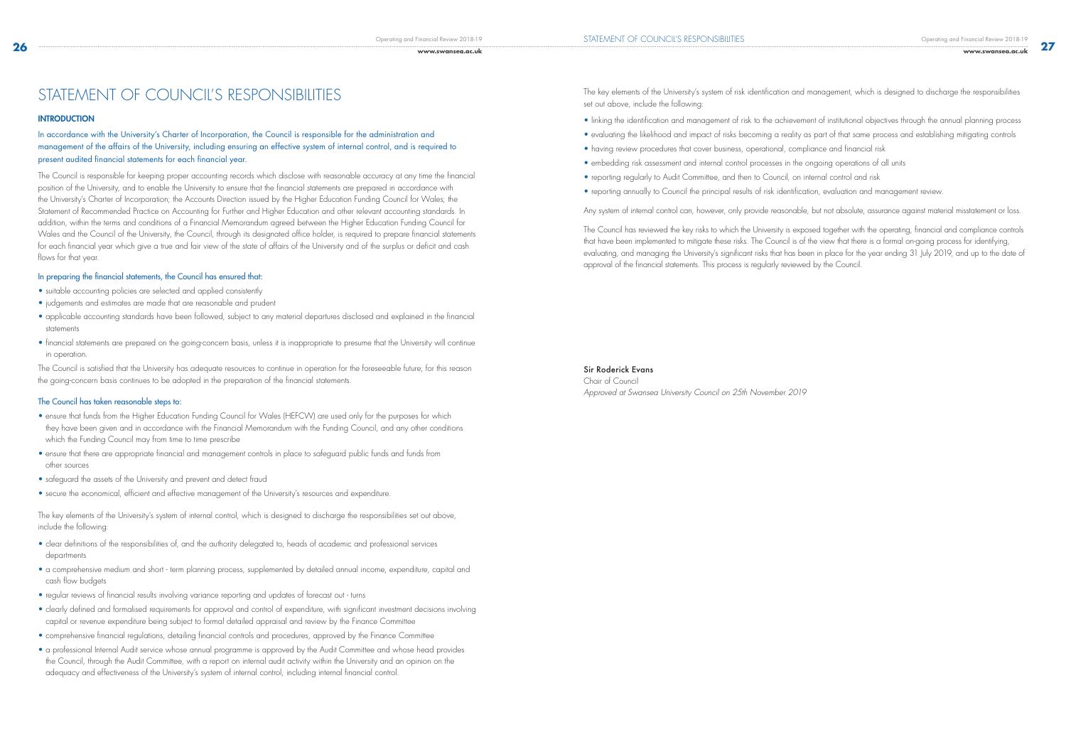# STATEMENT OF COUNCIL'S RESPONSIBILITIES

## INTRODUCTION

In accordance with the University's Charter of Incorporation, the Council is responsible for the administration and management of the affairs of the University, including ensuring an effective system of internal control, and is required to present audited financial statements for each financial year.

The Council is responsible for keeping proper accounting records which disclose with reasonable accuracy at any time the financial position of the University, and to enable the University to ensure that the financial statements are prepared in accordance with the University's Charter of Incorporation; the Accounts Direction issued by the Higher Education Funding Council for Wales; the Statement of Recommended Practice on Accounting for Further and Higher Education and other relevant accounting standards. In addition, within the terms and conditions of a Financial Memorandum agreed between the Higher Education Funding Council for Wales and the Council of the University, the Council, through its designated office holder, is required to prepare financial statements for each financial year which give a true and fair view of the state of affairs of the University and of the surplus or deficit and cash flows for that year.

### In preparing the financial statements, the Council has ensured that:

- suitable accounting policies are selected and applied consistently
- judgements and estimates are made that are reasonable and prudent
- applicable accounting standards have been followed, subject to any material departures disclosed and explained in the financial statements
- financial statements are prepared on the going-concern basis, unless it is inappropriate to presume that the University will continue in operation.

The Council is satisfied that the University has adequate resources to continue in operation for the foreseeable future; for this reason the going-concern basis continues to be adopted in the preparation of the financial statements.

### The Council has taken reasonable steps to:

- ensure that funds from the Higher Education Funding Council for Wales (HEFCW) are used only for the purposes for which they have been given and in accordance with the Financial Memorandum with the Funding Council, and any other conditions which the Funding Council may from time to time prescribe
- ensure that there are appropriate financial and management controls in place to safeguard public funds and funds from other sources
- safeguard the assets of the University and prevent and detect fraud
- secure the economical, efficient and effective management of the University's resources and expenditure.

The key elements of the University's system of internal control, which is designed to discharge the responsibilities set out above, include the following:

- clear definitions of the responsibilities of, and the authority delegated to, heads of academic and professional services departments
- a comprehensive medium and short - term planning process, supplemented by detailed annual income, expenditure, capital and cash flow budgets
- regular reviews of financial results involving variance reporting and updates of forecast out - turns
- clearly defined and formalised requirements for approval and control of expenditure, with significant investment decisions involving capital or revenue expenditure being subject to formal detailed appraisal and review by the Finance Committee
- comprehensive financial regulations, detailing financial controls and procedures, approved by the Finance Committee
- a professional Internal Audit service whose annual programme is approved by the Audit Committee and whose head provides the Council, through the Audit Committee, with a report on internal audit activity within the University and an opinion on the adequacy and effectiveness of the University's system of internal control, including internal financial control.

The key elements of the University's system of risk identification and management, which is designed to discharge the responsibilities set out above, include the following:

- linking the identification and management of risk to the achievement of institutional objectives through the annual planning process
- evaluating the likelihood and impact of risks becoming a reality as part of that same process and establishing mitigating controls
- having review procedures that cover business, operational, compliance and financial risk
- embedding risk assessment and internal control processes in the ongoing operations of all units
- reporting regularly to Audit Committee, and then to Council, on internal control and risk
- reporting annually to Council the principal results of risk identification, evaluation and management review.

Any system of internal control can, however, only provide reasonable, but not absolute, assurance against material misstatement or loss.

The Council has reviewed the key risks to which the University is exposed together with the operating, financial and compliance controls that have been implemented to mitigate these risks. The Council is of the view that there is a formal on-going process for identifying, evaluating, and managing the University's significant risks that has been in place for the year ending 31 July 2019, and up to the date of approval of the financial statements. This process is regularly reviewed by the Council.

**Sir Roderick Evans**
Chair of Council
*Approved at Swansea University Council on 25th November 2019*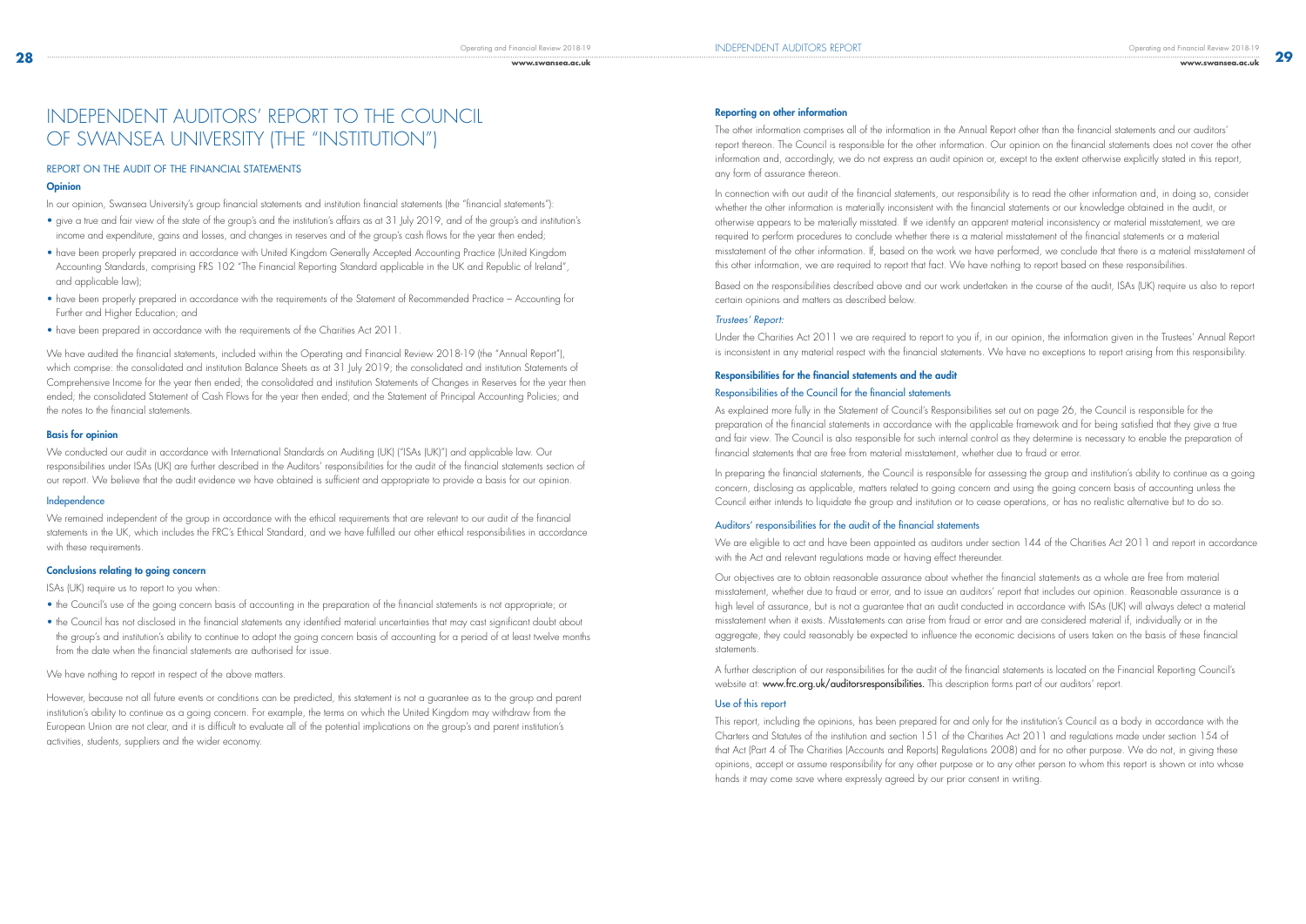# INDEPENDENT AUDITORS' REPORT TO THE COUNCIL OF SWANSEA UNIVERSITY (THE "INSTITUTION")

## REPORT ON THE AUDIT OF THE FINANCIAL STATEMENTS

### Opinion

In our opinion, Swansea University's group financial statements and institution financial statements (the "financial statements"):

- give a true and fair view of the state of the group's and the institution's affairs as at 31 July 2019, and of the group's and institution's income and expenditure, gains and losses, and changes in reserves and of the group's cash flows for the year then ended;
- have been properly prepared in accordance with United Kingdom Generally Accepted Accounting Practice (United Kingdom Accounting Standards, comprising FRS 102 "The Financial Reporting Standard applicable in the UK and Republic of Ireland", and applicable law);
- have been properly prepared in accordance with the requirements of the Statement of Recommended Practice – Accounting for Further and Higher Education; and
- have been prepared in accordance with the requirements of the Charities Act 2011.

We have audited the financial statements, included within the Operating and Financial Review 2018-19 (the "Annual Report"), which comprise: the consolidated and institution Balance Sheets as at 31 July 2019; the consolidated and institution Statements of Comprehensive Income for the year then ended; the consolidated and institution Statements of Changes in Reserves for the year then ended; the consolidated Statement of Cash Flows for the year then ended; and the Statement of Principal Accounting Policies; and the notes to the financial statements.

### Basis for opinion

We conducted our audit in accordance with International Standards on Auditing (UK) ("ISAs (UK)") and applicable law. Our responsibilities under ISAs (UK) are further described in the Auditors' responsibilities for the audit of the financial statements section of our report. We believe that the audit evidence we have obtained is sufficient and appropriate to provide a basis for our opinion.

#### Independence

We remained independent of the group in accordance with the ethical requirements that are relevant to our audit of the financial statements in the UK, which includes the FRC's Ethical Standard, and we have fulfilled our other ethical responsibilities in accordance with these requirements.

### Conclusions relating to going concern

ISAs (UK) require us to report to you when:

- the Council's use of the going concern basis of accounting in the preparation of the financial statements is not appropriate; or
- the Council has not disclosed in the financial statements any identified material uncertainties that may cast significant doubt about the group's and institution's ability to continue to adopt the going concern basis of accounting for a period of at least twelve months from the date when the financial statements are authorised for issue.

We have nothing to report in respect of the above matters.

However, because not all future events or conditions can be predicted, this statement is not a guarantee as to the group and parent institution's ability to continue as a going concern. For example, the terms on which the United Kingdom may withdraw from the European Union are not clear, and it is difficult to evaluate all of the potential implications on the group's and parent institution's activities, students, suppliers and the wider economy.

### Reporting on other information

The other information comprises all of the information in the Annual Report other than the financial statements and our auditors' report thereon. The Council is responsible for the other information. Our opinion on the financial statements does not cover the other information and, accordingly, we do not express an audit opinion or, except to the extent otherwise explicitly stated in this report, any form of assurance thereon.

In connection with our audit of the financial statements, our responsibility is to read the other information and, in doing so, consider whether the other information is materially inconsistent with the financial statements or our knowledge obtained in the audit, or otherwise appears to be materially misstated. If we identify an apparent material inconsistency or material misstatement, we are required to perform procedures to conclude whether there is a material misstatement of the financial statements or a material misstatement of the other information. If, based on the work we have performed, we conclude that there is a material misstatement of this other information, we are required to report that fact. We have nothing to report based on these responsibilities.

Based on the responsibilities described above and our work undertaken in the course of the audit, ISAs (UK) require us also to report certain opinions and matters as described below.

*Trustees' Report:*

Under the Charities Act 2011 we are required to report to you if, in our opinion, the information given in the Trustees' Annual Report is inconsistent in any material respect with the financial statements. We have no exceptions to report arising from this responsibility.

### Responsibilities for the financial statements and the audit

#### Responsibilities of the Council for the financial statements

As explained more fully in the Statement of Council's Responsibilities set out on page 26, the Council is responsible for the preparation of the financial statements in accordance with the applicable framework and for being satisfied that they give a true and fair view. The Council is also responsible for such internal control as they determine is necessary to enable the preparation of financial statements that are free from material misstatement, whether due to fraud or error.

In preparing the financial statements, the Council is responsible for assessing the group and institution's ability to continue as a going concern, disclosing as applicable, matters related to going concern and using the going concern basis of accounting unless the Council either intends to liquidate the group and institution or to cease operations, or has no realistic alternative but to do so.

#### Auditors' responsibilities for the audit of the financial statements

We are eligible to act and have been appointed as auditors under section 144 of the Charities Act 2011 and report in accordance with the Act and relevant regulations made or having effect thereunder.

Our objectives are to obtain reasonable assurance about whether the financial statements as a whole are free from material misstatement, whether due to fraud or error, and to issue an auditors' report that includes our opinion. Reasonable assurance is a high level of assurance, but is not a guarantee that an audit conducted in accordance with ISAs (UK) will always detect a material misstatement when it exists. Misstatements can arise from fraud or error and are considered material if, individually or in the aggregate, they could reasonably be expected to influence the economic decisions of users taken on the basis of these financial statements.

A further description of our responsibilities for the audit of the financial statements is located on the Financial Reporting Council's website at: **www.frc.org.uk/auditorsresponsibilities.** This description forms part of our auditors' report.

#### Use of this report

This report, including the opinions, has been prepared for and only for the institution's Council as a body in accordance with the Charters and Statutes of the institution and section 151 of the Charities Act 2011 and regulations made under section 154 of that Act (Part 4 of The Charities (Accounts and Reports) Regulations 2008) and for no other purpose. We do not, in giving these opinions, accept or assume responsibility for any other purpose or to any other person to whom this report is shown or into whose hands it may come save where expressly agreed by our prior consent in writing.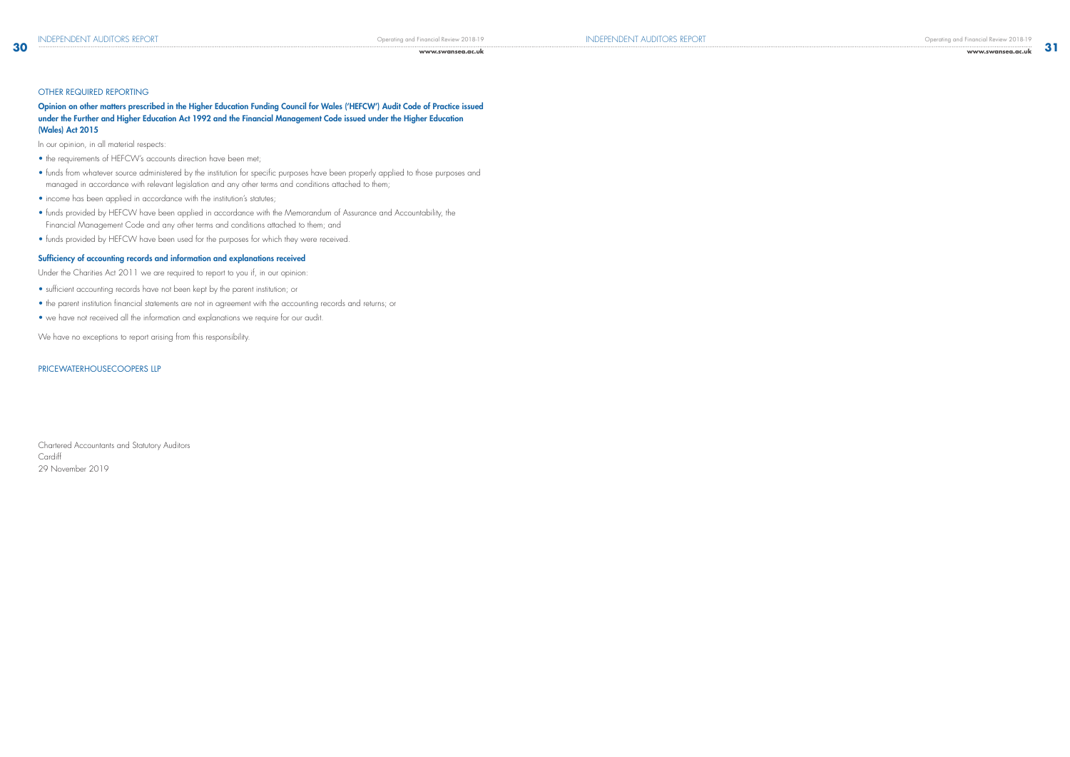## OTHER REQUIRED REPORTING

### Opinion on other matters prescribed in the Higher Education Funding Council for Wales ('HEFCW') Audit Code of Practice issued under the Further and Higher Education Act 1992 and the Financial Management Code issued under the Higher Education (Wales) Act 2015

In our opinion, in all material respects:

- the requirements of HEFCW's accounts direction have been met;
- funds from whatever source administered by the institution for specific purposes have been properly applied to those purposes and managed in accordance with relevant legislation and any other terms and conditions attached to them;
- income has been applied in accordance with the institution's statutes;
- funds provided by HEFCW have been applied in accordance with the Memorandum of Assurance and Accountability, the Financial Management Code and any other terms and conditions attached to them; and
- funds provided by HEFCW have been used for the purposes for which they were received.

### Sufficiency of accounting records and information and explanations received

Under the Charities Act 2011 we are required to report to you if, in our opinion:

- sufficient accounting records have not been kept by the parent institution; or
- the parent institution financial statements are not in agreement with the accounting records and returns; or
- we have not received all the information and explanations we require for our audit.

We have no exceptions to report arising from this responsibility.

PRICEWATERHOUSECOOPERS LLP

Chartered Accountants and Statutory Auditors
Cardiff
29 November 2019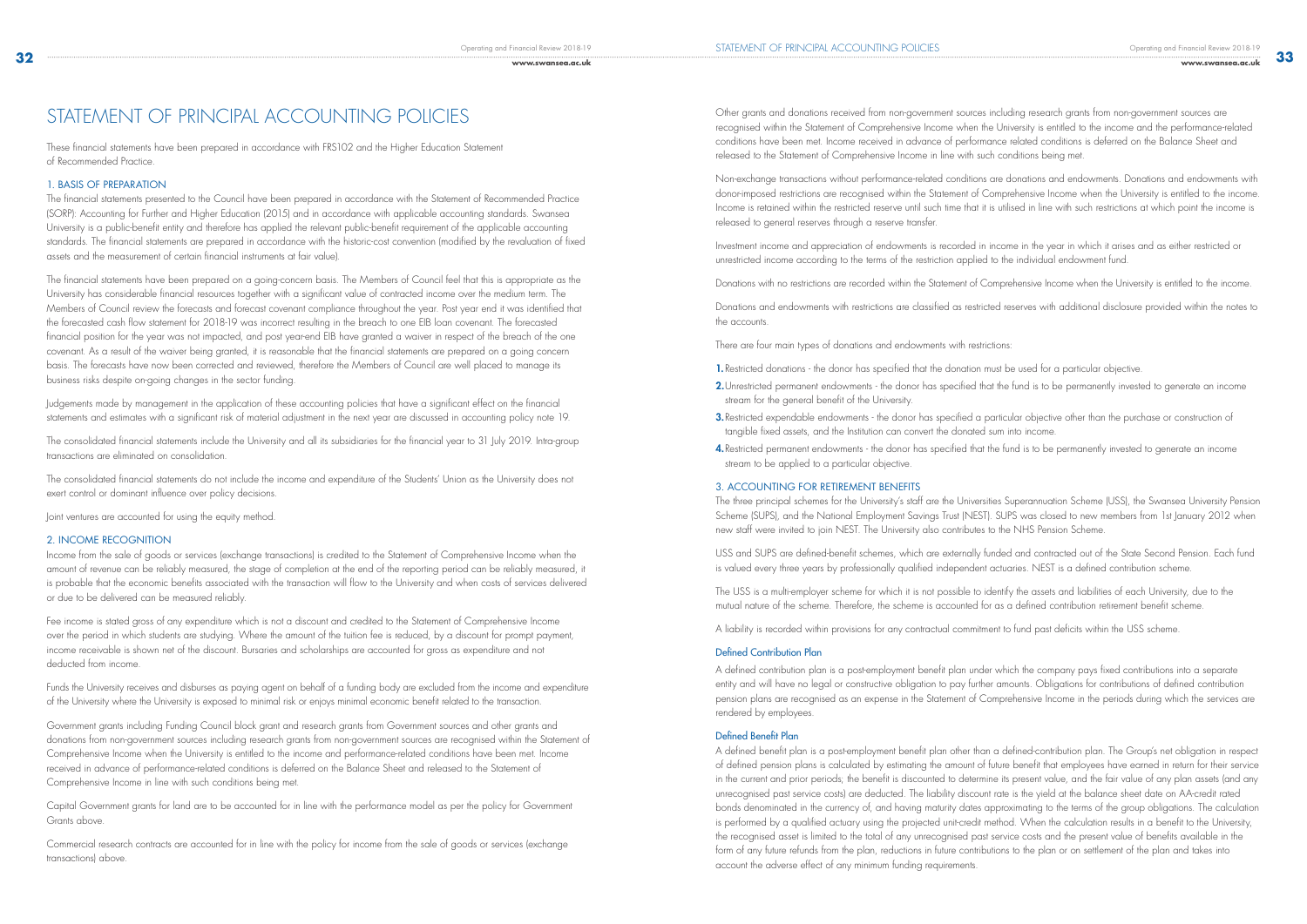# STATEMENT OF PRINCIPAL ACCOUNTING POLICIES

These financial statements have been prepared in accordance with FRS102 and the Higher Education Statement of Recommended Practice.

## 1. BASIS OF PREPARATION

The financial statements presented to the Council have been prepared in accordance with the Statement of Recommended Practice (SORP): Accounting for Further and Higher Education (2015) and in accordance with applicable accounting standards. Swansea University is a public-benefit entity and therefore has applied the relevant public-benefit requirement of the applicable accounting standards. The financial statements are prepared in accordance with the historic-cost convention (modified by the revaluation of fixed assets and the measurement of certain financial instruments at fair value).

The financial statements have been prepared on a going-concern basis. The Members of Council feel that this is appropriate as the University has considerable financial resources together with a significant value of contracted income over the medium term. The Members of Council review the forecasts and forecast covenant compliance throughout the year. Post year end it was identified that the forecasted cash flow statement for 2018-19 was incorrect resulting in the breach to one EIB loan covenant. The forecasted financial position for the year was not impacted, and post year-end EIB have granted a waiver in respect of the breach of the one covenant. As a result of the waiver being granted, it is reasonable that the financial statements are prepared on a going concern basis. The forecasts have now been corrected and reviewed, therefore the Members of Council are well placed to manage its business risks despite on-going changes in the sector funding.

Judgements made by management in the application of these accounting policies that have a significant effect on the financial statements and estimates with a significant risk of material adjustment in the next year are discussed in accounting policy note 19.

The consolidated financial statements include the University and all its subsidiaries for the financial year to 31 July 2019. Intra-group transactions are eliminated on consolidation.

The consolidated financial statements do not include the income and expenditure of the Students' Union as the University does not exert control or dominant influence over policy decisions.

Joint ventures are accounted for using the equity method.

## 2. INCOME RECOGNITION

Income from the sale of goods or services (exchange transactions) is credited to the Statement of Comprehensive Income when the amount of revenue can be reliably measured, the stage of completion at the end of the reporting period can be reliably measured, it is probable that the economic benefits associated with the transaction will flow to the University and when costs of services delivered or due to be delivered can be measured reliably.

Fee income is stated gross of any expenditure which is not a discount and credited to the Statement of Comprehensive Income over the period in which students are studying. Where the amount of the tuition fee is reduced, by a discount for prompt payment, income receivable is shown net of the discount. Bursaries and scholarships are accounted for gross as expenditure and not deducted from income.

Funds the University receives and disburses as paying agent on behalf of a funding body are excluded from the income and expenditure of the University where the University is exposed to minimal risk or enjoys minimal economic benefit related to the transaction.

Government grants including Funding Council block grant and research grants from Government sources and other grants and donations from non-government sources including research grants from non-government sources are recognised within the Statement of Comprehensive Income when the University is entitled to the income and performance-related conditions have been met. Income received in advance of performance-related conditions is deferred on the Balance Sheet and released to the Statement of Comprehensive Income in line with such conditions being met.

Capital Government grants for land are to be accounted for in line with the performance model as per the policy for Government Grants above.

Commercial research contracts are accounted for in line with the policy for income from the sale of goods or services (exchange transactions) above.

Other grants and donations received from non-government sources including research grants from non-government sources are recognised within the Statement of Comprehensive Income when the University is entitled to the income and the performance-related conditions have been met. Income received in advance of performance related conditions is deferred on the Balance Sheet and released to the Statement of Comprehensive Income in line with such conditions being met.

Non-exchange transactions without performance-related conditions are donations and endowments. Donations and endowments with donor-imposed restrictions are recognised within the Statement of Comprehensive Income when the University is entitled to the income. Income is retained within the restricted reserve until such time that it is utilised in line with such restrictions at which point the income is released to general reserves through a reserve transfer.

Investment income and appreciation of endowments is recorded in income in the year in which it arises and as either restricted or unrestricted income according to the terms of the restriction applied to the individual endowment fund.

Donations with no restrictions are recorded within the Statement of Comprehensive Income when the University is entitled to the income.

Donations and endowments with restrictions are classified as restricted reserves with additional disclosure provided within the notes to the accounts.

There are four main types of donations and endowments with restrictions:

1. Restricted donations - the donor has specified that the donation must be used for a particular objective.
2. Unrestricted permanent endowments - the donor has specified that the fund is to be permanently invested to generate an income stream for the general benefit of the University.
3. Restricted expendable endowments - the donor has specified a particular objective other than the purchase or construction of tangible fixed assets, and the Institution can convert the donated sum into income.
4. Restricted permanent endowments - the donor has specified that the fund is to be permanently invested to generate an income stream to be applied to a particular objective.

## 3. ACCOUNTING FOR RETIREMENT BENEFITS

The three principal schemes for the University's staff are the Universities Superannuation Scheme (USS), the Swansea University Pension Scheme (SUPS), and the National Employment Savings Trust (NEST). SUPS was closed to new members from 1st January 2012 when new staff were invited to join NEST. The University also contributes to the NHS Pension Scheme.

USS and SUPS are defined-benefit schemes, which are externally funded and contracted out of the State Second Pension. Each fund is valued every three years by professionally qualified independent actuaries. NEST is a defined contribution scheme.

The USS is a multi-employer scheme for which it is not possible to identify the assets and liabilities of each University, due to the mutual nature of the scheme. Therefore, the scheme is accounted for as a defined contribution retirement benefit scheme.

A liability is recorded within provisions for any contractual commitment to fund past deficits within the USS scheme.

### Defined Contribution Plan

A defined contribution plan is a post-employment benefit plan under which the company pays fixed contributions into a separate entity and will have no legal or constructive obligation to pay further amounts. Obligations for contributions of defined contribution pension plans are recognised as an expense in the Statement of Comprehensive Income in the periods during which the services are rendered by employees.

### Defined Benefit Plan

A defined benefit plan is a post-employment benefit plan other than a defined-contribution plan. The Group's net obligation in respect of defined pension plans is calculated by estimating the amount of future benefit that employees have earned in return for their service in the current and prior periods; the benefit is discounted to determine its present value, and the fair value of any plan assets (and any unrecognised past service costs) are deducted. The liability discount rate is the yield at the balance sheet date on AA-credit rated bonds denominated in the currency of, and having maturity dates approximating to the terms of the group obligations. The calculation is performed by a qualified actuary using the projected unit-credit method. When the calculation results in a benefit to the University, the recognised asset is limited to the total of any unrecognised past service costs and the present value of benefits available in the form of any future refunds from the plan, reductions in future contributions to the plan or on settlement of the plan and takes into account the adverse effect of any minimum funding requirements.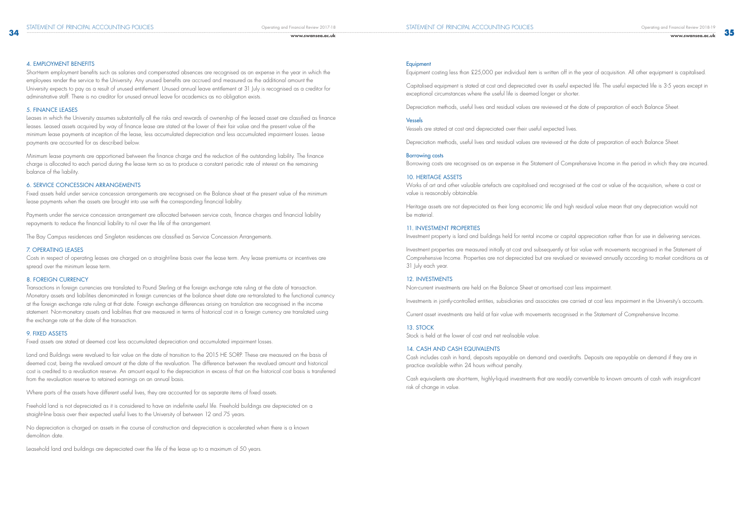## 4. EMPLOYMENT BENEFITS

Short-term employment benefits such as salaries and compensated absences are recognised as an expense in the year in which the employees render the service to the University. Any unused benefits are accrued and measured as the additional amount the University expects to pay as a result of unused entitlement. Unused annual leave entitlement at 31 July is recognised as a creditor for administrative staff. There is no creditor for unused annual leave for academics as no obligation exists.

## 5. FINANCE LEASES

Leases in which the University assumes substantially all the risks and rewards of ownership of the leased asset are classified as finance leases. Leased assets acquired by way of finance lease are stated at the lower of their fair value and the present value of the minimum lease payments at inception of the lease, less accumulated depreciation and less accumulated impairment losses. Lease payments are accounted for as described below.

Minimum lease payments are apportioned between the finance charge and the reduction of the outstanding liability. The finance charge is allocated to each period during the lease term so as to produce a constant periodic rate of interest on the remaining balance of the liability.

## 6. SERVICE CONCESSION ARRANGEMENTS

Fixed assets held under service concession arrangements are recognised on the Balance sheet at the present value of the minimum lease payments when the assets are brought into use with the corresponding financial liability.

Payments under the service concession arrangement are allocated between service costs, finance charges and financial liability repayments to reduce the financial liability to nil over the life of the arrangement.

The Bay Campus residences and Singleton residences are classified as Service Concession Arrangements.

## 7. OPERATING LEASES

Costs in respect of operating leases are charged on a straight-line basis over the lease term. Any lease premiums or incentives are spread over the minimum lease term.

## 8. FOREIGN CURRENCY

Transactions in foreign currencies are translated to Pound Sterling at the foreign exchange rate ruling at the date of transaction. Monetary assets and liabilities denominated in foreign currencies at the balance sheet date are re-translated to the functional currency at the foreign exchange rate ruling at that date. Foreign exchange differences arising on translation are recognised in the income statement. Non-monetary assets and liabilities that are measured in terms of historical cost in a foreign currency are translated using the exchange rate at the date of the transaction.

## 9. FIXED ASSETS

Fixed assets are stated at deemed cost less accumulated depreciation and accumulated impairment losses.

Land and Buildings were revalued to fair value on the date of transition to the 2015 HE SORP. These are measured on the basis of deemed cost, being the revalued amount at the date of the revaluation. The difference between the revalued amount and historical cost is credited to a revaluation reserve. An amount equal to the depreciation in excess of that on the historical cost basis is transferred from the revaluation reserve to retained earnings on an annual basis.

Where parts of the assets have different useful lives, they are accounted for as separate items of fixed assets.

Freehold land is not depreciated as it is considered to have an indefinite useful life. Freehold buildings are depreciated on a straight-line basis over their expected useful lives to the University of between 12 and 75 years.

No depreciation is charged on assets in the course of construction and depreciation is accelerated when there is a known demolition date.

Leasehold land and buildings are depreciated over the life of the lease up to a maximum of 50 years.

### Equipment

Equipment costing less than £25,000 per individual item is written off in the year of acquisition. All other equipment is capitalised.

Capitalised equipment is stated at cost and depreciated over its useful expected life. The useful expected life is 3-5 years except in exceptional circumstances where the useful life is deemed longer or shorter.

Depreciation methods, useful lives and residual values are reviewed at the date of preparation of each Balance Sheet.

### Vessels

Vessels are stated at cost and depreciated over their useful expected lives.

Depreciation methods, useful lives and residual values are reviewed at the date of preparation of each Balance Sheet.

### Borrowing costs

Borrowing costs are recognised as an expense in the Statement of Comprehensive Income in the period in which they are incurred.

## 10. HERITAGE ASSETS

Works of art and other valuable artefacts are capitalised and recognised at the cost or value of the acquisition, where a cost or value is reasonably obtainable.

Heritage assets are not depreciated as their long economic life and high residual value mean that any depreciation would not be material.

## 11. INVESTMENT PROPERTIES

Investment property is land and buildings held for rental income or capital appreciation rather than for use in delivering services.

Investment properties are measured initially at cost and subsequently at fair value with movements recognised in the Statement of Comprehensive Income. Properties are not depreciated but are revalued or reviewed annually according to market conditions as at 31 July each year.

## 12. INVESTMENTS

Non-current investments are held on the Balance Sheet at amortised cost less impairment.

Investments in jointly-controlled entities, subsidiaries and associates are carried at cost less impairment in the University's accounts.

Current asset investments are held at fair value with movements recognised in the Statement of Comprehensive Income.

## 13. STOCK

Stock is held at the lower of cost and net realisable value.

## 14. CASH AND CASH EQUIVALENTS

Cash includes cash in hand, deposits repayable on demand and overdrafts. Deposits are repayable on demand if they are in practice available within 24 hours without penalty.

Cash equivalents are short-term, highly-liquid investments that are readily convertible to known amounts of cash with insignificant risk of change in value.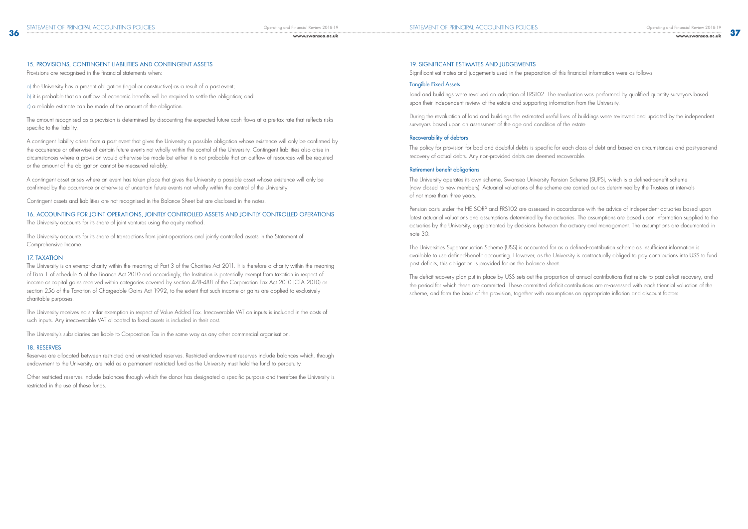## 15. PROVISIONS, CONTINGENT LIABILITIES AND CONTINGENT ASSETS

Provisions are recognised in the financial statements when:

a) the University has a present obligation (legal or constructive) as a result of a past event;

b) it is probable that an outflow of economic benefits will be required to settle the obligation; and

c) a reliable estimate can be made of the amount of the obligation.

The amount recognised as a provision is determined by discounting the expected future cash flows at a pre-tax rate that reflects risks specific to the liability.

A contingent liability arises from a past event that gives the University a possible obligation whose existence will only be confirmed by the occurrence or otherwise of certain future events not wholly within the control of the University. Contingent liabilities also arise in circumstances where a provision would otherwise be made but either it is not probable that an outflow of resources will be required or the amount of the obligation cannot be measured reliably.

A contingent asset arises where an event has taken place that gives the University a possible asset whose existence will only be confirmed by the occurrence or otherwise of uncertain future events not wholly within the control of the University.

Contingent assets and liabilities are not recognised in the Balance Sheet but are disclosed in the notes.

## 16. ACCOUNTING FOR JOINT OPERATIONS, JOINTLY CONTROLLED ASSETS AND JOINTLY CONTROLLED OPERATIONS

The University accounts for its share of joint ventures using the equity method.

The University accounts for its share of transactions from joint operations and jointly controlled assets in the Statement of Comprehensive Income.

## 17. TAXATION

The University is an exempt charity within the meaning of Part 3 of the Charities Act 2011. It is therefore a charity within the meaning of Para 1 of schedule 6 of the Finance Act 2010 and accordingly, the Institution is potentially exempt from taxation in respect of income or capital gains received within categories covered by section 478-488 of the Corporation Tax Act 2010 (CTA 2010) or section 256 of the Taxation of Chargeable Gains Act 1992, to the extent that such income or gains are applied to exclusively charitable purposes.

The University receives no similar exemption in respect of Value Added Tax. Irrecoverable VAT on inputs is included in the costs of such inputs. Any irrecoverable VAT allocated to fixed assets is included in their cost.

The University's subsidiaries are liable to Corporation Tax in the same way as any other commercial organisation.

## 18. RESERVES

Reserves are allocated between restricted and unrestricted reserves. Restricted endowment reserves include balances which, through endowment to the University, are held as a permanent restricted fund as the University must hold the fund to perpetuity.

Other restricted reserves include balances through which the donor has designated a specific purpose and therefore the University is restricted in the use of these funds.

## 19. SIGNIFICANT ESTIMATES AND JUDGEMENTS

Significant estimates and judgements used in the preparation of this financial information were as follows:

### Tangible Fixed Assets

Land and buildings were revalued on adoption of FRS102. The revaluation was performed by qualified quantity surveyors based upon their independent review of the estate and supporting information from the University.

During the revaluation of land and buildings the estimated useful lives of buildings were reviewed and updated by the independent surveyors based upon an assessment of the age and condition of the estate

### Recoverability of debtors

The policy for provision for bad and doubtful debts is specific for each class of debt and based on circumstances and post-year-end recovery of actual debts. Any non-provided debts are deemed recoverable.

### Retirement benefit obligations

The University operates its own scheme, Swansea University Pension Scheme (SUPS), which is a defined-benefit scheme (now closed to new members). Actuarial valuations of the scheme are carried out as determined by the Trustees at intervals of not more than three years.

Pension costs under the HE SORP and FRS102 are assessed in accordance with the advice of independent actuaries based upon latest actuarial valuations and assumptions determined by the actuaries. The assumptions are based upon information supplied to the actuaries by the University, supplemented by decisions between the actuary and management. The assumptions are documented in note 30.

The Universities Superannuation Scheme (USS) is accounted for as a defined-contribution scheme as insufficient information is available to use defined-benefit accounting. However, as the University is contractually obliged to pay contributions into USS to fund past deficits, this obligation is provided for on the balance sheet.

The deficit-recovery plan put in place by USS sets out the proportion of annual contributions that relate to past-deficit recovery, and the period for which these are committed. These committed deficit contributions are re-assessed with each triennial valuation of the scheme, and form the basis of the provision, together with assumptions on appropriate inflation and discount factors.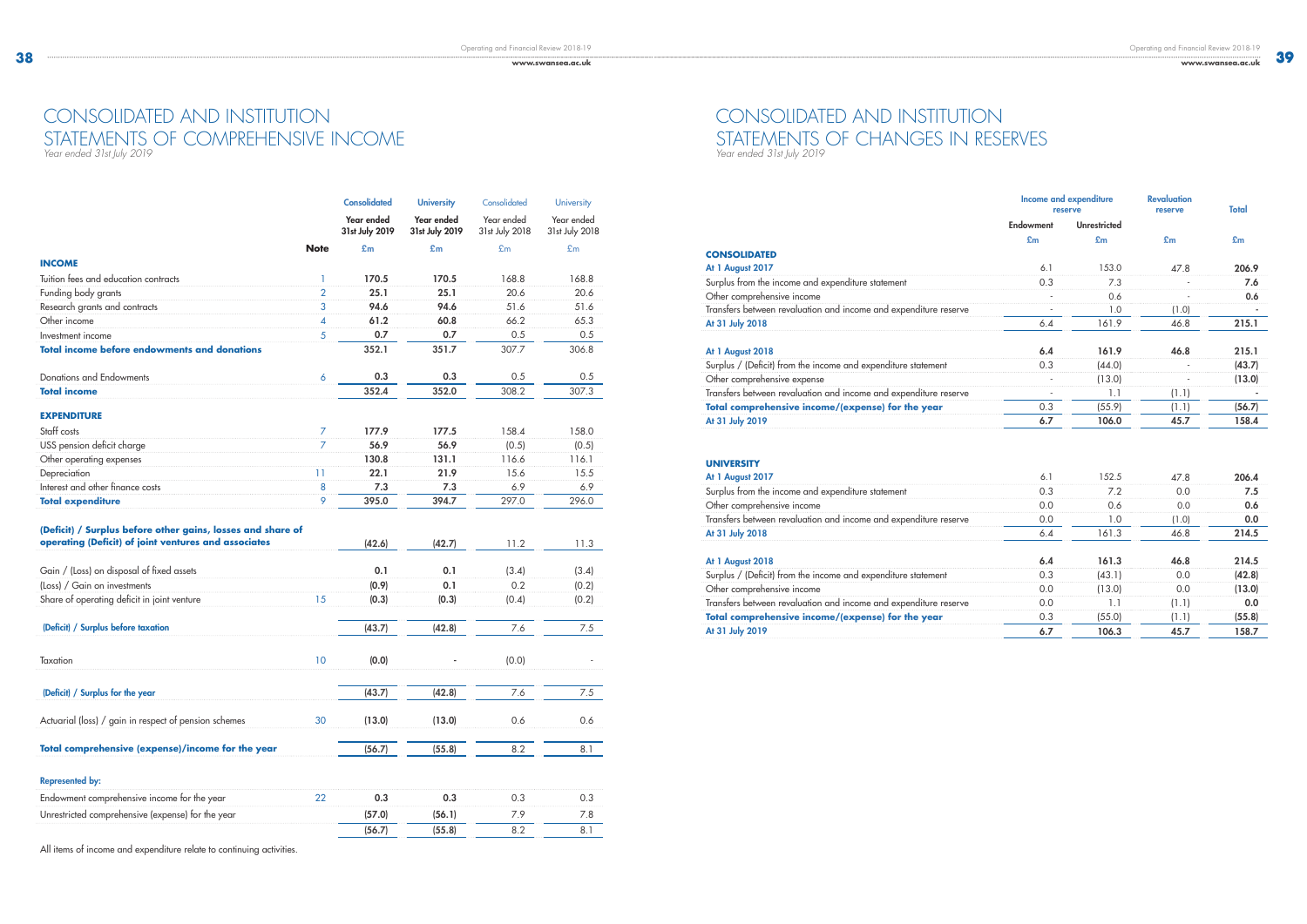# CONSOLIDATED AND INSTITUTION STATEMENTS OF COMPREHENSIVE INCOME

*Year ended 31st July 2019*

| | Note | Consolidated Year ended 31st July 2019 | University Year ended 31st July 2019 | Consolidated Year ended 31st July 2018 | University Year ended 31st July 2018 |
|---|---|---|---|---|---|
| | | £m | £m | £m | £m |
| **INCOME** | | | | | |
| Tuition fees and education contracts | 1 | **170.5** | **170.5** | 168.8 | 168.8 |
| Funding body grants | 2 | **25.1** | **25.1** | 20.6 | 20.6 |
| Research grants and contracts | 3 | **94.6** | **94.6** | 51.6 | 51.6 |
| Other income | 4 | **61.2** | **60.8** | 66.2 | 65.3 |
| Investment income | 5 | **0.7** | **0.7** | 0.5 | 0.5 |
| **Total income before endowments and donations** | | **352.1** | **351.7** | 307.7 | 306.8 |
| Donations and Endowments | 6 | **0.3** | **0.3** | 0.5 | 0.5 |
| **Total income** | | **352.4** | **352.0** | 308.2 | 307.3 |
| **EXPENDITURE** | | | | | |
| Staff costs | 7 | **177.9** | **177.5** | 158.4 | 158.0 |
| USS pension deficit charge | 7 | **56.9** | **56.9** | (0.5) | (0.5) |
| Other operating expenses | | **130.8** | **131.1** | 116.6 | 116.1 |
| Depreciation | 11 | **22.1** | **21.9** | 15.6 | 15.5 |
| Interest and other finance costs | 8 | **7.3** | **7.3** | 6.9 | 6.9 |
| **Total expenditure** | 9 | **395.0** | **394.7** | 297.0 | 296.0 |
| **(Deficit) / Surplus before other gains, losses and share of operating (Deficit) of joint ventures and associates** | | **(42.6)** | **(42.7)** | 11.2 | 11.3 |
| Gain / (Loss) on disposal of fixed assets | | **0.1** | **0.1** | (3.4) | (3.4) |
| (Loss) / Gain on investments | | **(0.9)** | **0.1** | 0.2 | (0.2) |
| Share of operating deficit in joint venture | 15 | **(0.3)** | **(0.3)** | (0.4) | (0.2) |
| **(Deficit) / Surplus before taxation** | | **(43.7)** | **(42.8)** | 7.6 | 7.5 |
| Taxation | 10 | **(0.0)** | **-** | (0.0) | - |
| **(Deficit) / Surplus for the year** | | **(43.7)** | **(42.8)** | 7.6 | 7.5 |
| Actuarial (loss) / gain in respect of pension schemes | 30 | **(13.0)** | **(13.0)** | 0.6 | 0.6 |
| **Total comprehensive (expense)/income for the year** | | **(56.7)** | **(55.8)** | 8.2 | 8.1 |
| **Represented by:** | | | | | |
| Endowment comprehensive income for the year | 22 | **0.3** | **0.3** | 0.3 | 0.3 |
| Unrestricted comprehensive (expense) for the year | | **(57.0)** | **(56.1)** | 7.9 | 7.8 |
| | | **(56.7)** | **(55.8)** | 8.2 | 8.1 |

All items of income and expenditure relate to continuing activities.

# CONSOLIDATED AND INSTITUTION STATEMENTS OF CHANGES IN RESERVES

*Year ended 31st July 2019*

| | Income and expenditure reserve | | Revaluation reserve | Total |
|---|---|---|---|---|
| | Endowment | Unrestricted | | |
| | £m | £m | £m | £m |
| **CONSOLIDATED** | | | | |
| **At 1 August 2017** | 6.1 | 153.0 | 47.8 | **206.9** |
| Surplus from the income and expenditure statement | 0.3 | 7.3 | - | **7.6** |
| Other comprehensive income | - | 0.6 | - | **0.6** |
| Transfers between revaluation and income and expenditure reserve | - | 1.0 | (1.0) | - |
| **At 31 July 2018** | 6.4 | 161.9 | 46.8 | **215.1** |
| **At 1 August 2018** | **6.4** | **161.9** | **46.8** | **215.1** |
| Surplus / (Deficit) from the income and expenditure statement | 0.3 | (44.0) | - | **(43.7)** |
| Other comprehensive expense | - | (13.0) | - | **(13.0)** |
| Transfers between revaluation and income and expenditure reserve | - | 1.1 | (1.1) | - |
| **Total comprehensive income/(expense) for the year** | 0.3 | (55.9) | (1.1) | **(56.7)** |
| **At 31 July 2019** | **6.7** | **106.0** | **45.7** | **158.4** |
| **UNIVERSITY** | | | | |
| **At 1 August 2017** | 6.1 | 152.5 | 47.8 | **206.4** |
| Surplus from the income and expenditure statement | 0.3 | 7.2 | 0.0 | **7.5** |
| Other comprehensive income | 0.0 | 0.6 | 0.0 | **0.6** |
| Transfers between revaluation and income and expenditure reserve | 0.0 | 1.0 | (1.0) | **0.0** |
| **At 31 July 2018** | 6.4 | 161.3 | 46.8 | **214.5** |
| **At 1 August 2018** | **6.4** | **161.3** | **46.8** | **214.5** |
| Surplus / (Deficit) from the income and expenditure statement | 0.3 | (43.1) | 0.0 | **(42.8)** |
| Other comprehensive income | 0.0 | (13.0) | 0.0 | **(13.0)** |
| Transfers between revaluation and income and expenditure reserve | 0.0 | 1.1 | (1.1) | **0.0** |
| **Total comprehensive income/(expense) for the year** | 0.3 | (55.0) | (1.1) | **(55.8)** |
| **At 31 July 2019** | **6.7** | **106.3** | **45.7** | **158.7** |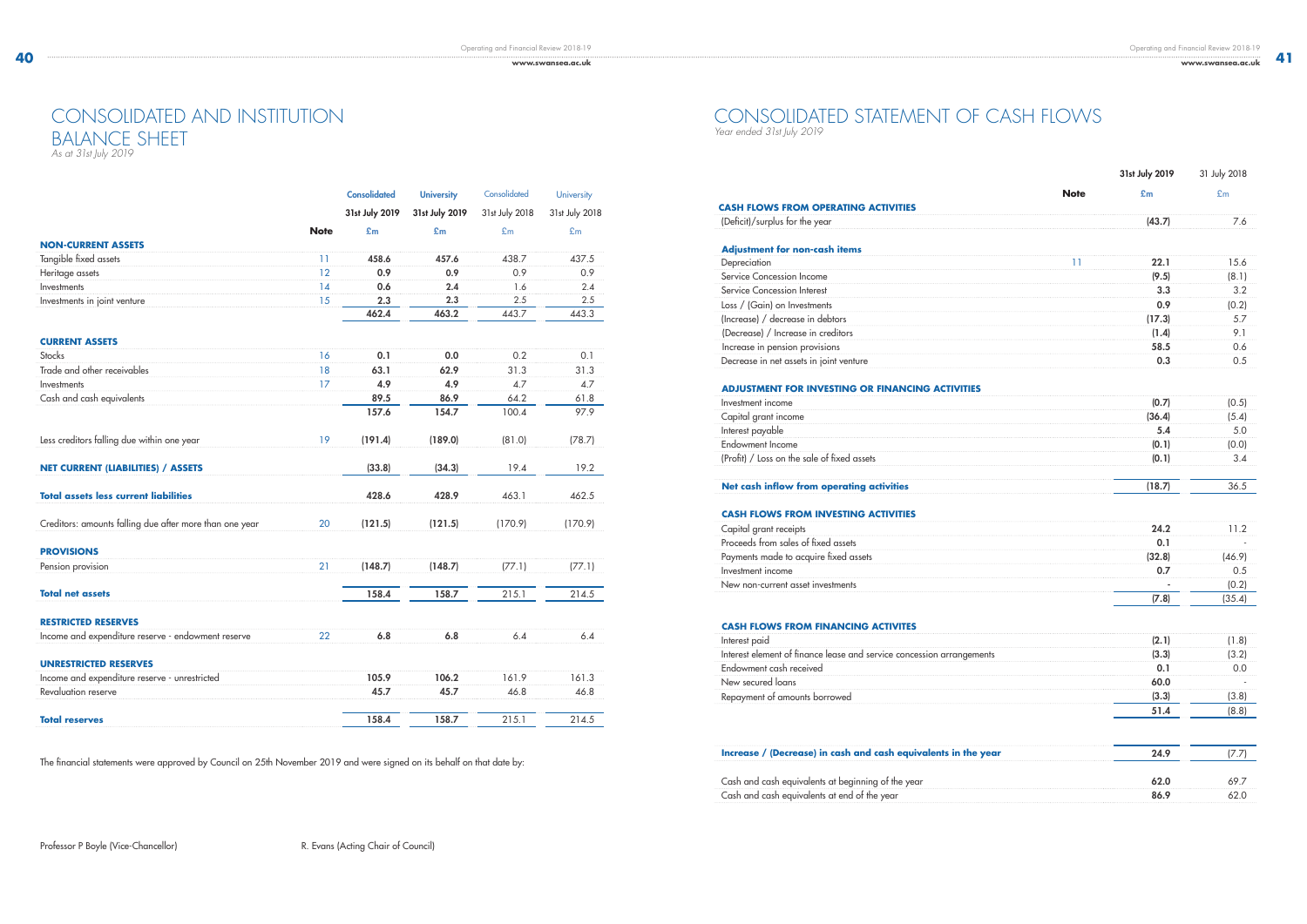# CONSOLIDATED AND INSTITUTION BALANCE SHEET

*As at 31st July 2019*

| | Note | Consolidated 31st July 2019 £m | University 31st July 2019 £m | Consolidated 31st July 2018 £m | University 31st July 2018 £m |
|---|---|---|---|---|---|
| **NON-CURRENT ASSETS** | | | | | |
| Tangible fixed assets | 11 | **458.6** | **457.6** | 438.7 | 437.5 |
| Heritage assets | 12 | **0.9** | **0.9** | 0.9 | 0.9 |
| Investments | 14 | **0.6** | **2.4** | 1.6 | 2.4 |
| Investments in joint venture | 15 | **2.3** | **2.3** | 2.5 | 2.5 |
| | | **462.4** | **463.2** | 443.7 | 443.3 |
| **CURRENT ASSETS** | | | | | |
| Stocks | 16 | **0.1** | **0.0** | 0.2 | 0.1 |
| Trade and other receivables | 18 | **63.1** | **62.9** | 31.3 | 31.3 |
| Investments | 17 | **4.9** | **4.9** | 4.7 | 4.7 |
| Cash and cash equivalents | | **89.5** | **86.9** | 64.2 | 61.8 |
| | | **157.6** | **154.7** | 100.4 | 97.9 |
| Less creditors falling due within one year | 19 | **(191.4)** | **(189.0)** | (81.0) | (78.7) |
| **NET CURRENT (LIABILITIES) / ASSETS** | | **(33.8)** | **(34.3)** | 19.4 | 19.2 |
| **Total assets less current liabilities** | | **428.6** | **428.9** | 463.1 | 462.5 |
| Creditors: amounts falling due after more than one year | 20 | **(121.5)** | **(121.5)** | (170.9) | (170.9) |
| **PROVISIONS** | | | | | |
| Pension provision | 21 | **(148.7)** | **(148.7)** | (77.1) | (77.1) |
| **Total net assets** | | **158.4** | **158.7** | 215.1 | 214.5 |
| **RESTRICTED RESERVES** | | | | | |
| Income and expenditure reserve - endowment reserve | 22 | **6.8** | **6.8** | 6.4 | 6.4 |
| **UNRESTRICTED RESERVES** | | | | | |
| Income and expenditure reserve - unrestricted | | **105.9** | **106.2** | 161.9 | 161.3 |
| Revaluation reserve | | **45.7** | **45.7** | 46.8 | 46.8 |
| **Total reserves** | | **158.4** | **158.7** | 215.1 | 214.5 |

The financial statements were approved by Council on 25th November 2019 and were signed on its behalf on that date by:

Professor P Boyle (Vice-Chancellor)

R. Evans (Acting Chair of Council)

# CONSOLIDATED STATEMENT OF CASH FLOWS

*Year ended 31st July 2019*

| | Note | 31st July 2019 £m | 31 July 2018 £m |
|---|---|---|---|
| **CASH FLOWS FROM OPERATING ACTIVITIES** | | | |
| (Deficit)/surplus for the year | | **(43.7)** | 7.6 |
| **Adjustment for non-cash items** | | | |
| Depreciation | 11 | **22.1** | 15.6 |
| Service Concession Income | | **(9.5)** | (8.1) |
| Service Concession Interest | | **3.3** | 3.2 |
| Loss / (Gain) on Investments | | **0.9** | (0.2) |
| (Increase) / decrease in debtors | | **(17.3)** | 5.7 |
| (Decrease) / Increase in creditors | | **(1.4)** | 9.1 |
| Increase in pension provisions | | **58.5** | 0.6 |
| Decrease in net assets in joint venture | | **0.3** | 0.5 |
| **ADJUSTMENT FOR INVESTING OR FINANCING ACTIVITIES** | | | |
| Investment income | | **(0.7)** | (0.5) |
| Capital grant income | | **(36.4)** | (5.4) |
| Interest payable | | **5.4** | 5.0 |
| Endowment Income | | **(0.1)** | (0.0) |
| (Profit) / Loss on the sale of fixed assets | | **(0.1)** | 3.4 |
| **Net cash inflow from operating activities** | | **(18.7)** | 36.5 |
| **CASH FLOWS FROM INVESTING ACTIVITIES** | | | |
| Capital grant receipts | | **24.2** | 11.2 |
| Proceeds from sales of fixed assets | | **0.1** | - |
| Payments made to acquire fixed assets | | **(32.8)** | (46.9) |
| Investment income | | **0.7** | 0.5 |
| New non-current asset investments | | **-** | (0.2) |
| | | **(7.8)** | (35.4) |
| **CASH FLOWS FROM FINANCING ACTIVITES** | | | |
| Interest paid | | **(2.1)** | (1.8) |
| Interest element of finance lease and service concession arrangements | | **(3.3)** | (3.2) |
| Endowment cash received | | **0.1** | 0.0 |
| New secured loans | | **60.0** | - |
| Repayment of amounts borrowed | | **(3.3)** | (3.8) |
| | | **51.4** | (8.8) |
| **Increase / (Decrease) in cash and cash equivalents in the year** | | **24.9** | (7.7) |
| Cash and cash equivalents at beginning of the year | | **62.0** | 69.7 |
| Cash and cash equivalents at end of the year | | **86.9** | 62.0 |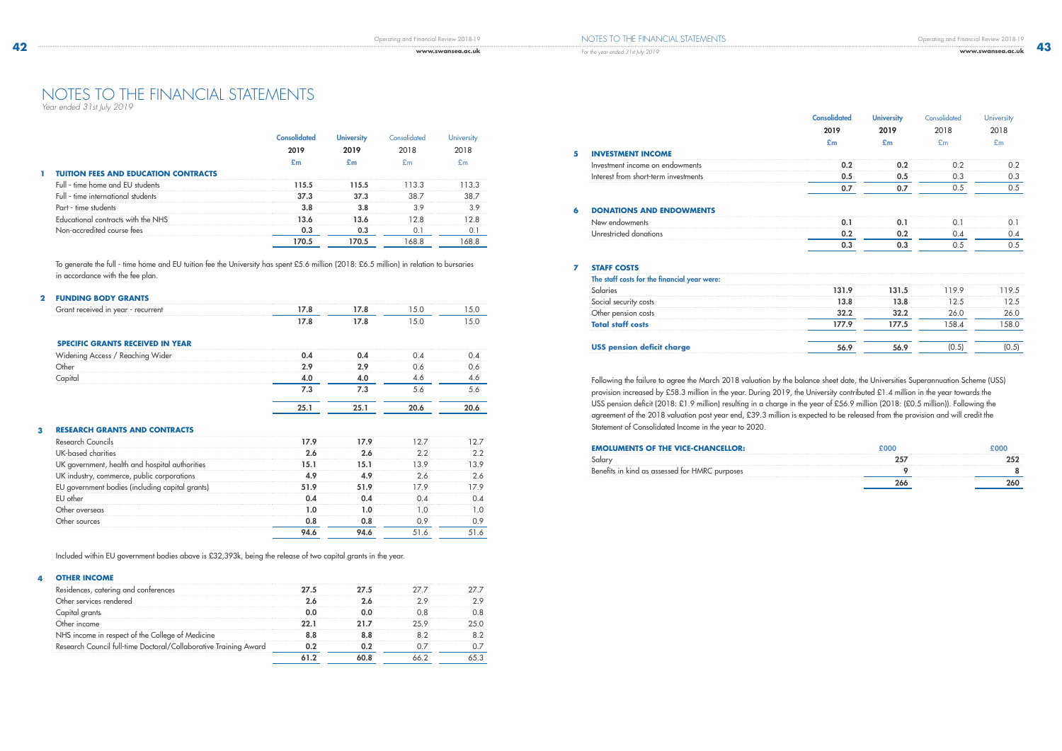# NOTES TO THE FINANCIAL STATEMENTS

*Year ended 31st July 2019*

| | Consolidated 2019 £m | University 2019 £m | Consolidated 2018 £m | University 2018 £m |
|---|---|---|---|---|
| **1 TUITION FEES AND EDUCATION CONTRACTS** | | | | |
| Full - time home and EU students | **115.5** | **115.5** | 113.3 | 113.3 |
| Full - time international students | **37.3** | **37.3** | 38.7 | 38.7 |
| Part - time students | **3.8** | **3.8** | 3.9 | 3.9 |
| Educational contracts with the NHS | **13.6** | **13.6** | 12.8 | 12.8 |
| Non-accredited course fees | **0.3** | **0.3** | 0.1 | 0.1 |
| | **170.5** | **170.5** | 168.8 | 168.8 |

To generate the full - time home and EU tuition fee the University has spent £5.6 million (2018: £6.5 million) in relation to bursaries in accordance with the fee plan.

| | Consolidated 2019 £m | University 2019 £m | Consolidated 2018 £m | University 2018 £m |
|---|---|---|---|---|
| **2 FUNDING BODY GRANTS** | | | | |
| Grant received in year - recurrent | **17.8** | **17.8** | 15.0 | 15.0 |
| | **17.8** | **17.8** | 15.0 | 15.0 |
| **SPECIFIC GRANTS RECEIVED IN YEAR** | | | | |
| Widening Access / Reaching Wider | **0.4** | **0.4** | 0.4 | 0.4 |
| Other | **2.9** | **2.9** | 0.6 | 0.6 |
| Capital | **4.0** | **4.0** | 4.6 | 4.6 |
| | **7.3** | **7.3** | 5.6 | 5.6 |
| | **25.1** | **25.1** | 20.6 | 20.6 |

| | Consolidated 2019 £m | University 2019 £m | Consolidated 2018 £m | University 2018 £m |
|---|---|---|---|---|
| **3 RESEARCH GRANTS AND CONTRACTS** | | | | |
| Research Councils | **17.9** | **17.9** | 12.7 | 12.7 |
| UK-based charities | **2.6** | **2.6** | 2.2 | 2.2 |
| UK government, health and hospital authorities | **15.1** | **15.1** | 13.9 | 13.9 |
| UK industry, commerce, public corporations | **4.9** | **4.9** | 2.6 | 2.6 |
| EU government bodies (including capital grants) | **51.9** | **51.9** | 17.9 | 17.9 |
| EU other | **0.4** | **0.4** | 0.4 | 0.4 |
| Other overseas | **1.0** | **1.0** | 1.0 | 1.0 |
| Other sources | **0.8** | **0.8** | 0.9 | 0.9 |
| | **94.6** | **94.6** | 51.6 | 51.6 |

Included within EU government bodies above is £32,393k, being the release of two capital grants in the year.

| | Consolidated 2019 £m | University 2019 £m | Consolidated 2018 £m | University 2018 £m |
|---|---|---|---|---|
| **4 OTHER INCOME** | | | | |
| Residences, catering and conferences | **27.5** | **27.5** | 27.7 | 27.7 |
| Other services rendered | **2.6** | **2.6** | 2.9 | 2.9 |
| Capital grants | **0.0** | **0.0** | 0.8 | 0.8 |
| Other income | **22.1** | **21.7** | 25.9 | 25.0 |
| NHS income in respect of the College of Medicine | **8.8** | **8.8** | 8.2 | 8.2 |
| Research Council full-time Doctoral/Collaborative Training Award | **0.2** | **0.2** | 0.7 | 0.7 |
| | **61.2** | **60.8** | 66.2 | 65.3 |

| | Consolidated 2019 £m | University 2019 £m | Consolidated 2018 £m | University 2018 £m |
|---|---|---|---|---|
| **5 INVESTMENT INCOME** | | | | |
| Investment income on endowments | **0.2** | **0.2** | 0.2 | 0.2 |
| Interest from short-term investments | **0.5** | **0.5** | 0.3 | 0.3 |
| | **0.7** | **0.7** | 0.5 | 0.5 |
| **6 DONATIONS AND ENDOWMENTS** | | | | |
| New endowments | **0.1** | **0.1** | 0.1 | 0.1 |
| Unrestricted donations | **0.2** | **0.2** | 0.4 | 0.4 |
| | **0.3** | **0.3** | 0.5 | 0.5 |
| **7 STAFF COSTS** | | | | |
| **The staff costs for the financial year were:** | | | | |
| Salaries | **131.9** | **131.5** | 119.9 | 119.5 |
| Social security costs | **13.8** | **13.8** | 12.5 | 12.5 |
| Other pension costs | **32.2** | **32.2** | 26.0 | 26.0 |
| **Total staff costs** | **177.9** | **177.5** | 158.4 | 158.0 |
| **USS pension deficit charge** | **56.9** | **56.9** | (0.5) | (0.5) |

Following the failure to agree the March 2018 valuation by the balance sheet date, the Universities Superannuation Scheme (USS) provision increased by £58.3 million in the year. During 2019, the University contributed £1.4 million in the year towards the USS pension deficit (2018: £1.9 million) resulting in a charge in the year of £56.9 million (2018: (£0.5 million)). Following the agreement of the 2018 valuation post year end, £39.3 million is expected to be released from the provision and will credit the Statement of Consolidated Income in the year to 2020.

| **EMOLUMENTS OF THE VICE-CHANCELLOR:** | £000 | £000 |
|---|---|---|
| Salary | **257** | **252** |
| Benefits in kind as assessed for HMRC purposes | **9** | **8** |
| | **266** | **260** |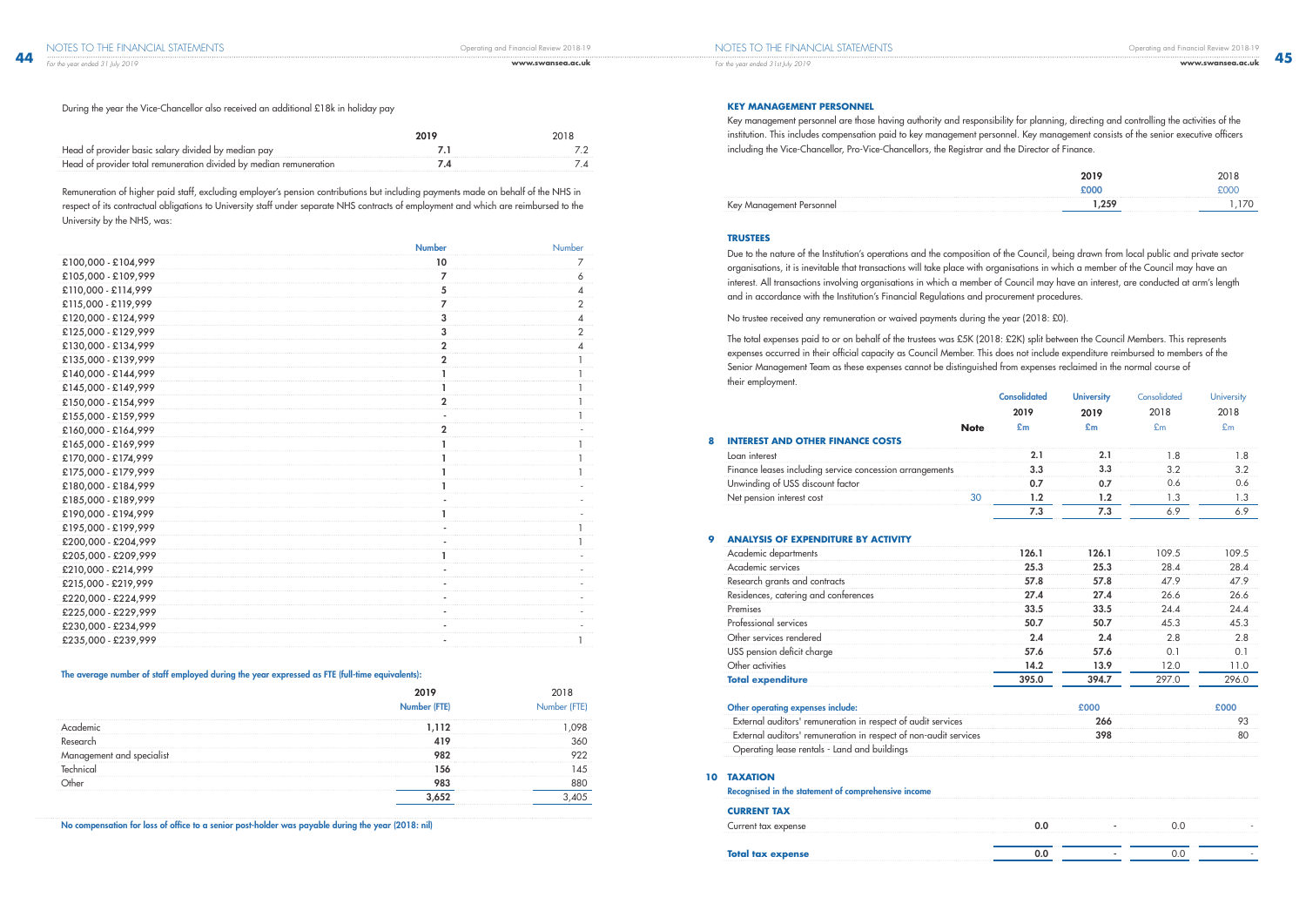During the year the Vice-Chancellor also received an additional £18k in holiday pay

| | 2019 | 2018 |
|---|---|---|
| Head of provider basic salary divided by median pay | 7.1 | 7.2 |
| Head of provider total remuneration divided by median remuneration | 7.4 | 7.4 |

Remuneration of higher paid staff, excluding employer's pension contributions but including payments made on behalf of the NHS in respect of its contractual obligations to University staff under separate NHS contracts of employment and which are reimbursed to the University by the NHS, was:

| | Number | Number |
|---|---|---|
| £100,000 - £104,999 | 10 | 7 |
| £105,000 - £109,999 | 7 | 6 |
| £110,000 - £114,999 | 5 | 4 |
| £115,000 - £119,999 | 7 | 2 |
| £120,000 - £124,999 | 3 | 4 |
| £125,000 - £129,999 | 3 | 2 |
| £130,000 - £134,999 | 2 | 4 |
| £135,000 - £139,999 | 2 | 1 |
| £140,000 - £144,999 | 1 | 1 |
| £145,000 - £149,999 | 1 | 1 |
| £150,000 - £154,999 | 2 | 1 |
| £155,000 - £159,999 | - | 1 |
| £160,000 - £164,999 | 2 | - |
| £165,000 - £169,999 | 1 | 1 |
| £170,000 - £174,999 | 1 | 1 |
| £175,000 - £179,999 | 1 | 1 |
| £180,000 - £184,999 | 1 | - |
| £185,000 - £189,999 | - | - |
| £190,000 - £194,999 | 1 | - |
| £195,000 - £199,999 | - | 1 |
| £200,000 - £204,999 | - | 1 |
| £205,000 - £209,999 | 1 | - |
| £210,000 - £214,999 | - | - |
| £215,000 - £219,999 | - | - |
| £220,000 - £224,999 | - | - |
| £225,000 - £229,999 | - | - |
| £230,000 - £234,999 | - | - |
| £235,000 - £239,999 | - | 1 |

**The average number of staff employed during the year expressed as FTE (full-time equivalents):**

| | 2019 | 2018 |
|---|---|---|
| | Number (FTE) | Number (FTE) |
| Academic | 1,112 | 1,098 |
| Research | 419 | 360 |
| Management and specialist | 982 | 922 |
| Technical | 156 | 145 |
| Other | 983 | 880 |
| | 3,652 | 3,405 |

**No compensation for loss of office to a senior post-holder was payable during the year (2018: nil)**

### KEY MANAGEMENT PERSONNEL

Key management personnel are those having authority and responsibility for planning, directing and controlling the activities of the institution. This includes compensation paid to key management personnel. Key management consists of the senior executive officers including the Vice-Chancellor, Pro-Vice-Chancellors, the Registrar and the Director of Finance.

| | 2019 | 2018 |
|---|---|---|
| | £000 | £000 |
| Key Management Personnel | 1,259 | 1,170 |

### TRUSTEES

Due to the nature of the Institution's operations and the composition of the Council, being drawn from local public and private sector organisations, it is inevitable that transactions will take place with organisations in which a member of the Council may have an interest. All transactions involving organisations in which a member of Council may have an interest, are conducted at arm's length and in accordance with the Institution's Financial Regulations and procurement procedures.

No trustee received any remuneration or waived payments during the year (2018: £0).

The total expenses paid to or on behalf of the trustees was £5K (2018: £2K) split between the Council Members. This represents expenses occurred in their official capacity as Council Member. This does not include expenditure reimbursed to members of the Senior Management Team as these expenses cannot be distinguished from expenses reclaimed in the normal course of their employment.

| | | Note | Consolidated | University | Consolidated | University |
|---|---|---|---|---|---|---|
| | | | 2019 | 2019 | 2018 | 2018 |
| | | | £m | £m | £m | £m |
| **8** | **INTEREST AND OTHER FINANCE COSTS** | | | | | |
| | Loan interest | | 2.1 | 2.1 | 1.8 | 1.8 |
| | Finance leases including service concession arrangements | | 3.3 | 3.3 | 3.2 | 3.2 |
| | Unwinding of USS discount factor | | 0.7 | 0.7 | 0.6 | 0.6 |
| | Net pension interest cost | 30 | 1.2 | 1.2 | 1.3 | 1.3 |
| | | | 7.3 | 7.3 | 6.9 | 6.9 |
| **9** | **ANALYSIS OF EXPENDITURE BY ACTIVITY** | | | | | |
| | Academic departments | | 126.1 | 126.1 | 109.5 | 109.5 |
| | Academic services | | 25.3 | 25.3 | 28.4 | 28.4 |
| | Research grants and contracts | | 57.8 | 57.8 | 47.9 | 47.9 |
| | Residences, catering and conferences | | 27.4 | 27.4 | 26.6 | 26.6 |
| | Premises | | 33.5 | 33.5 | 24.4 | 24.4 |
| | Professional services | | 50.7 | 50.7 | 45.3 | 45.3 |
| | Other services rendered | | 2.4 | 2.4 | 2.8 | 2.8 |
| | USS pension deficit charge | | 57.6 | 57.6 | 0.1 | 0.1 |
| | Other activities | | 14.2 | 13.9 | 12.0 | 11.0 |
| | **Total expenditure** | | 395.0 | 394.7 | 297.0 | 296.0 |
| | **Other operating expenses include:** | | | £000 | | £000 |
| | External auditors' remuneration in respect of audit services | | | 266 | | 93 |
| | External auditors' remuneration in respect of non-audit services | | | 398 | | 80 |
| | Operating lease rentals - Land and buildings | | | | | |
| **10** | **TAXATION** | | | | | |
| | **Recognised in the statement of comprehensive income** | | | | | |
| | **CURRENT TAX** | | | | | |
| | Current tax expense | | 0.0 | - | 0.0 | - |
| | **Total tax expense** | | 0.0 | - | 0.0 | - |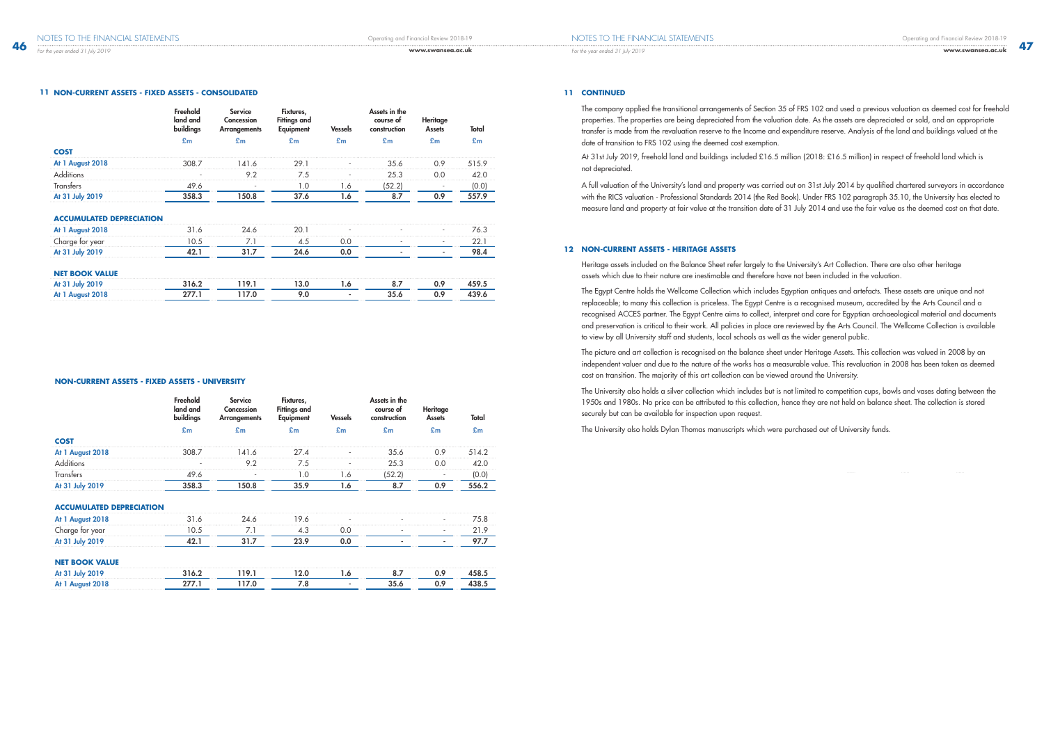## 11 NON-CURRENT ASSETS - FIXED ASSETS - CONSOLIDATED

| | Freehold land and buildings | Service Concession Arrangements | Fixtures, Fittings and Equipment | Vessels | Assets in the course of construction | Heritage Assets | Total |
|---|---|---|---|---|---|---|---|
| | £m | £m | £m | £m | £m | £m | £m |
| **COST** | | | | | | | |
| **At 1 August 2018** | 308.7 | 141.6 | 29.1 | - | 35.6 | 0.9 | 515.9 |
| Additions | - | 9.2 | 7.5 | - | 25.3 | 0.0 | 42.0 |
| Transfers | 49.6 | - | 1.0 | 1.6 | (52.2) | - | (0.0) |
| **At 31 July 2019** | **358.3** | **150.8** | **37.6** | **1.6** | **8.7** | **0.9** | **557.9** |
| **ACCUMULATED DEPRECIATION** | | | | | | | |
| **At 1 August 2018** | 31.6 | 24.6 | 20.1 | - | - | - | 76.3 |
| Charge for year | 10.5 | 7.1 | 4.5 | 0.0 | - | - | 22.1 |
| **At 31 July 2019** | **42.1** | **31.7** | **24.6** | **0.0** | **-** | **-** | **98.4** |
| **NET BOOK VALUE** | | | | | | | |
| **At 31 July 2019** | **316.2** | **119.1** | **13.0** | **1.6** | **8.7** | **0.9** | **459.5** |
| **At 1 August 2018** | **277.1** | **117.0** | **9.0** | **-** | **35.6** | **0.9** | **439.6** |

### NON-CURRENT ASSETS - FIXED ASSETS - UNIVERSITY

| | Freehold land and buildings | Service Concession Arrangements | Fixtures, Fittings and Equipment | Vessels | Assets in the course of construction | Heritage Assets | Total |
|---|---|---|---|---|---|---|---|
| | £m | £m | £m | £m | £m | £m | £m |
| **COST** | | | | | | | |
| **At 1 August 2018** | 308.7 | 141.6 | 27.4 | - | 35.6 | 0.9 | 514.2 |
| Additions | - | 9.2 | 7.5 | - | 25.3 | 0.0 | 42.0 |
| Transfers | 49.6 | - | 1.0 | 1.6 | (52.2) | - | (0.0) |
| **At 31 July 2019** | **358.3** | **150.8** | **35.9** | **1.6** | **8.7** | **0.9** | **556.2** |
| **ACCUMULATED DEPRECIATION** | | | | | | | |
| **At 1 August 2018** | 31.6 | 24.6 | 19.6 | - | - | - | 75.8 |
| Charge for year | 10.5 | 7.1 | 4.3 | 0.0 | - | - | 21.9 |
| **At 31 July 2019** | **42.1** | **31.7** | **23.9** | **0.0** | **-** | **-** | **97.7** |
| **NET BOOK VALUE** | | | | | | | |
| **At 31 July 2019** | **316.2** | **119.1** | **12.0** | **1.6** | **8.7** | **0.9** | **458.5** |
| **At 1 August 2018** | **277.1** | **117.0** | **7.8** | **-** | **35.6** | **0.9** | **438.5** |

## 11 CONTINUED

The company applied the transitional arrangements of Section 35 of FRS 102 and used a previous valuation as deemed cost for freehold properties. The properties are being depreciated from the valuation date. As the assets are depreciated or sold, and an appropriate transfer is made from the revaluation reserve to the Income and expenditure reserve. Analysis of the land and buildings valued at the date of transition to FRS 102 using the deemed cost exemption.

At 31st July 2019, freehold land and buildings included £16.5 million (2018: £16.5 million) in respect of freehold land which is not depreciated.

A full valuation of the University's land and property was carried out on 31st July 2014 by qualified chartered surveyors in accordance with the RICS valuation - Professional Standards 2014 (the Red Book). Under FRS 102 paragraph 35.10, the University has elected to measure land and property at fair value at the transition date of 31 July 2014 and use the fair value as the deemed cost on that date.

## 12 NON-CURRENT ASSETS - HERITAGE ASSETS

Heritage assets included on the Balance Sheet refer largely to the University's Art Collection. There are also other heritage assets which due to their nature are inestimable and therefore have not been included in the valuation.

The Egypt Centre holds the Wellcome Collection which includes Egyptian antiques and artefacts. These assets are unique and not replaceable; to many this collection is priceless. The Egypt Centre is a recognised museum, accredited by the Arts Council and a recognised ACCES partner. The Egypt Centre aims to collect, interpret and care for Egyptian archaeological material and documents and preservation is critical to their work. All policies in place are reviewed by the Arts Council. The Wellcome Collection is available to view by all University staff and students, local schools as well as the wider general public.

The picture and art collection is recognised on the balance sheet under Heritage Assets. This collection was valued in 2008 by an independent valuer and due to the nature of the works has a measurable value. This revaluation in 2008 has been taken as deemed cost on transition. The majority of this art collection can be viewed around the University.

The University also holds a silver collection which includes but is not limited to competition cups, bowls and vases dating between the 1950s and 1980s. No price can be attributed to this collection, hence they are not held on balance sheet. The collection is stored securely but can be available for inspection upon request.

The University also holds Dylan Thomas manuscripts which were purchased out of University funds.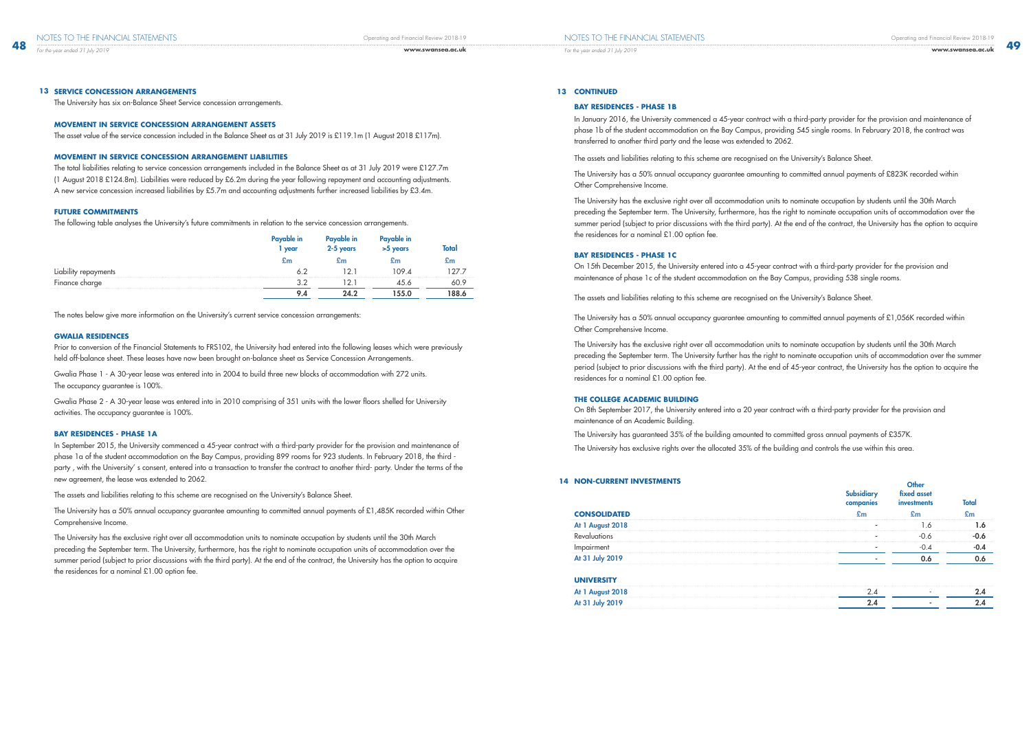## 13 SERVICE CONCESSION ARRANGEMENTS

The University has six on-Balance Sheet Service concession arrangements.

### MOVEMENT IN SERVICE CONCESSION ARRANGEMENT ASSETS

The asset value of the service concession included in the Balance Sheet as at 31 July 2019 is £119.1m (1 August 2018 £117m).

### MOVEMENT IN SERVICE CONCESSION ARRANGEMENT LIABILITIES

The total liabilities relating to service concession arrangements included in the Balance Sheet as at 31 July 2019 were £127.7m (1 August 2018 £124.8m). Liabilities were reduced by £6.2m during the year following repayment and accounting adjustments. A new service concession increased liabilities by £5.7m and accounting adjustments further increased liabilities by £3.4m.

### FUTURE COMMITMENTS

The following table analyses the University's future commitments in relation to the service concession arrangements.

| | Payable in 1 year | Payable in 2-5 years | Payable in >5 years | Total |
|---|---|---|---|---|
| | £m | £m | £m | £m |
| Liability repayments | 6.2 | 12.1 | 109.4 | 127.7 |
| Finance charge | 3.2 | 12.1 | 45.6 | 60.9 |
| | **9.4** | **24.2** | **155.0** | **188.6** |

The notes below give more information on the University's current service concession arrangements:

### GWALIA RESIDENCES

Prior to conversion of the Financial Statements to FRS102, the University had entered into the following leases which were previously held off-balance sheet. These leases have now been brought on-balance sheet as Service Concession Arrangements.

Gwalia Phase 1 - A 30-year lease was entered into in 2004 to build three new blocks of accommodation with 272 units. The occupancy guarantee is 100%.

Gwalia Phase 2 - A 30-year lease was entered into in 2010 comprising of 351 units with the lower floors shelled for University activities. The occupancy guarantee is 100%.

### BAY RESIDENCES - PHASE 1A

In September 2015, the University commenced a 45-year contract with a third-party provider for the provision and maintenance of phase 1a of the student accommodation on the Bay Campus, providing 899 rooms for 923 students. In February 2018, the third - party , with the University' s consent, entered into a transaction to transfer the contract to another third- party. Under the terms of the new agreement, the lease was extended to 2062.

The assets and liabilities relating to this scheme are recognised on the University's Balance Sheet.

The University has a 50% annual occupancy guarantee amounting to committed annual payments of £1,485K recorded within Other Comprehensive Income.

The University has the exclusive right over all accommodation units to nominate occupation by students until the 30th March preceding the September term. The University, furthermore, has the right to nominate occupation units of accommodation over the summer period (subject to prior discussions with the third party). At the end of the contract, the University has the option to acquire the residences for a nominal £1.00 option fee.

## 13 CONTINUED

### BAY RESIDENCES - PHASE 1B

In January 2016, the University commenced a 45-year contract with a third-party provider for the provision and maintenance of phase 1b of the student accommodation on the Bay Campus, providing 545 single rooms. In February 2018, the contract was transferred to another third party and the lease was extended to 2062.

The assets and liabilities relating to this scheme are recognised on the University's Balance Sheet.

The University has a 50% annual occupancy guarantee amounting to committed annual payments of £823K recorded within Other Comprehensive Income.

The University has the exclusive right over all accommodation units to nominate occupation by students until the 30th March preceding the September term. The University, furthermore, has the right to nominate occupation units of accommodation over the summer period (subject to prior discussions with the third party). At the end of the contract, the University has the option to acquire the residences for a nominal £1.00 option fee.

### BAY RESIDENCES - PHASE 1C

On 15th December 2015, the University entered into a 45-year contract with a third-party provider for the provision and maintenance of phase 1c of the student accommodation on the Bay Campus, providing 538 single rooms.

The assets and liabilities relating to this scheme are recognised on the University's Balance Sheet.

The University has a 50% annual occupancy guarantee amounting to committed annual payments of £1,056K recorded within Other Comprehensive Income.

The University has the exclusive right over all accommodation units to nominate occupation by students until the 30th March preceding the September term. The University further has the right to nominate occupation units of accommodation over the summer period (subject to prior discussions with the third party). At the end of 45-year contract, the University has the option to acquire the residences for a nominal £1.00 option fee.

### THE COLLEGE ACADEMIC BUILDING

On 8th September 2017, the University entered into a 20 year contract with a third-party provider for the provision and maintenance of an Academic Building.

The University has guaranteed 35% of the building amounted to committed gross annual payments of £357K.

The University has exclusive rights over the allocated 35% of the building and controls the use within this area.

## 14 NON-CURRENT INVESTMENTS

| | Subsidiary companies | Other fixed asset investments | Total |
|---|---|---|---|
| **CONSOLIDATED** | £m | £m | £m |
| At 1 August 2018 | - | 1.6 | **1.6** |
| Revaluations | - | -0.6 | **-0.6** |
| Impairment | - | -0.4 | **-0.4** |
| At 31 July 2019 | - | **0.6** | **0.6** |
| | | | |
| **UNIVERSITY** | | | |
| At 1 August 2018 | 2.4 | - | **2.4** |
| At 31 July 2019 | **2.4** | - | **2.4** |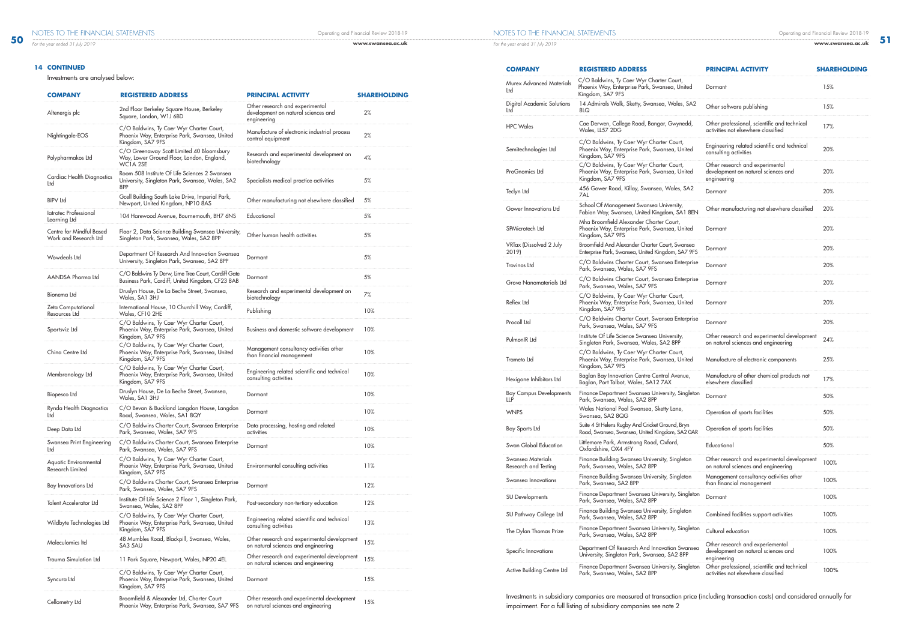**14 CONTINUED**

Investments are analysed below:

| COMPANY | REGISTERED ADDRESS | PRINCIPAL ACTIVITY | SHAREHOLDING |
|---|---|---|---|
| Altenergis plc | 2nd Floor Berkeley Square House, Berkeley Square, London, W1J 6BD | Other research and experimental development on natural sciences and engineering | 2% |
| Nightingale-EOS | C/O Baldwins, Ty Caer Wyr Charter Court, Phoenix Way, Enterprise Park, Swansea, United Kingdom, SA7 9FS | Manufacture of electronic industrial process control equipment | 2% |
| Polypharmakos Ltd | C/O Greenaway Scott Limited 40 Bloomsbury Way, Lower Ground Floor, London, England, WC1A 2SE | Research and experimental development on biotechnology | 4% |
| Cardiac Health Diagnostics Ltd | Room 508 Institute Of Life Sciences 2 Swansea University, Singleton Park, Swansea, Wales, SA2 8PP | Specialists medical practice activities | 5% |
| BIPV Ltd | Gcell Building South Lake Drive, Imperial Park, Newport, United Kingdom, NP10 8AS | Other manufacturing not elsewhere classified | 5% |
| Iatrotec Professional Learning Ltd | 104 Harewood Avenue, Bournemouth, BH7 6NS | Educational | 5% |
| Centre for Mindful Based Work and Research Ltd | Floor 2, Data Science Building Swansea University, Singleton Park, Swansea, Wales, SA2 8PP | Other human health activities | 5% |
| Wowdeals Ltd | Department Of Research And Innovation Swansea University, Singleton Park, Swansea, SA2 8PP | Dormant | 5% |
| AANDSA Pharma Ltd | C/O Baldwins Ty Derw, Lime Tree Court, Cardiff Gate Business Park, Cardiff, United Kingdom, CF23 8AB | Dormant | 5% |
| Bionema Ltd | Druslyn House, De La Beche Street, Swansea, Wales, SA1 3HJ | Research and experimental development on biotechnology | 7% |
| Zeta Computational Resources Ltd | International House, 10 Churchill Way, Cardiff, Wales, CF10 2HE | Publishing | 10% |
| Sportsviz Ltd | C/O Baldwins, Ty Caer Wyr Charter Court, Phoenix Way, Enterprise Park, Swansea, United Kingdom, SA7 9FS | Business and domestic software development | 10% |
| China Centre Ltd | C/O Baldwins, Ty Caer Wyr Charter Court, Phoenix Way, Enterprise Park, Swansea, United Kingdom, SA7 9FS | Management consultancy activities other than financial management | 10% |
| Membranology Ltd | C/O Baldwins, Ty Caer Wyr Charter Court, Phoenix Way, Enterprise Park, Swansea, United Kingdom, SA7 9FS | Engineering related scientific and technical consulting activities | 10% |
| Biopesco Ltd | Druslyn House, De La Beche Street, Swansea, Wales, SA1 3HJ | Dormant | 10% |
| Rynda Health Diagnostics Ltd | C/O Bevan & Buckland Langdon House, Langdon Road, Swansea, Wales, SA1 8QY | Dormant | 10% |
| Deep Data Ltd | C/O Baldwins Charter Court, Swansea Enterprise Park, Swansea, Wales, SA7 9FS | Data processing, hosting and related activities | 10% |
| Swansea Print Engineering Ltd | C/O Baldwins Charter Court, Swansea Enterprise Park, Swansea, Wales, SA7 9FS | Dormant | 10% |
| Aquatic Environmental Research Limited | C/O Baldwins, Ty Caer Wyr Charter Court, Phoenix Way, Enterprise Park, Swansea, United Kingdom, SA7 9FS | Environmental consulting activities | 11% |
| Bay Innovations Ltd | C/O Baldwins Charter Court, Swansea Enterprise Park, Swansea, Wales, SA7 9FS | Dormant | 12% |
| Talent Accelerator Ltd | Institute Of Life Science 2 Floor 1, Singleton Park, Swansea, Wales, SA2 8PP | Post-secondary non-tertiary education | 12% |
| Wildbyte Technologies Ltd | C/O Baldwins, Ty Caer Wyr Charter Court, Phoenix Way, Enterprise Park, Swansea, United Kingdom, SA7 9FS | Engineering related scientific and technical consulting activities | 13% |
| Moleculomics ltd | 48 Mumbles Road, Blackpill, Swansea, Wales, SA3 5AU | Other research and experimental development on natural sciences and engineering | 15% |
| Trauma Simulation Ltd | 11 Park Square, Newport, Wales, NP20 4EL | Other research and experimental development on natural sciences and engineering | 15% |
| Syncura Ltd | C/O Baldwins, Ty Caer Wyr Charter Court, Phoenix Way, Enterprise Park, Swansea, United Kingdom, SA7 9FS | Dormant | 15% |
| Cellometry Ltd | Broomfield & Alexander Ltd, Charter Court Phoenix Way, Enterprise Park, Swansea, SA7 9FS | Other research and experimental development on natural sciences and engineering | 15% |
| Murex Advanced Materials Ltd | C/O Baldwins, Ty Caer Wyr Charter Court, Phoenix Way, Enterprise Park, Swansea, United Kingdom, SA7 9FS | Dormant | 15% |
| Digital Academic Solutions Ltd | 14 Admirals Walk, Sketty, Swansea, Wales, SA2 8LQ | Other software publishing | 15% |
| HPC Wales | Cae Derwen, College Road, Bangor, Gwynedd, Wales, LL57 2DG | Other professional, scientific and technical activities not elsewhere classified | 17% |
| Semitechnologies Ltd | C/O Baldwins, Ty Caer Wyr Charter Court, Phoenix Way, Enterprise Park, Swansea, United Kingdom, SA7 9FS | Engineering related scientific and technical consulting activities | 20% |
| ProGnomics Ltd | C/O Baldwins, Ty Caer Wyr Charter Court, Phoenix Way, Enterprise Park, Swansea, United Kingdom, SA7 9FS | Other research and experimental development on natural sciences and engineering | 20% |
| Teclyn Ltd | 456 Gower Road, Killay, Swansea, Wales, SA2 7AL | Dormant | 20% |
| Gower Innovations Ltd | School Of Management Swansea University, Fabian Way, Swansea, United Kingdom, SA1 8EN | Other manufacturing not elsewhere classified | 20% |
| SPMicrotech Ltd | Mha Broomfield Alexander Charter Court, Phoenix Way, Enterprise Park, Swansea, United Kingdom, SA7 9FS | Dormant | 20% |
| VRTax (Dissolved 2 July 2019) | Broomfield And Alexander Charter Court, Swansea Enterprise Park, Swansea, United Kingdom, SA7 9FS | Dormant | 20% |
| Trovinos Ltd | C/O Baldwins Charter Court, Swansea Enterprise Park, Swansea, Wales, SA7 9FS | Dormant | 20% |
| Grove Nanomaterials Ltd | C/O Baldwins Charter Court, Swansea Enterprise Park, Swansea, Wales, SA7 9FS | Dormant | 20% |
| Refiex Ltd | C/O Baldwins, Ty Caer Wyr Charter Court, Phoenix Way, Enterprise Park, Swansea, United Kingdom, SA7 9FS | Dormant | 20% |
| Procoll Ltd | C/O Baldwins Charter Court, Swansea Enterprise Park, Swansea, Wales, SA7 9FS | Dormant | 20% |
| PulmonIR Ltd | Institute Of Life Science Swansea University, Singleton Park, Swansea, Wales, SA2 8PP | Other research and experimental development on natural sciences and engineering | 24% |
| Trameto Ltd | C/O Baldwins, Ty Caer Wyr Charter Court, Phoenix Way, Enterprise Park, Swansea, United Kingdom, SA7 9FS | Manufacture of electronic components | 25% |
| Hexigone Inhibitors Ltd | Baglan Bay Innovation Centre Central Avenue, Baglan, Port Talbot, Wales, SA12 7AX | Manufacture of other chemical products not elsewhere classified | 17% |
| Bay Campus Developments LLP | Finance Department Swansea University, Singleton Park, Swansea, Wales, SA2 8PP | Dormant | 50% |
| WNPS | Wales National Pool Swansea, Sketty Lane, Swansea, SA2 8QG | Operation of sports facilities | 50% |
| Bay Sports Ltd | Suite 4 St Helens Rugby And Cricket Ground, Bryn Road, Swansea, Swansea, United Kingdom, SA2 0AR | Operation of sports facilities | 50% |
| Swan Global Education | Littlemore Park, Armstrong Road, Oxford, Oxfordshire, OX4 4FY | Educational | 50% |
| Swansea Materials Research and Testing | Finance Building Swansea University, Singleton Park, Swansea, Wales, SA2 8PP | Other research and experimental development on natural sciences and engineering | 100% |
| Swansea Innovations | Finance Building Swansea University, Singleton Park, Swansea, SA2 8PP | Management consultancy activities other than financial management | 100% |
| SU Developments | Finance Department Swansea University, Singleton Park, Swansea, Wales, SA2 8PP | Dormant | 100% |
| SU Pathway College Ltd | Finance Building Swansea University, Singleton Park, Swansea, Wales, SA2 8PP | Combined facilities support activities | 100% |
| The Dylan Thomas Prize | Finance Department Swansea University, Singleton Park, Swansea, Wales, SA2 8PP | Cultural education | 100% |
| Specific Innovations | Department Of Research And Innovation Swansea University, Singleton Park, Swansea, SA2 8PP | Other research and experimental development on natural sciences and engineering | 100% |
| Active Building Centre Ltd | Finance Department Swansea University, Singleton Park, Swansea, Wales, SA2 8PP | Other professional, scientific and technical activities not elsewhere classified | 100% |

Investments in subsidiary companies are measured at transaction price (including transaction costs) and considered annually for impairment. For a full listing of subsidiary companies see note 2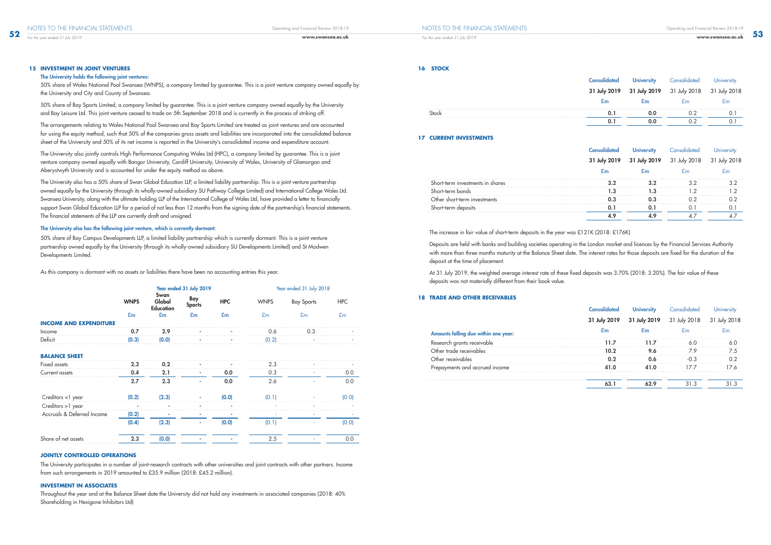## 15 INVESTMENT IN JOINT VENTURES

**The University holds the following joint ventures:**

50% share of Wales National Pool Swansea (WNPS), a company limited by guarantee. This is a joint venture company owned equally by the University and City and County of Swansea.

50% share of Bay Sports Limited, a company limited by guarantee. This is a joint venture company owned equally by the University and Bay Leisure Ltd. This joint venture ceased to trade on 5th September 2018 and is currently in the process of striking off.

The arrangements relating to Wales National Pool Swansea and Bay Sports Limited are treated as joint ventures and are accounted for using the equity method, such that 50% of the companies gross assets and liabilities are incorporated into the consolidated balance sheet of the University and 50% of its net income is reported in the University's consolidated income and expenditure account.

The University also jointly controls High Performance Computing Wales Ltd (HPC), a company limited by guarantee. This is a joint venture company owned equally with Bangor University, Cardiff University, University of Wales, University of Glamorgan and Aberystwyth University and is accounted for under the equity method as above.

The University also has a 50% share of Swan Global Education LLP, a limited liability partnership. This is a joint venture partnership owned equally by the University (through its wholly-owned subsidiary SU Pathway College Limited) and International College Wales Ltd. Swansea University, along with the ultimate holding LLP of the International College of Wales Ltd, have provided a letter to financially support Swan Global Education LLP for a period of not less than 12 months from the signing date of the partnership's financial statements. The financial statements of the LLP are currently draft and unsigned.

**The University also has the following joint venture, which is currently dormant:**

50% share of Bay Campus Developments LLP, a limited liability partnership which is currently dormant. This is a joint venture partnership owned equally by the University (through its wholly-owned subsidiary SU Developments Limited) and St Modwen Developments Limited.

As this company is dormant with no assets or liabilities there have been no accounting entries this year.

| | Year ended 31 July 2019 | | | | Year ended 31 July 2018 | | |
|---|---|---|---|---|---|---|---|
| | WNPS | Swan Global Education | Bay Sports | HPC | WNPS | Bay Sports | HPC |
| | £m | £m | £m | £m | £m | £m | £m |
| **INCOME AND EXPENDITURE** | | | | | | | |
| Income | 0.7 | 2.9 | - | - | 0.6 | 0.3 | - |
| Deficit | (0.3) | (0.0) | - | - | (0.2) | - | - |
| **BALANCE SHEET** | | | | | | | |
| Fixed assets | 2.3 | 0.2 | - | - | 2.3 | - | - |
| Current assets | 0.4 | 2.1 | - | 0.0 | 0.3 | - | 0.0 |
| | 2.7 | 2.3 | - | 0.0 | 2.6 | - | 0.0 |
| Creditors <1 year | (0.2) | (2.3) | - | (0.0) | (0.1) | - | (0.0) |
| Creditors >1 year | - | - | - | - | - | - | - |
| Accruals & Deferred Income | (0.2) | - | - | - | - | - | - |
| | (0.4) | (2.3) | - | (0.0) | (0.1) | - | (0.0) |
| Share of net assets | 2.3 | (0.0) | - | - | 2.5 | - | 0.0 |

### JOINTLY CONTROLLED OPERATIONS

The University participates in a number of joint-research contracts with other universities and joint contracts with other partners. Income from such arrangements in 2019 amounted to £35.9 million (2018: £45.2 million).

### INVESTMENT IN ASSOCIATES

Throughout the year and at the Balance Sheet date the University did not hold any investments in associated companies (2018: 40% Shareholding in Hexigone Inhibitors Ltd)

## 16 STOCK

| | Consolidated 31 July 2019 | University 31 July 2019 | Consolidated 31 July 2018 | University 31 July 2018 |
|---|---|---|---|---|
| | £m | £m | £m | £m |
| Stock | 0.1 | 0.0 | 0.2 | 0.1 |
| | 0.1 | 0.0 | 0.2 | 0.1 |

## 17 CURRENT INVESTMENTS

| | Consolidated 31 July 2019 | University 31 July 2019 | Consolidated 31 July 2018 | University 31 July 2018 |
|---|---|---|---|---|
| | £m | £m | £m | £m |
| Short-term investments in shares | 3.2 | 3.2 | 3.2 | 3.2 |
| Short-term bonds | 1.3 | 1.3 | 1.2 | 1.2 |
| Other short-term investments | 0.3 | 0.3 | 0.2 | 0.2 |
| Short-term deposits | 0.1 | 0.1 | 0.1 | 0.1 |
| | 4.9 | 4.9 | 4.7 | 4.7 |

The increase in fair value of short-term deposits in the year was £121K (2018: £176K)

Deposits are held with banks and building societies operating in the London market and licences by the Financial Services Authority with more than three months maturity at the Balance Sheet date. The interest rates for those deposits are fixed for the duration of the deposit at the time of placement.

At 31 July 2019, the weighted average interest rate of these fixed deposits was 3.70% (2018: 3.20%). The fair value of these deposits was not materially different from their book value.

## 18 TRADE AND OTHER RECEIVABLES

| | Consolidated 31 July 2019 | University 31 July 2019 | Consolidated 31 July 2018 | University 31 July 2018 |
|---|---|---|---|---|
| **Amounts falling due within one year:** | £m | £m | £m | £m |
| Research grants receivable | 11.7 | 11.7 | 6.0 | 6.0 |
| Other trade receivables | 10.2 | 9.6 | 7.9 | 7.5 |
| Other receivables | 0.2 | 0.6 | -0.3 | 0.2 |
| Prepayments and accrued income | 41.0 | 41.0 | 17.7 | 17.6 |
| | 63.1 | 62.9 | 31.3 | 31.3 |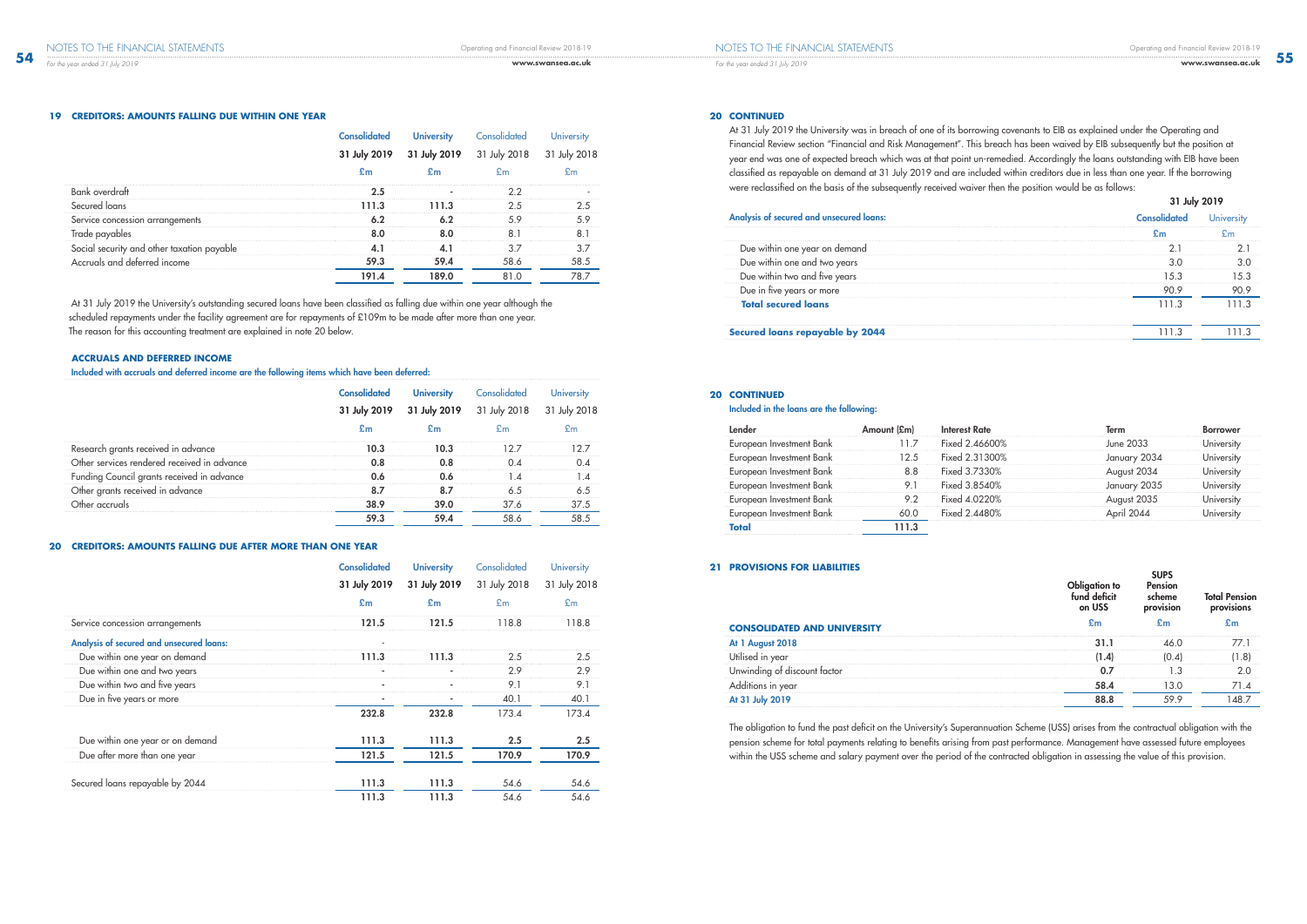## 19 CREDITORS: AMOUNTS FALLING DUE WITHIN ONE YEAR

| | Consolidated 31 July 2019 £m | University 31 July 2019 £m | Consolidated 31 July 2018 £m | University 31 July 2018 £m |
|---|---|---|---|---|
| Bank overdraft | **2.5** | - | 2.2 | - |
| Secured loans | **111.3** | **111.3** | 2.5 | 2.5 |
| Service concession arrangements | **6.2** | **6.2** | 5.9 | 5.9 |
| Trade payables | **8.0** | **8.0** | 8.1 | 8.1 |
| Social security and other taxation payable | **4.1** | **4.1** | 3.7 | 3.7 |
| Accruals and deferred income | **59.3** | **59.4** | 58.6 | 58.5 |
| | **191.4** | **189.0** | 81.0 | 78.7 |

At 31 July 2019 the University's outstanding secured loans have been classified as falling due within one year although the scheduled repayments under the facility agreement are for repayments of £109m to be made after more than one year. The reason for this accounting treatment are explained in note 20 below.

### ACCRUALS AND DEFERRED INCOME

Included with accruals and deferred income are the following items which have been deferred:

| | Consolidated 31 July 2019 £m | University 31 July 2019 £m | Consolidated 31 July 2018 £m | University 31 July 2018 £m |
|---|---|---|---|---|
| Research grants received in advance | **10.3** | **10.3** | 12.7 | 12.7 |
| Other services rendered received in advance | **0.8** | **0.8** | 0.4 | 0.4 |
| Funding Council grants received in advance | **0.6** | **0.6** | 1.4 | 1.4 |
| Other grants received in advance | **8.7** | **8.7** | 6.5 | 6.5 |
| Other accruals | **38.9** | **39.0** | 37.6 | 37.5 |
| | **59.3** | **59.4** | 58.6 | 58.5 |

## 20 CREDITORS: AMOUNTS FALLING DUE AFTER MORE THAN ONE YEAR

| | Consolidated 31 July 2019 £m | University 31 July 2019 £m | Consolidated 31 July 2018 £m | University 31 July 2018 £m |
|---|---|---|---|---|
| Service concession arrangements | **121.5** | **121.5** | 118.8 | 118.8 |
| **Analysis of secured and unsecured loans:** | - | | | |
| Due within one year on demand | **111.3** | **111.3** | 2.5 | 2.5 |
| Due within one and two years | - | - | 2.9 | 2.9 |
| Due within two and five years | - | - | 9.1 | 9.1 |
| Due in five years or more | - | - | 40.1 | 40.1 |
| | **232.8** | **232.8** | 173.4 | 173.4 |
| Due within one year or on demand | **111.3** | **111.3** | **2.5** | **2.5** |
| Due after more than one year | **121.5** | **121.5** | **170.9** | **170.9** |
| Secured loans repayable by 2044 | **111.3** | **111.3** | 54.6 | 54.6 |
| | **111.3** | **111.3** | 54.6 | 54.6 |

## 20 CONTINUED

At 31 July 2019 the University was in breach of one of its borrowing covenants to EIB as explained under the Operating and Financial Review section "Financial and Risk Management". This breach has been waived by EIB subsequently but the position at year end was one of expected breach which was at that point un-remedied. Accordingly the loans outstanding with EIB have been classified as repayable on demand at 31 July 2019 and are included within creditors due in less than one year. If the borrowing were reclassified on the basis of the subsequently received waiver then the position would be as follows:

| Analysis of secured and unsecured loans: | Consolidated 31 July 2019 £m | University 31 July 2019 £m |
|---|---|---|
| Due within one year on demand | 2.1 | 2.1 |
| Due within one and two years | 3.0 | 3.0 |
| Due within two and five years | 15.3 | 15.3 |
| Due in five years or more | 90.9 | 90.9 |
| **Total secured loans** | 111.3 | 111.3 |
| **Secured loans repayable by 2044** | 111.3 | 111.3 |

## 20 CONTINUED

Included in the loans are the following:

| Lender | Amount (£m) | Interest Rate | Term | Borrower |
|---|---|---|---|---|
| European Investment Bank | 11.7 | Fixed 2.46600% | June 2033 | University |
| European Investment Bank | 12.5 | Fixed 2.31300% | January 2034 | University |
| European Investment Bank | 8.8 | Fixed 3.7330% | August 2034 | University |
| European Investment Bank | 9.1 | Fixed 3.8540% | January 2035 | University |
| European Investment Bank | 9.2 | Fixed 4.0220% | August 2035 | University |
| European Investment Bank | 60.0 | Fixed 2.4480% | April 2044 | University |
| **Total** | **111.3** | | | |

## 21 PROVISIONS FOR LIABILITIES

| CONSOLIDATED AND UNIVERSITY | Obligation to fund deficit on USS £m | SUPS Pension scheme provision £m | Total Pension provisions £m |
|---|---|---|---|
| **At 1 August 2018** | **31.1** | 46.0 | 77.1 |
| Utilised in year | **(1.4)** | (0.4) | (1.8) |
| Unwinding of discount factor | **0.7** | 1.3 | 2.0 |
| Additions in year | **58.4** | 13.0 | 71.4 |
| **At 31 July 2019** | **88.8** | 59.9 | 148.7 |

The obligation to fund the past deficit on the University's Superannuation Scheme (USS) arises from the contractual obligation with the pension scheme for total payments relating to benefits arising from past performance. Management have assessed future employees within the USS scheme and salary payment over the period of the contracted obligation in assessing the value of this provision.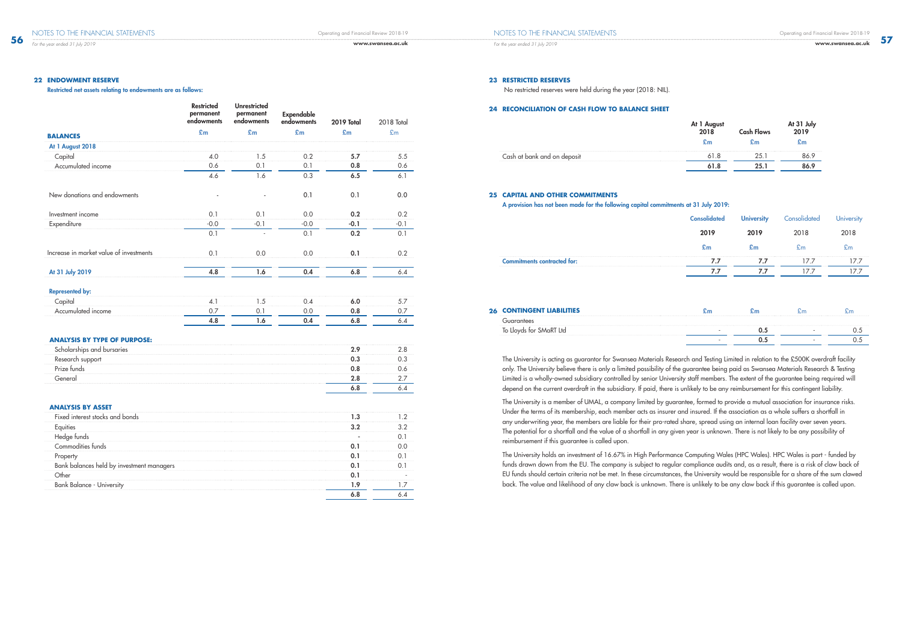## 22 ENDOWMENT RESERVE

**Restricted net assets relating to endowments are as follows:**

| | Restricted permanent endowments | Unrestricted permanent endowments | Expendable endowments | 2019 Total | 2018 Total |
|---|---|---|---|---|---|
| **BALANCES** | £m | £m | £m | £m | £m |
| **At 1 August 2018** | | | | | |
| Capital | 4.0 | 1.5 | 0.2 | **5.7** | 5.5 |
| Accumulated income | 0.6 | 0.1 | 0.1 | **0.8** | 0.6 |
| | 4.6 | 1.6 | 0.3 | **6.5** | 6.1 |
| New donations and endowments | - | - | 0.1 | 0.1 | 0.0 |
| Investment income | 0.1 | 0.1 | 0.0 | **0.2** | 0.2 |
| Expenditure | -0.0 | -0.1 | -0.0 | **-0.1** | -0.1 |
| | 0.1 | - | 0.1 | **0.2** | 0.1 |
| Increase in market value of investments | 0.1 | 0.0 | 0.0 | **0.1** | 0.2 |
| **At 31 July 2019** | **4.8** | **1.6** | **0.4** | **6.8** | 6.4 |
| **Represented by:** | | | | | |
| Capital | 4.1 | 1.5 | 0.4 | **6.0** | 5.7 |
| Accumulated income | 0.7 | 0.1 | 0.0 | **0.8** | 0.7 |
| | **4.8** | **1.6** | **0.4** | **6.8** | 6.4 |

| **ANALYSIS BY TYPE OF PURPOSE:** | 2019 Total | 2018 Total |
|---|---|---|
| Scholarships and bursaries | **2.9** | 2.8 |
| Research support | **0.3** | 0.3 |
| Prize funds | **0.8** | 0.6 |
| General | **2.8** | 2.7 |
| | **6.8** | 6.4 |

| **ANALYSIS BY ASSET** | 2019 Total | 2018 Total |
|---|---|---|
| Fixed interest stocks and bonds | **1.3** | 1.2 |
| Equities | **3.2** | 3.2 |
| Hedge funds | - | 0.1 |
| Commodities funds | **0.1** | 0.0 |
| Property | **0.1** | 0.1 |
| Bank balances held by investment managers | **0.1** | 0.1 |
| Other | **0.1** | - |
| Bank Balance - University | **1.9** | 1.7 |
| | **6.8** | 6.4 |

## 23 RESTRICTED RESERVES

No restricted reserves were held during the year (2018: NIL).

## 24 RECONCILIATION OF CASH FLOW TO BALANCE SHEET

| | At 1 August 2018 | Cash Flows | At 31 July 2019 |
|---|---|---|---|
| | £m | £m | £m |
| Cash at bank and on deposit | 61.8 | 25.1 | 86.9 |
| | **61.8** | **25.1** | **86.9** |

## 25 CAPITAL AND OTHER COMMITMENTS

**A provision has not been made for the following capital commitments at 31 July 2019:**

| | Consolidated 2019 | University 2019 | Consolidated 2018 | University 2018 |
|---|---|---|---|---|
| | £m | £m | £m | £m |
| **Commitments contracted for:** | **7.7** | **7.7** | 17.7 | 17.7 |
| | **7.7** | **7.7** | 17.7 | 17.7 |

## 26 CONTINGENT LIABILITIES

| | £m | £m | £m | £m |
|---|---|---|---|---|
| Guarantees | | | | |
| To Lloyds for SMaRT Ltd | - | **0.5** | - | 0.5 |
| | - | **0.5** | - | 0.5 |

The University is acting as guarantor for Swansea Materials Research and Testing Limited in relation to the £500K overdraft facility only. The University believe there is only a limited possibility of the guarantee being paid as Swansea Materials Research & Testing Limited is a wholly-owned subsidiary controlled by senior University staff members. The extent of the guarantee being required will depend on the current overdraft in the subsidiary. If paid, there is unlikely to be any reimbursement for this contingent liability.

The University is a member of UMAL, a company limited by guarantee, formed to provide a mutual association for insurance risks. Under the terms of its membership, each member acts as insurer and insured. If the association as a whole suffers a shortfall in any underwriting year, the members are liable for their pro-rated share, spread using an internal loan facility over seven years. The potential for a shortfall and the value of a shortfall in any given year is unknown. There is not likely to be any possibility of reimbursement if this guarantee is called upon.

The University holds an investment of 16.67% in High Performance Computing Wales (HPC Wales). HPC Wales is part - funded by funds drawn down from the EU. The company is subject to regular compliance audits and, as a result, there is a risk of claw back of EU funds should certain criteria not be met. In these circumstances, the University would be responsible for a share of the sum clawed back. The value and likelihood of any claw back is unknown. There is unlikely to be any claw back if this guarantee is called upon.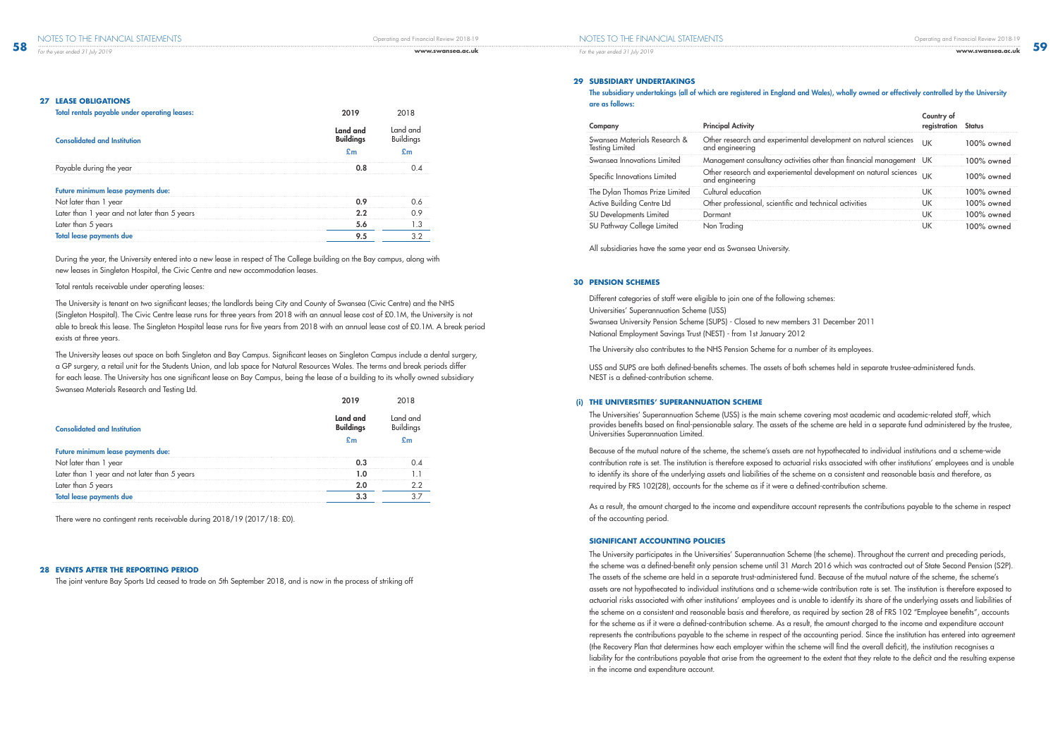## 27 LEASE OBLIGATIONS

| Total rentals payable under operating leases: | 2019 | 2018 |
|---|---|---|
| **Consolidated and Institution** | **Land and Buildings** | Land and Buildings |
| | **£m** | £m |
| Payable during the year | **0.8** | 0.4 |
| **Future minimum lease payments due:** | | |
| Not later than 1 year | **0.9** | 0.6 |
| Later than 1 year and not later than 5 years | **2.2** | 0.9 |
| Later than 5 years | **5.6** | 1.3 |
| **Total lease payments due** | **9.5** | 3.2 |

During the year, the University entered into a new lease in respect of The College building on the Bay campus, along with new leases in Singleton Hospital, the Civic Centre and new accommodation leases.

Total rentals receivable under operating leases:

The University is tenant on two significant leases; the landlords being City and County of Swansea (Civic Centre) and the NHS (Singleton Hospital). The Civic Centre lease runs for three years from 2018 with an annual lease cost of £0.1M, the University is not able to break this lease. The Singleton Hospital lease runs for five years from 2018 with an annual lease cost of £0.1M. A break period exists at three years.

The University leases out space on both Singleton and Bay Campus. Significant leases on Singleton Campus include a dental surgery, a GP surgery, a retail unit for the Students Union, and lab space for Natural Resources Wales. The terms and break periods differ for each lease. The University has one significant lease on Bay Campus, being the lease of a building to its wholly owned subsidiary Swansea Materials Research and Testing Ltd.

| | 2019 | 2018 |
|---|---|---|
| **Consolidated and Institution** | **Land and Buildings** | Land and Buildings |
| | **£m** | £m |
| **Future minimum lease payments due:** | | |
| Not later than 1 year | **0.3** | 0.4 |
| Later than 1 year and not later than 5 years | **1.0** | 1.1 |
| Later than 5 years | **2.0** | 2.2 |
| **Total lease payments due** | **3.3** | 3.7 |

There were no contingent rents receivable during 2018/19 (2017/18: £0).

## 28 EVENTS AFTER THE REPORTING PERIOD

The joint venture Bay Sports Ltd ceased to trade on 5th September 2018, and is now in the process of striking off

## 29 SUBSIDIARY UNDERTAKINGS

**The subsidiary undertakings (all of which are registered in England and Wales), wholly owned or effectively controlled by the University are as follows:**

| Company | Principal Activity | Country of registration | Status |
|---|---|---|---|
| Swansea Materials Research & Testing Limited | Other research and experimental development on natural sciences and engineering | UK | 100% owned |
| Swansea Innovations Limited | Management consultancy activities other than financial management | UK | 100% owned |
| Specific Innovations Limited | Other research and experiemental development on natural sciences and engineering | UK | 100% owned |
| The Dylan Thomas Prize Limited | Cultural education | UK | 100% owned |
| Active Building Centre Ltd | Other professional, scientific and technical activities | UK | 100% owned |
| SU Developments Limited | Dormant | UK | 100% owned |
| SU Pathway College Limited | Non Trading | UK | 100% owned |

All subsidiaries have the same year end as Swansea University.

## 30 PENSION SCHEMES

Different categories of staff were eligible to join one of the following schemes:

Universities' Superannuation Scheme (USS)

Swansea University Pension Scheme (SUPS) - Closed to new members 31 December 2011

National Employment Savings Trust (NEST) - from 1st January 2012

The University also contributes to the NHS Pension Scheme for a number of its employees.

USS and SUPS are both defined-benefits schemes. The assets of both schemes held in separate trustee-administered funds. NEST is a defined-contribution scheme.

### (i) THE UNIVERSITIES' SUPERANNUATION SCHEME

The Universities' Superannuation Scheme (USS) is the main scheme covering most academic and academic-related staff, which provides benefits based on final-pensionable salary. The assets of the scheme are held in a separate fund administered by the trustee, Universities Superannuation Limited.

Because of the mutual nature of the scheme, the scheme's assets are not hypothecated to individual institutions and a scheme-wide contribution rate is set. The institution is therefore exposed to actuarial risks associated with other institutions' employees and is unable to identify its share of the underlying assets and liabilities of the scheme on a consistent and reasonable basis and therefore, as required by FRS 102(28), accounts for the scheme as if it were a defined-contribution scheme.

As a result, the amount charged to the income and expenditure account represents the contributions payable to the scheme in respect of the accounting period.

#### SIGNIFICANT ACCOUNTING POLICIES

The University participates in the Universities' Superannuation Scheme (the scheme). Throughout the current and preceding periods, the scheme was a defined-benefit only pension scheme until 31 March 2016 which was contracted out of State Second Pension (S2P). The assets of the scheme are held in a separate trust-administered fund. Because of the mutual nature of the scheme, the scheme's assets are not hypothecated to individual institutions and a scheme-wide contribution rate is set. The institution is therefore exposed to actuarial risks associated with other institutions' employees and is unable to identify its share of the underlying assets and liabilities of the scheme on a consistent and reasonable basis and therefore, as required by section 28 of FRS 102 "Employee benefits", accounts for the scheme as if it were a defined-contribution scheme. As a result, the amount charged to the income and expenditure account represents the contributions payable to the scheme in respect of the accounting period. Since the institution has entered into agreement (the Recovery Plan that determines how each employer within the scheme will find the overall deficit), the institution recognises a liability for the contributions payable that arise from the agreement to the extent that they relate to the deficit and the resulting expense in the income and expenditure account.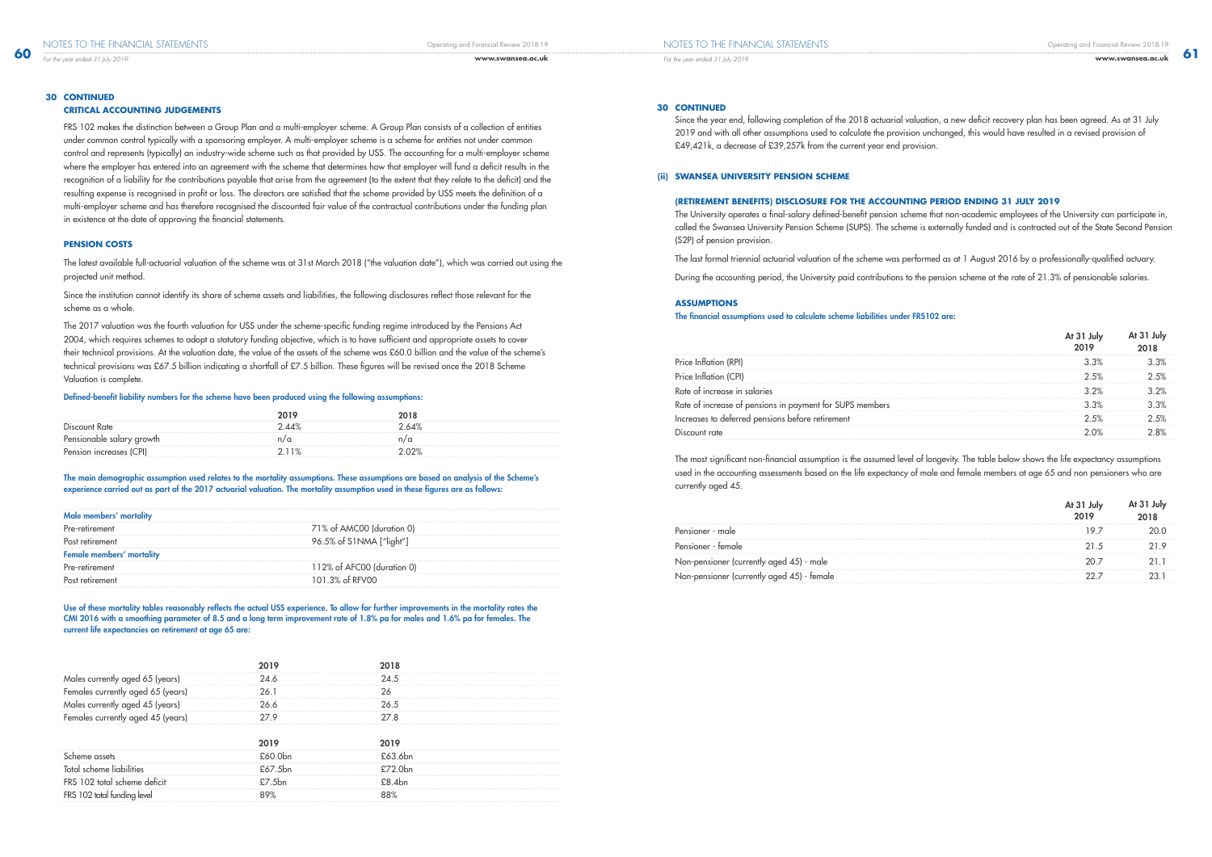## 30 CONTINUED

### CRITICAL ACCOUNTING JUDGEMENTS

FRS 102 makes the distinction between a Group Plan and a multi-employer scheme. A Group Plan consists of a collection of entities under common control typically with a sponsoring employer. A multi-employer scheme is a scheme for entities not under common control and represents (typically) an industry-wide scheme such as that provided by USS. The accounting for a multi-employer scheme where the employer has entered into an agreement with the scheme that determines how that employer will fund a deficit results in the recognition of a liability for the contributions payable that arise from the agreement (to the extent that they relate to the deficit) and the resulting expense is recognised in profit or loss. The directors are satisfied that the scheme provided by USS meets the definition of a multi-employer scheme and has therefore recognised the discounted fair value of the contractual contributions under the funding plan in existence at the date of approving the financial statements.

### PENSION COSTS

The latest available full-actuarial valuation of the scheme was at 31st March 2018 ("the valuation date"), which was carried out using the projected unit method.

Since the institution cannot identify its share of scheme assets and liabilities, the following disclosures reflect those relevant for the scheme as a whole.

The 2017 valuation was the fourth valuation for USS under the scheme-specific funding regime introduced by the Pensions Act 2004, which requires schemes to adopt a statutory funding objective, which is to have sufficient and appropriate assets to cover their technical provisions. At the valuation date, the value of the assets of the scheme was £60.0 billion and the value of the scheme's technical provisions was £67.5 billion indicating a shortfall of £7.5 billion. These figures will be revised once the 2018 Scheme Valuation is complete.

**Defined-benefit liability numbers for the scheme have been produced using the following assumptions:**

| | 2019 | 2018 |
|---|---|---|
| Discount Rate | 2.44% | 2.64% |
| Pensionable salary growth | n/a | n/a |
| Pension increases (CPI) | 2.11% | 2.02% |

**The main demographic assumption used relates to the mortality assumptions. These assumptions are based on analysis of the Scheme's experience carried out as part of the 2017 actuarial valuation. The mortality assumption used in these figures are as follows:**

| **Male members' mortality** | |
|---|---|
| Pre-retirement | 71% of AMC00 (duration 0) |
| Post retirement | 96.5% of S1NMA ["light"] |
| **Female members' mortality** | |
| Pre-retirement | 112% of AFC00 (duration 0) |
| Post retirement | 101.3% of RFV00 |

**Use of these mortality tables reasonably reflects the actual USS experience. To allow for further improvements in the mortality rates the CMI 2016 with a smoothing parameter of 8.5 and a long term improvement rate of 1.8% pa for males and 1.6% pa for females. The current life expectancies on retirement at age 65 are:**

| | 2019 | 2018 |
|---|---|---|
| Males currently aged 65 (years) | 24.6 | 24.5 |
| Females currently aged 65 (years) | 26.1 | 26 |
| Males currently aged 45 (years) | 26.6 | 26.5 |
| Females currently aged 45 (years) | 27.9 | 27.8 |

| | 2019 | 2019 |
|---|---|---|
| Scheme assets | £60.0bn | £63.6bn |
| Total scheme liabilities | £67.5bn | £72.0bn |
| FRS 102 total scheme deficit | £7.5bn | £8.4bn |
| FRS 102 total funding level | 89% | 88% |

## 30 CONTINUED

Since the year end, following completion of the 2018 actuarial valuation, a new deficit recovery plan has been agreed. As at 31 July 2019 and with all other assumptions used to calculate the provision unchanged, this would have resulted in a revised provision of £49,421k, a decrease of £39,257k from the current year end provision.

### (ii) SWANSEA UNIVERSITY PENSION SCHEME

#### (RETIREMENT BENEFITS) DISCLOSURE FOR THE ACCOUNTING PERIOD ENDING 31 JULY 2019

The University operates a final-salary defined-benefit pension scheme that non-academic employees of the University can participate in, called the Swansea University Pension Scheme (SUPS). The scheme is externally funded and is contracted out of the State Second Pension (S2P) of pension provision.

The last formal triennial actuarial valuation of the scheme was performed as at 1 August 2016 by a professionally-qualified actuary.

During the accounting period, the University paid contributions to the pension scheme at the rate of 21.3% of pensionable salaries.

### ASSUMPTIONS

**The financial assumptions used to calculate scheme liabilities under FRS102 are:**

| | At 31 July 2019 | At 31 July 2018 |
|---|---|---|
| Price Inflation (RPI) | 3.3% | 3.3% |
| Price Inflation (CPI) | 2.5% | 2.5% |
| Rate of increase in salaries | 3.2% | 3.2% |
| Rate of increase of pensions in payment for SUPS members | 3.3% | 3.3% |
| Increases to deferred pensions before retirement | 2.5% | 2.5% |
| Discount rate | 2.0% | 2.8% |

The most significant non-financial assumption is the assumed level of longevity. The table below shows the life expectancy assumptions used in the accounting assessments based on the life expectancy of male and female members at age 65 and non pensioners who are currently aged 45.

| | At 31 July 2019 | At 31 July 2018 |
|---|---|---|
| Pensioner - male | 19.7 | 20.0 |
| Pensioner - female | 21.5 | 21.9 |
| Non-pensioner (currently aged 45) - male | 20.7 | 21.1 |
| Non-pensioner (currently aged 45) - female | 22.7 | 23.1 |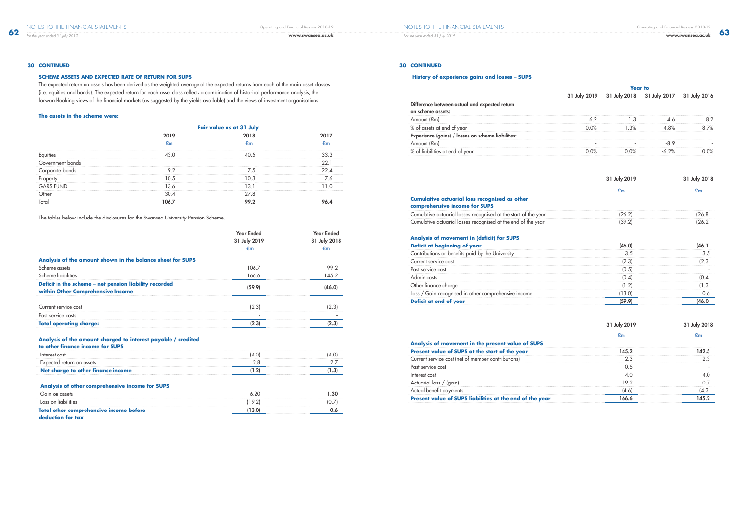## 30 CONTINUED

### SCHEME ASSETS AND EXPECTED RATE OF RETURN FOR SUPS

The expected return on assets has been derived as the weighted average of the expected returns from each of the main asset classes (i.e. equities and bonds). The expected return for each asset class reflects a combination of historical performance analysis, the forward-looking views of the financial markets (as suggested by the yields available) and the views of investment organisations.

**The assets in the scheme were:**

| | Fair value as at 31 July | | |
|---|---|---|---|
| | 2019 | 2018 | 2017 |
| | £m | £m | £m |
| Equities | 43.0 | 40.5 | 33.3 |
| Government bonds | - | - | 22.1 |
| Corporate bonds | 9.2 | 7.5 | 22.4 |
| Property | 10.5 | 10.3 | 7.6 |
| GARS FUND | 13.6 | 13.1 | 11.0 |
| Other | 30.4 | 27.8 | - |
| Total | **106.7** | **99.2** | **96.4** |

The tables below include the disclosures for the Swansea University Pension Scheme.

| | Year Ended 31 July 2019 | Year Ended 31 July 2018 |
|---|---|---|
| | £m | £m |
| **Analysis of the amount shown in the balance sheet for SUPS** | | |
| Scheme assets | 106.7 | 99.2 |
| Scheme liabilities | 166.6 | 145.2 |
| **Deficit in the scheme – net pension liability recorded within Other Comprehensive Income** | **(59.9)** | **(46.0)** |
| Current service cost | (2.3) | (2.3) |
| Past service costs | - | - |
| **Total operating charge:** | **(2.3)** | **(2.3)** |
| **Analysis of the amount charged to interest payable / credited to other finance income for SUPS** | | |
| Interest cost | (4.0) | (4.0) |
| Expected return on assets | 2.8 | 2.7 |
| **Net charge to other finance income** | **(1.2)** | **(1.3)** |
| **Analysis of other comprehensive income for SUPS** | | |
| Gain on assets | 6.20 | **1.30** |
| Loss on liabilities | (19.2) | (0.7) |
| **Total other comprehensive income before deduction for tax** | **(13.0)** | **0.6** |

## 30 CONTINUED

### History of experience gains and losses – SUPS

| | Year to | | | |
|---|---|---|---|---|
| | 31 July 2019 | 31 July 2018 | 31 July 2017 | 31 July 2016 |
| **Difference between actual and expected return on scheme assets:** | | | | |
| Amount (£m) | 6.2 | 1.3 | 4.6 | 8.2 |
| % of assets at end of year | 0.0% | 1.3% | 4.8% | 8.7% |
| **Experience (gains) / losses on scheme liabilities:** | | | | |
| Amount (£m) | - | - | -8.9 | - |
| % of liabilities at end of year | 0.0% | 0.0% | -6.2% | 0.0% |

| | 31 July 2019 | 31 July 2018 |
|---|---|---|
| | £m | £m |
| **Cumulative actuarial loss recognised as other comprehensive income for SUPS** | | |
| Cumulative actuarial losses recognised at the start of the year | (26.2) | (26.8) |
| Cumulative actuarial losses recognised at the end of the year | (39.2) | (26.2) |
| **Analysis of movement in (deficit) for SUPS** | | |
| **Deficit at beginning of year** | **(46.0)** | **(46.1)** |
| Contributions or benefits paid by the University | 3.5 | 3.5 |
| Current service cost | (2.3) | (2.3) |
| Past service cost | (0.5) | - |
| Admin costs | (0.4) | (0.4) |
| Other finance charge | (1.2) | (1.3) |
| Loss / Gain recognised in other comprehensive income | (13.0) | 0.6 |
| **Deficit at end of year** | **(59.9)** | **(46.0)** |

| | 31 July 2019 | 31 July 2018 |
|---|---|---|
| | £m | £m |
| **Analysis of movement in the present value of SUPS** | | |
| **Present value of SUPS at the start of the year** | **145.2** | **142.5** |
| Current service cost (net of member contributions) | 2.3 | 2.3 |
| Past service cost | 0.5 | - |
| Interest cost | 4.0 | 4.0 |
| Actuarial loss / (gain) | 19.2 | 0.7 |
| Actual benefit payments | (4.6) | (4.3) |
| **Present value of SUPS liabilities at the end of the year** | **166.6** | **145.2** |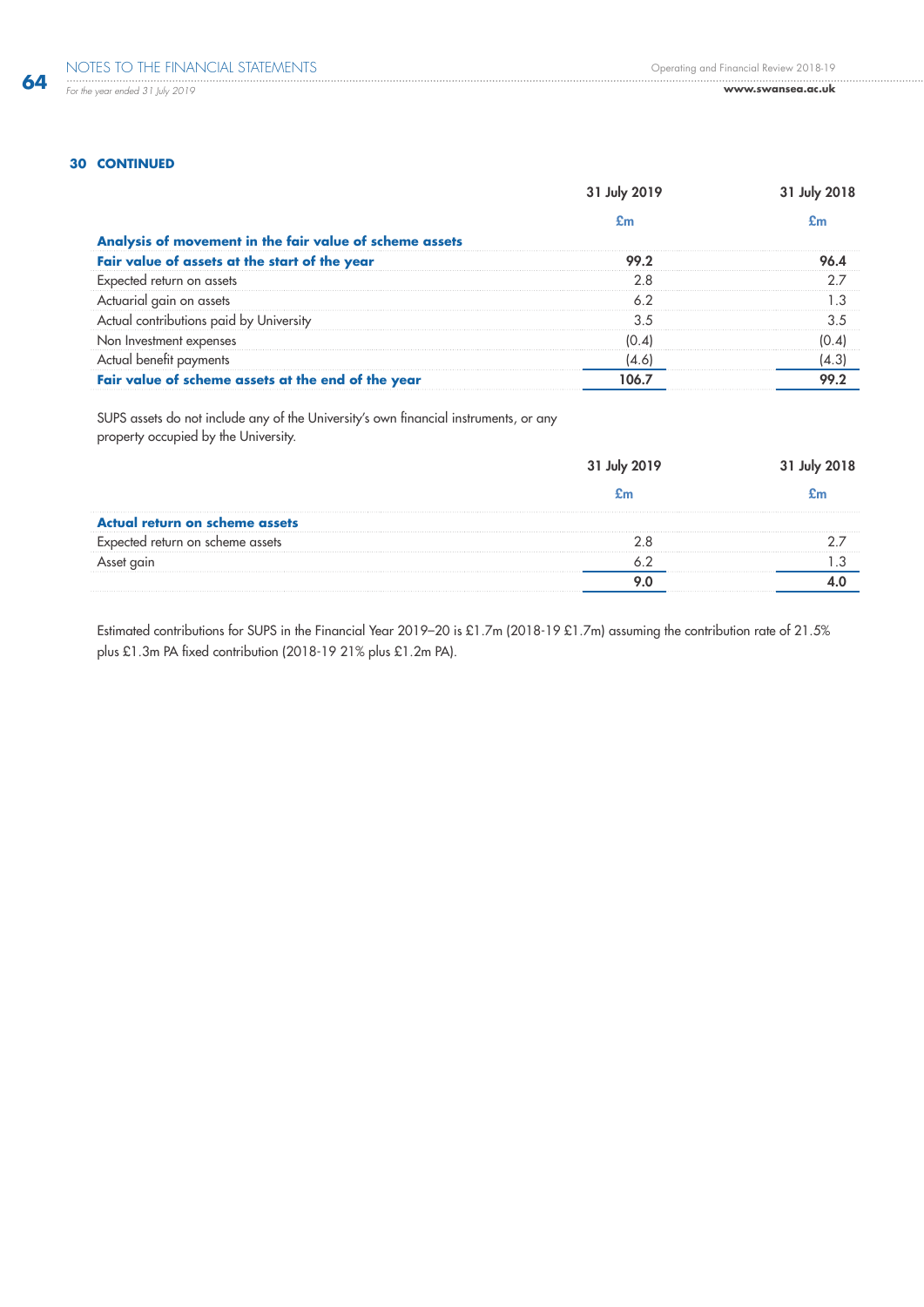## 30 CONTINUED

| | 31 July 2019 | 31 July 2018 |
|---|---|---|
| | £m | £m |
| **Analysis of movement in the fair value of scheme assets** | | |
| **Fair value of assets at the start of the year** | 99.2 | 96.4 |
| Expected return on assets | 2.8 | 2.7 |
| Actuarial gain on assets | 6.2 | 1.3 |
| Actual contributions paid by University | 3.5 | 3.5 |
| Non Investment expenses | (0.4) | (0.4) |
| Actual benefit payments | (4.6) | (4.3) |
| **Fair value of scheme assets at the end of the year** | 106.7 | 99.2 |

SUPS assets do not include any of the University's own financial instruments, or any property occupied by the University.

| | 31 July 2019 | 31 July 2018 |
|---|---|---|
| | £m | £m |
| **Actual return on scheme assets** | | |
| Expected return on scheme assets | 2.8 | 2.7 |
| Asset gain | 6.2 | 1.3 |
| | 9.0 | 4.0 |

Estimated contributions for SUPS in the Financial Year 2019–20 is £1.7m (2018-19 £1.7m) assuming the contribution rate of 21.5% plus £1.3m PA fixed contribution (2018-19 21% plus £1.2m PA).